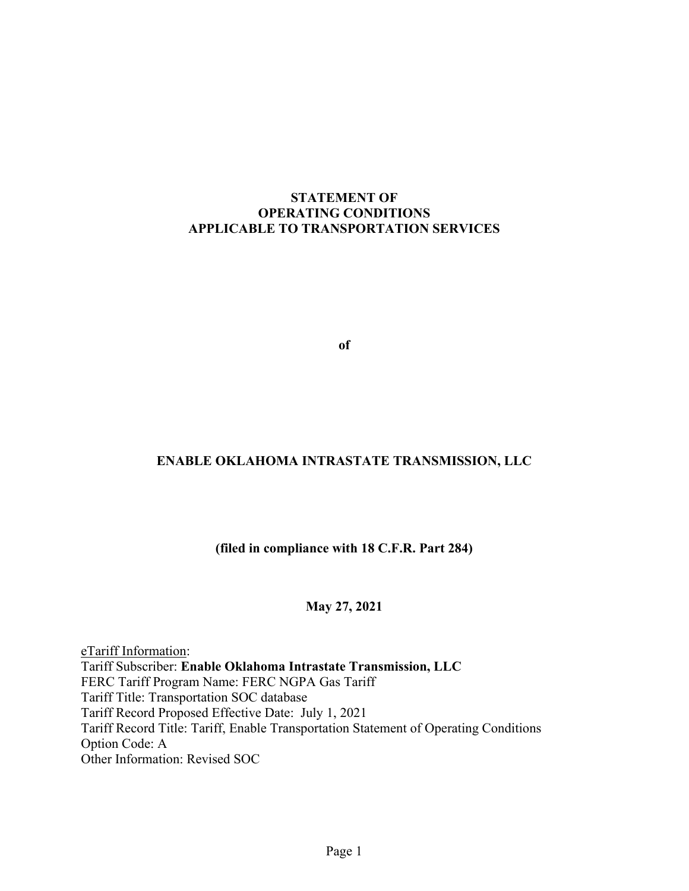# STATEMENT OF OPERATING CONDITIONS APPLICABLE TO TRANSPORTATION SERVICES

**of**

## ENABLE OKLAHOMA INTRASTATE TRANSMISSION, LLC

**(filed in compliance with 18 C.F.R. Part 284)**

**May 27, 2021**

<u>eTariff Information</u>:
Tariff Subscriber: **Enable Oklahoma Intrastate Transmission, LLC**
FERC Tariff Program Name: FERC NGPA Gas Tariff
Tariff Title: Transportation SOC database
Tariff Record Proposed Effective Date: July 1, 2021
Tariff Record Title: Tariff, Enable Transportation Statement of Operating Conditions
Option Code: A
Other Information: Revised SOC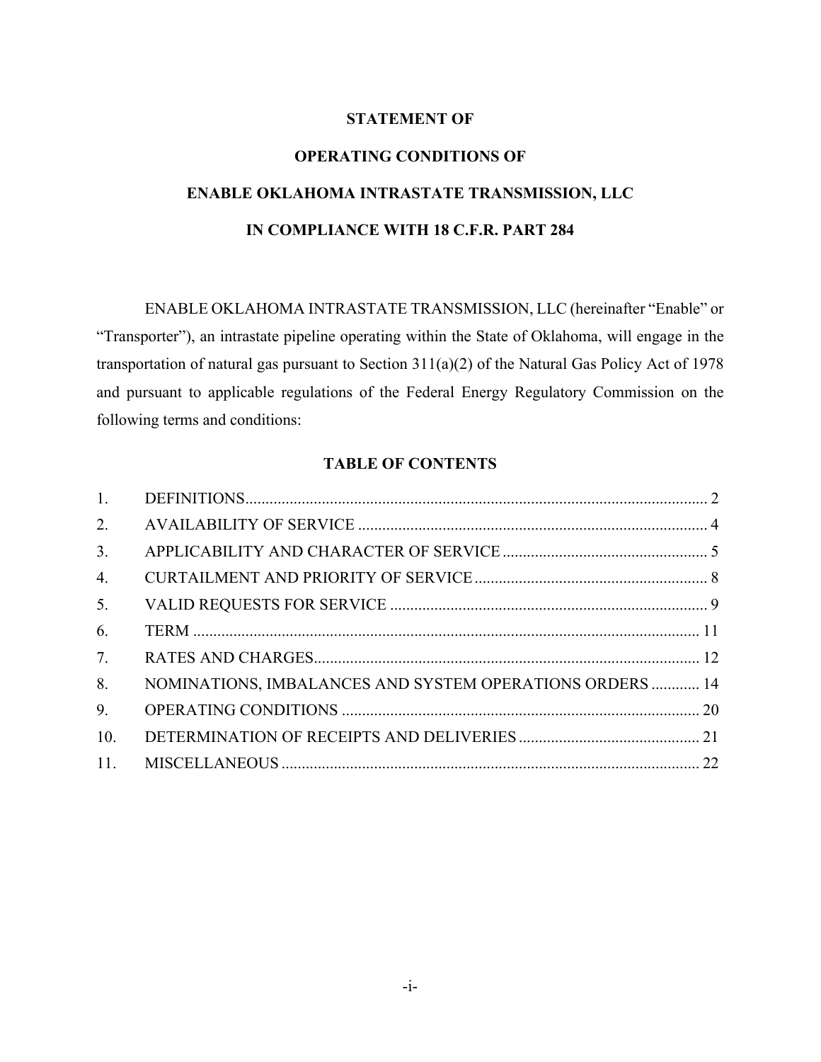# STATEMENT OF

# OPERATING CONDITIONS OF

# ENABLE OKLAHOMA INTRASTATE TRANSMISSION, LLC

# IN COMPLIANCE WITH 18 C.F.R. PART 284

ENABLE OKLAHOMA INTRASTATE TRANSMISSION, LLC (hereinafter "Enable" or "Transporter"), an intrastate pipeline operating within the State of Oklahoma, will engage in the transportation of natural gas pursuant to Section 311(a)(2) of the Natural Gas Policy Act of 1978 and pursuant to applicable regulations of the Federal Energy Regulatory Commission on the following terms and conditions:

## TABLE OF CONTENTS

| | | |
|---|---|---|
| 1. | DEFINITIONS | 2 |
| 2. | AVAILABILITY OF SERVICE | 4 |
| 3. | APPLICABILITY AND CHARACTER OF SERVICE | 5 |
| 4. | CURTAILMENT AND PRIORITY OF SERVICE | 8 |
| 5. | VALID REQUESTS FOR SERVICE | 9 |
| 6. | TERM | 11 |
| 7. | RATES AND CHARGES | 12 |
| 8. | NOMINATIONS, IMBALANCES AND SYSTEM OPERATIONS ORDERS | 14 |
| 9. | OPERATING CONDITIONS | 20 |
| 10. | DETERMINATION OF RECEIPTS AND DELIVERIES | 21 |
| 11. | MISCELLANEOUS | 22 |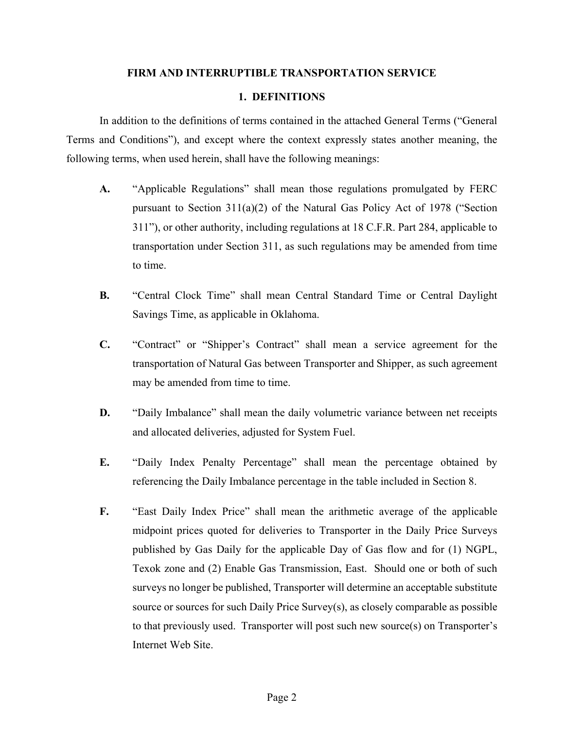## FIRM AND INTERRUPTIBLE TRANSPORTATION SERVICE

### 1. DEFINITIONS

In addition to the definitions of terms contained in the attached General Terms ("General Terms and Conditions"), and except where the context expressly states another meaning, the following terms, when used herein, shall have the following meanings:

**A.** "Applicable Regulations" shall mean those regulations promulgated by FERC pursuant to Section 311(a)(2) of the Natural Gas Policy Act of 1978 ("Section 311"), or other authority, including regulations at 18 C.F.R. Part 284, applicable to transportation under Section 311, as such regulations may be amended from time to time.

**B.** "Central Clock Time" shall mean Central Standard Time or Central Daylight Savings Time, as applicable in Oklahoma.

**C.** "Contract" or "Shipper's Contract" shall mean a service agreement for the transportation of Natural Gas between Transporter and Shipper, as such agreement may be amended from time to time.

**D.** "Daily Imbalance" shall mean the daily volumetric variance between net receipts and allocated deliveries, adjusted for System Fuel.

**E.** "Daily Index Penalty Percentage" shall mean the percentage obtained by referencing the Daily Imbalance percentage in the table included in Section 8.

**F.** "East Daily Index Price" shall mean the arithmetic average of the applicable midpoint prices quoted for deliveries to Transporter in the Daily Price Surveys published by Gas Daily for the applicable Day of Gas flow and for (1) NGPL, Texok zone and (2) Enable Gas Transmission, East. Should one or both of such surveys no longer be published, Transporter will determine an acceptable substitute source or sources for such Daily Price Survey(s), as closely comparable as possible to that previously used. Transporter will post such new source(s) on Transporter's Internet Web Site.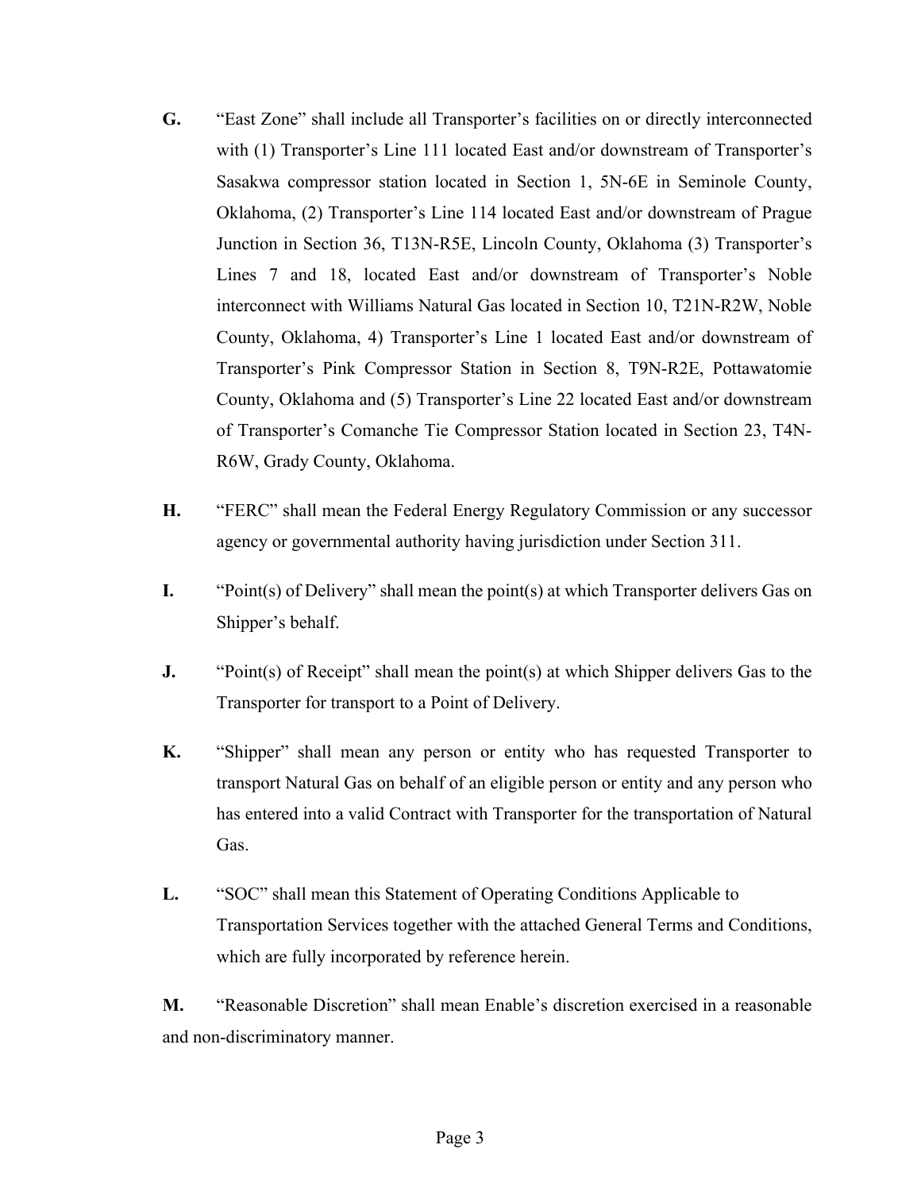**G.** "East Zone" shall include all Transporter's facilities on or directly interconnected with (1) Transporter's Line 111 located East and/or downstream of Transporter's Sasakwa compressor station located in Section 1, 5N-6E in Seminole County, Oklahoma, (2) Transporter's Line 114 located East and/or downstream of Prague Junction in Section 36, T13N-R5E, Lincoln County, Oklahoma (3) Transporter's Lines 7 and 18, located East and/or downstream of Transporter's Noble interconnect with Williams Natural Gas located in Section 10, T21N-R2W, Noble County, Oklahoma, 4) Transporter's Line 1 located East and/or downstream of Transporter's Pink Compressor Station in Section 8, T9N-R2E, Pottawatomie County, Oklahoma and (5) Transporter's Line 22 located East and/or downstream of Transporter's Comanche Tie Compressor Station located in Section 23, T4N-R6W, Grady County, Oklahoma.

**H.** "FERC" shall mean the Federal Energy Regulatory Commission or any successor agency or governmental authority having jurisdiction under Section 311.

**I.** "Point(s) of Delivery" shall mean the point(s) at which Transporter delivers Gas on Shipper's behalf.

**J.** "Point(s) of Receipt" shall mean the point(s) at which Shipper delivers Gas to the Transporter for transport to a Point of Delivery.

**K.** "Shipper" shall mean any person or entity who has requested Transporter to transport Natural Gas on behalf of an eligible person or entity and any person who has entered into a valid Contract with Transporter for the transportation of Natural Gas.

**L.** "SOC" shall mean this Statement of Operating Conditions Applicable to Transportation Services together with the attached General Terms and Conditions, which are fully incorporated by reference herein.

**M.** "Reasonable Discretion" shall mean Enable's discretion exercised in a reasonable and non-discriminatory manner.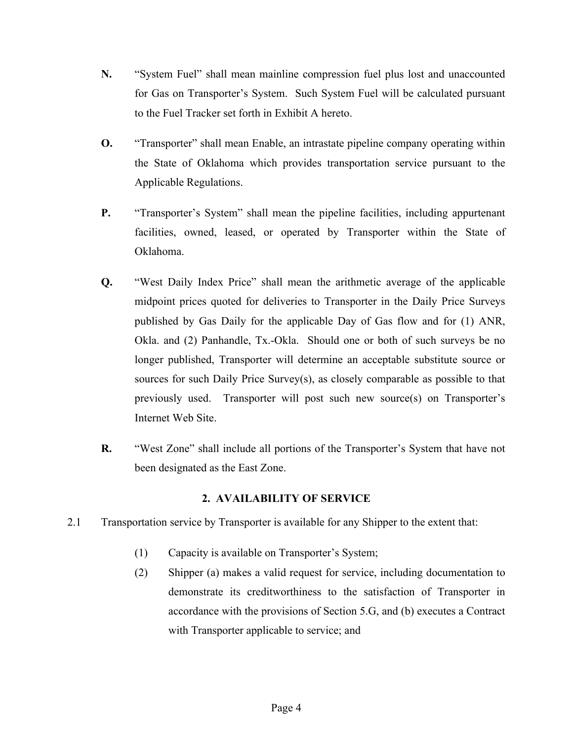**N.** “System Fuel” shall mean mainline compression fuel plus lost and unaccounted for Gas on Transporter’s System. Such System Fuel will be calculated pursuant to the Fuel Tracker set forth in Exhibit A hereto.

**O.** “Transporter” shall mean Enable, an intrastate pipeline company operating within the State of Oklahoma which provides transportation service pursuant to the Applicable Regulations.

**P.** “Transporter’s System” shall mean the pipeline facilities, including appurtenant facilities, owned, leased, or operated by Transporter within the State of Oklahoma.

**Q.** “West Daily Index Price” shall mean the arithmetic average of the applicable midpoint prices quoted for deliveries to Transporter in the Daily Price Surveys published by Gas Daily for the applicable Day of Gas flow and for (1) ANR, Okla. and (2) Panhandle, Tx.-Okla. Should one or both of such surveys be no longer published, Transporter will determine an acceptable substitute source or sources for such Daily Price Survey(s), as closely comparable as possible to that previously used. Transporter will post such new source(s) on Transporter’s Internet Web Site.

**R.** “West Zone” shall include all portions of the Transporter’s System that have not been designated as the East Zone.

## 2. AVAILABILITY OF SERVICE

2.1 Transportation service by Transporter is available for any Shipper to the extent that:

(1) Capacity is available on Transporter’s System;

(2) Shipper (a) makes a valid request for service, including documentation to demonstrate its creditworthiness to the satisfaction of Transporter in accordance with the provisions of Section 5.G, and (b) executes a Contract with Transporter applicable to service; and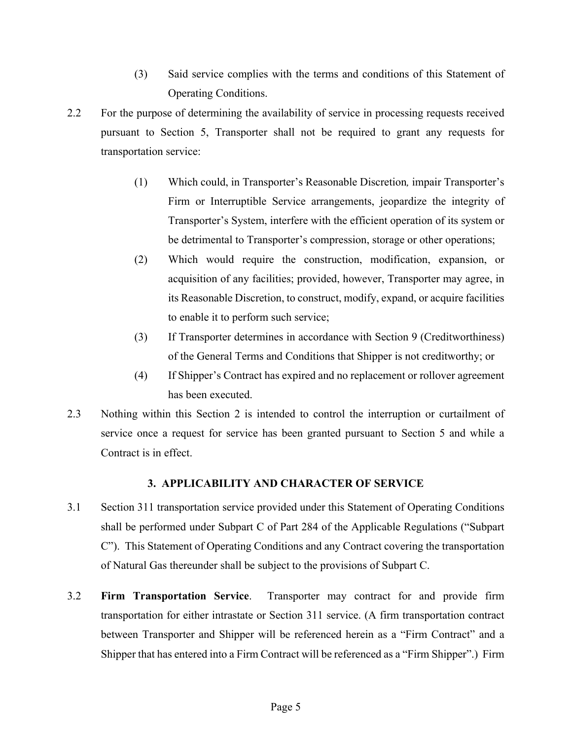(3) Said service complies with the terms and conditions of this Statement of Operating Conditions.

2.2 For the purpose of determining the availability of service in processing requests received pursuant to Section 5, Transporter shall not be required to grant any requests for transportation service:

(1) Which could, in Transporter's Reasonable Discretion*,* impair Transporter's Firm or Interruptible Service arrangements, jeopardize the integrity of Transporter's System, interfere with the efficient operation of its system or be detrimental to Transporter's compression, storage or other operations;

(2) Which would require the construction, modification, expansion, or acquisition of any facilities; provided, however, Transporter may agree, in its Reasonable Discretion, to construct, modify, expand, or acquire facilities to enable it to perform such service;

(3) If Transporter determines in accordance with Section 9 (Creditworthiness) of the General Terms and Conditions that Shipper is not creditworthy; or

(4) If Shipper's Contract has expired and no replacement or rollover agreement has been executed.

2.3 Nothing within this Section 2 is intended to control the interruption or curtailment of service once a request for service has been granted pursuant to Section 5 and while a Contract is in effect.

## 3. APPLICABILITY AND CHARACTER OF SERVICE

3.1 Section 311 transportation service provided under this Statement of Operating Conditions shall be performed under Subpart C of Part 284 of the Applicable Regulations ("Subpart C"). This Statement of Operating Conditions and any Contract covering the transportation of Natural Gas thereunder shall be subject to the provisions of Subpart C.

3.2 **Firm Transportation Service**. Transporter may contract for and provide firm transportation for either intrastate or Section 311 service. (A firm transportation contract between Transporter and Shipper will be referenced herein as a "Firm Contract" and a Shipper that has entered into a Firm Contract will be referenced as a "Firm Shipper".) Firm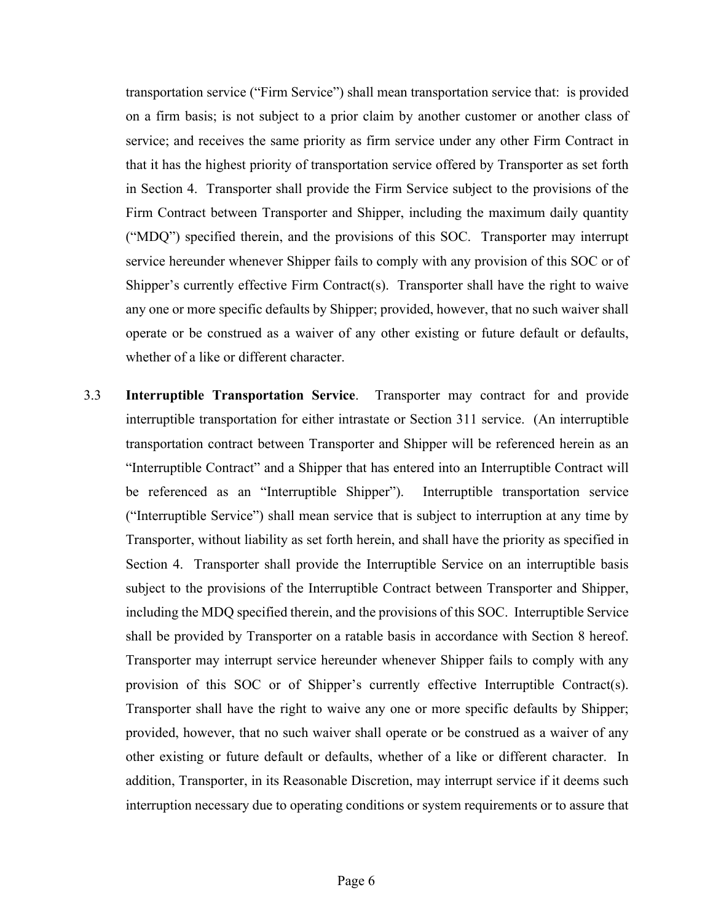transportation service ("Firm Service") shall mean transportation service that: is provided on a firm basis; is not subject to a prior claim by another customer or another class of service; and receives the same priority as firm service under any other Firm Contract in that it has the highest priority of transportation service offered by Transporter as set forth in Section 4. Transporter shall provide the Firm Service subject to the provisions of the Firm Contract between Transporter and Shipper, including the maximum daily quantity ("MDQ") specified therein, and the provisions of this SOC. Transporter may interrupt service hereunder whenever Shipper fails to comply with any provision of this SOC or of Shipper's currently effective Firm Contract(s). Transporter shall have the right to waive any one or more specific defaults by Shipper; provided, however, that no such waiver shall operate or be construed as a waiver of any other existing or future default or defaults, whether of a like or different character.

3.3 **Interruptible Transportation Service**. Transporter may contract for and provide interruptible transportation for either intrastate or Section 311 service. (An interruptible transportation contract between Transporter and Shipper will be referenced herein as an "Interruptible Contract" and a Shipper that has entered into an Interruptible Contract will be referenced as an "Interruptible Shipper"). Interruptible transportation service ("Interruptible Service") shall mean service that is subject to interruption at any time by Transporter, without liability as set forth herein, and shall have the priority as specified in Section 4. Transporter shall provide the Interruptible Service on an interruptible basis subject to the provisions of the Interruptible Contract between Transporter and Shipper, including the MDQ specified therein, and the provisions of this SOC. Interruptible Service shall be provided by Transporter on a ratable basis in accordance with Section 8 hereof. Transporter may interrupt service hereunder whenever Shipper fails to comply with any provision of this SOC or of Shipper's currently effective Interruptible Contract(s). Transporter shall have the right to waive any one or more specific defaults by Shipper; provided, however, that no such waiver shall operate or be construed as a waiver of any other existing or future default or defaults, whether of a like or different character. In addition, Transporter, in its Reasonable Discretion, may interrupt service if it deems such interruption necessary due to operating conditions or system requirements or to assure that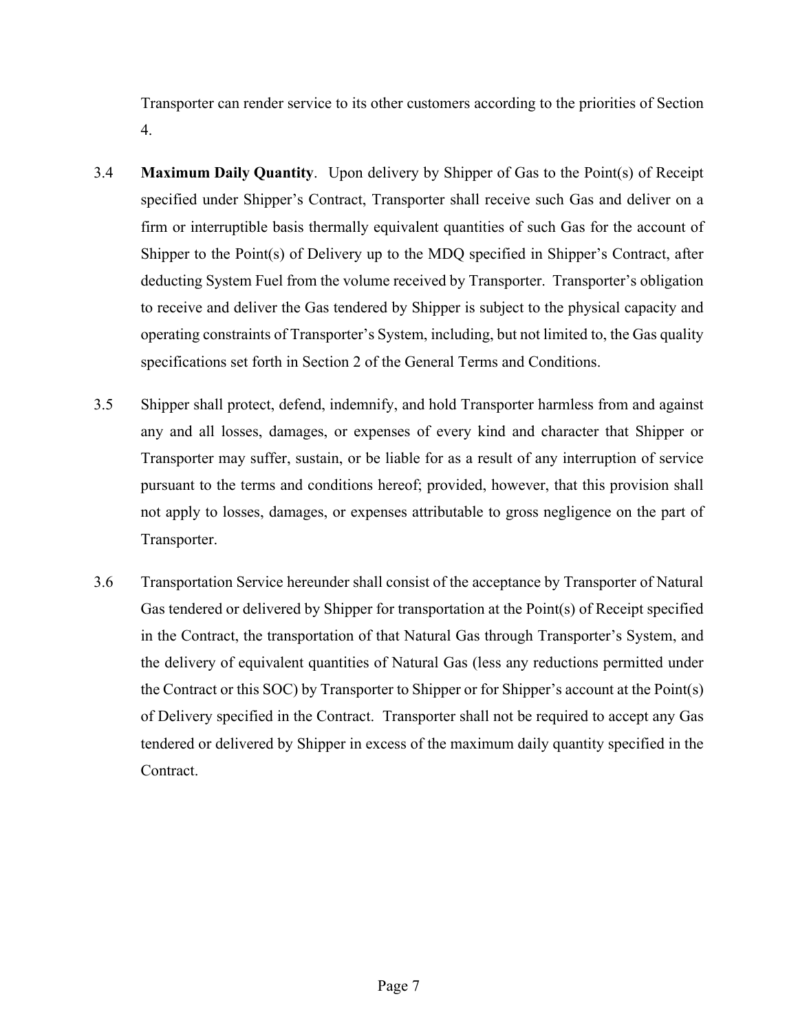Transporter can render service to its other customers according to the priorities of Section 4.

3.4 **Maximum Daily Quantity**. Upon delivery by Shipper of Gas to the Point(s) of Receipt specified under Shipper's Contract, Transporter shall receive such Gas and deliver on a firm or interruptible basis thermally equivalent quantities of such Gas for the account of Shipper to the Point(s) of Delivery up to the MDQ specified in Shipper's Contract, after deducting System Fuel from the volume received by Transporter. Transporter's obligation to receive and deliver the Gas tendered by Shipper is subject to the physical capacity and operating constraints of Transporter's System, including, but not limited to, the Gas quality specifications set forth in Section 2 of the General Terms and Conditions.

3.5 Shipper shall protect, defend, indemnify, and hold Transporter harmless from and against any and all losses, damages, or expenses of every kind and character that Shipper or Transporter may suffer, sustain, or be liable for as a result of any interruption of service pursuant to the terms and conditions hereof; provided, however, that this provision shall not apply to losses, damages, or expenses attributable to gross negligence on the part of Transporter.

3.6 Transportation Service hereunder shall consist of the acceptance by Transporter of Natural Gas tendered or delivered by Shipper for transportation at the Point(s) of Receipt specified in the Contract, the transportation of that Natural Gas through Transporter's System, and the delivery of equivalent quantities of Natural Gas (less any reductions permitted under the Contract or this SOC) by Transporter to Shipper or for Shipper's account at the Point(s) of Delivery specified in the Contract. Transporter shall not be required to accept any Gas tendered or delivered by Shipper in excess of the maximum daily quantity specified in the Contract.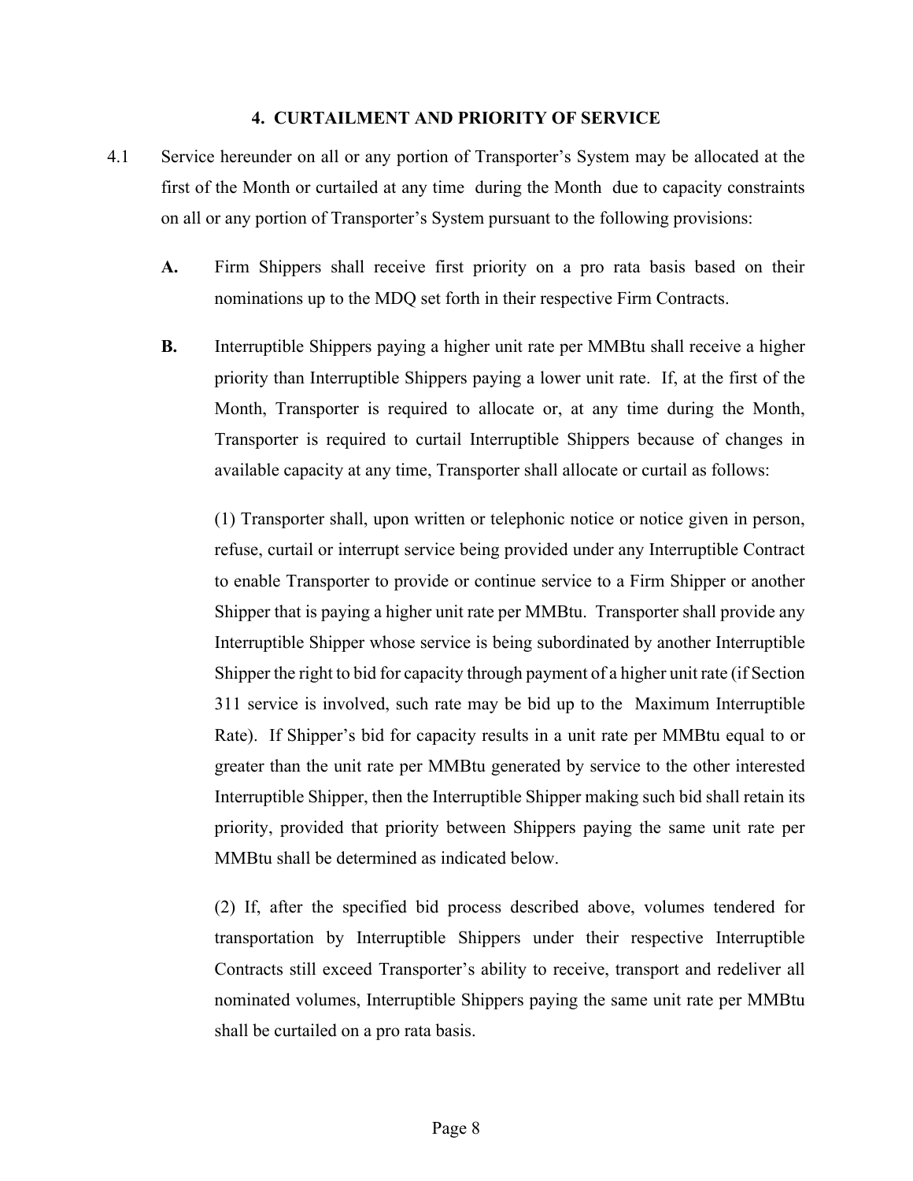## 4. CURTAILMENT AND PRIORITY OF SERVICE

4.1 Service hereunder on all or any portion of Transporter's System may be allocated at the first of the Month or curtailed at any time during the Month due to capacity constraints on all or any portion of Transporter's System pursuant to the following provisions:

**A.** Firm Shippers shall receive first priority on a pro rata basis based on their nominations up to the MDQ set forth in their respective Firm Contracts.

**B.** Interruptible Shippers paying a higher unit rate per MMBtu shall receive a higher priority than Interruptible Shippers paying a lower unit rate. If, at the first of the Month, Transporter is required to allocate or, at any time during the Month, Transporter is required to curtail Interruptible Shippers because of changes in available capacity at any time, Transporter shall allocate or curtail as follows:

(1) Transporter shall, upon written or telephonic notice or notice given in person, refuse, curtail or interrupt service being provided under any Interruptible Contract to enable Transporter to provide or continue service to a Firm Shipper or another Shipper that is paying a higher unit rate per MMBtu. Transporter shall provide any Interruptible Shipper whose service is being subordinated by another Interruptible Shipper the right to bid for capacity through payment of a higher unit rate (if Section 311 service is involved, such rate may be bid up to the Maximum Interruptible Rate). If Shipper's bid for capacity results in a unit rate per MMBtu equal to or greater than the unit rate per MMBtu generated by service to the other interested Interruptible Shipper, then the Interruptible Shipper making such bid shall retain its priority, provided that priority between Shippers paying the same unit rate per MMBtu shall be determined as indicated below.

(2) If, after the specified bid process described above, volumes tendered for transportation by Interruptible Shippers under their respective Interruptible Contracts still exceed Transporter's ability to receive, transport and redeliver all nominated volumes, Interruptible Shippers paying the same unit rate per MMBtu shall be curtailed on a pro rata basis.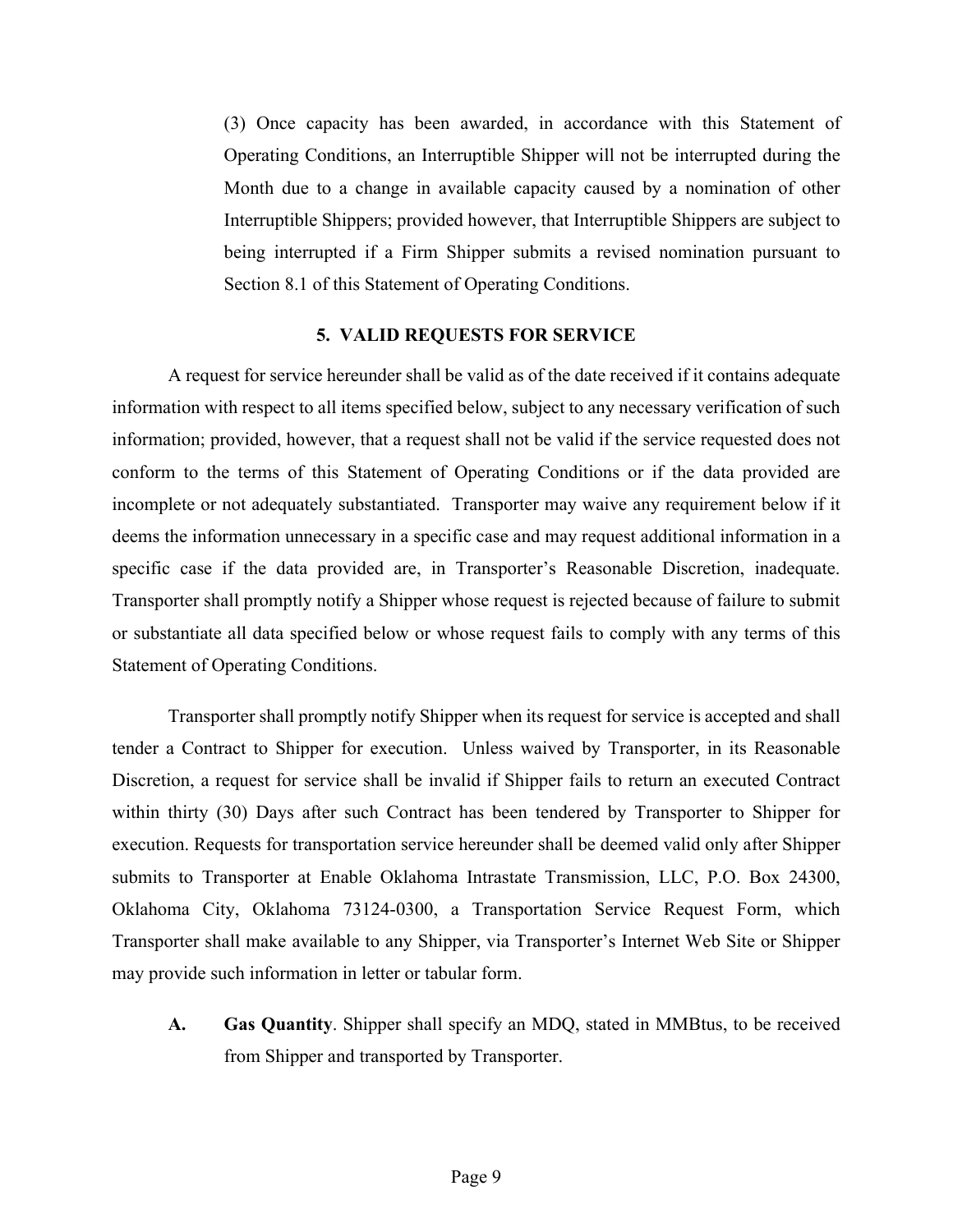(3) Once capacity has been awarded, in accordance with this Statement of Operating Conditions, an Interruptible Shipper will not be interrupted during the Month due to a change in available capacity caused by a nomination of other Interruptible Shippers; provided however, that Interruptible Shippers are subject to being interrupted if a Firm Shipper submits a revised nomination pursuant to Section 8.1 of this Statement of Operating Conditions.

## 5. VALID REQUESTS FOR SERVICE

A request for service hereunder shall be valid as of the date received if it contains adequate information with respect to all items specified below, subject to any necessary verification of such information; provided, however, that a request shall not be valid if the service requested does not conform to the terms of this Statement of Operating Conditions or if the data provided are incomplete or not adequately substantiated. Transporter may waive any requirement below if it deems the information unnecessary in a specific case and may request additional information in a specific case if the data provided are, in Transporter's Reasonable Discretion, inadequate. Transporter shall promptly notify a Shipper whose request is rejected because of failure to submit or substantiate all data specified below or whose request fails to comply with any terms of this Statement of Operating Conditions.

Transporter shall promptly notify Shipper when its request for service is accepted and shall tender a Contract to Shipper for execution. Unless waived by Transporter, in its Reasonable Discretion, a request for service shall be invalid if Shipper fails to return an executed Contract within thirty (30) Days after such Contract has been tendered by Transporter to Shipper for execution. Requests for transportation service hereunder shall be deemed valid only after Shipper submits to Transporter at Enable Oklahoma Intrastate Transmission, LLC, P.O. Box 24300, Oklahoma City, Oklahoma 73124-0300, a Transportation Service Request Form, which Transporter shall make available to any Shipper, via Transporter's Internet Web Site or Shipper may provide such information in letter or tabular form.

**A. Gas Quantity**. Shipper shall specify an MDQ, stated in MMBtus, to be received from Shipper and transported by Transporter.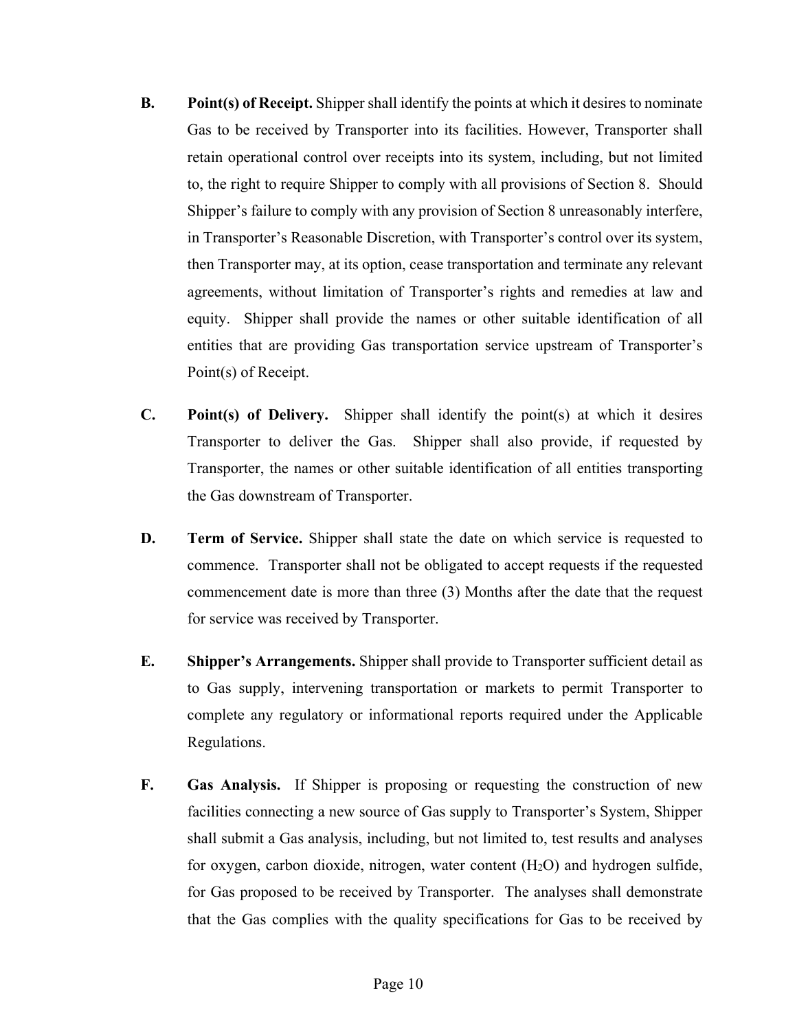**B.** **Point(s) of Receipt.** Shipper shall identify the points at which it desires to nominate Gas to be received by Transporter into its facilities. However, Transporter shall retain operational control over receipts into its system, including, but not limited to, the right to require Shipper to comply with all provisions of Section 8. Should Shipper's failure to comply with any provision of Section 8 unreasonably interfere, in Transporter's Reasonable Discretion, with Transporter's control over its system, then Transporter may, at its option, cease transportation and terminate any relevant agreements, without limitation of Transporter's rights and remedies at law and equity. Shipper shall provide the names or other suitable identification of all entities that are providing Gas transportation service upstream of Transporter's Point(s) of Receipt.

**C.** **Point(s) of Delivery.** Shipper shall identify the point(s) at which it desires Transporter to deliver the Gas. Shipper shall also provide, if requested by Transporter, the names or other suitable identification of all entities transporting the Gas downstream of Transporter.

**D.** **Term of Service.** Shipper shall state the date on which service is requested to commence. Transporter shall not be obligated to accept requests if the requested commencement date is more than three (3) Months after the date that the request for service was received by Transporter.

**E.** **Shipper's Arrangements.** Shipper shall provide to Transporter sufficient detail as to Gas supply, intervening transportation or markets to permit Transporter to complete any regulatory or informational reports required under the Applicable Regulations.

**F.** **Gas Analysis.** If Shipper is proposing or requesting the construction of new facilities connecting a new source of Gas supply to Transporter's System, Shipper shall submit a Gas analysis, including, but not limited to, test results and analyses for oxygen, carbon dioxide, nitrogen, water content ($H_2O$) and hydrogen sulfide, for Gas proposed to be received by Transporter. The analyses shall demonstrate that the Gas complies with the quality specifications for Gas to be received by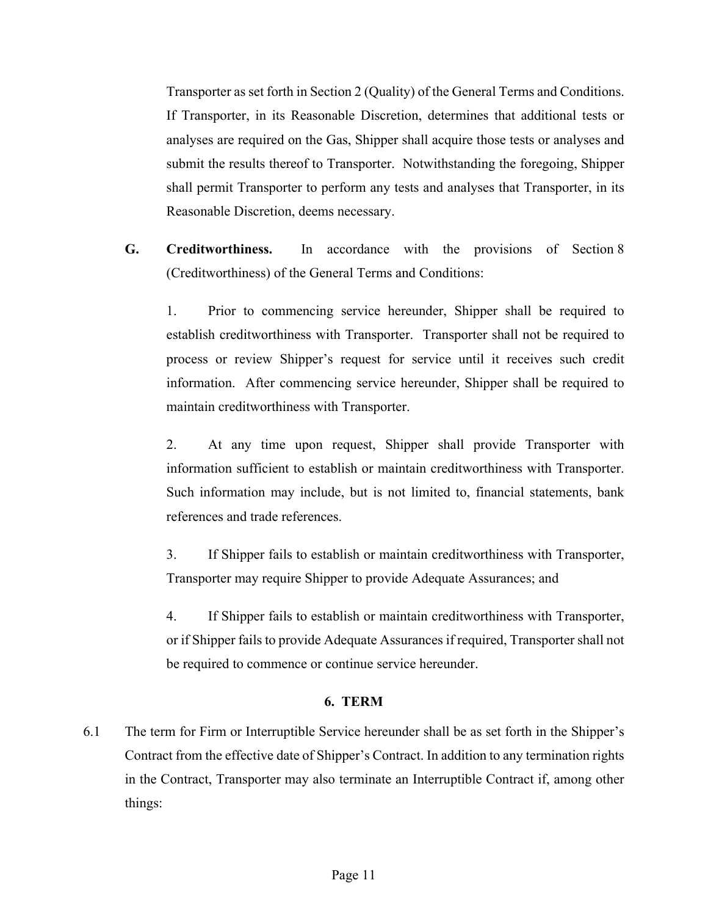Transporter as set forth in Section 2 (Quality) of the General Terms and Conditions. If Transporter, in its Reasonable Discretion, determines that additional tests or analyses are required on the Gas, Shipper shall acquire those tests or analyses and submit the results thereof to Transporter. Notwithstanding the foregoing, Shipper shall permit Transporter to perform any tests and analyses that Transporter, in its Reasonable Discretion, deems necessary.

**G. Creditworthiness.** In accordance with the provisions of Section 8 (Creditworthiness) of the General Terms and Conditions:

1. Prior to commencing service hereunder, Shipper shall be required to establish creditworthiness with Transporter. Transporter shall not be required to process or review Shipper's request for service until it receives such credit information. After commencing service hereunder, Shipper shall be required to maintain creditworthiness with Transporter.

2. At any time upon request, Shipper shall provide Transporter with information sufficient to establish or maintain creditworthiness with Transporter. Such information may include, but is not limited to, financial statements, bank references and trade references.

3. If Shipper fails to establish or maintain creditworthiness with Transporter, Transporter may require Shipper to provide Adequate Assurances; and

4. If Shipper fails to establish or maintain creditworthiness with Transporter, or if Shipper fails to provide Adequate Assurances if required, Transporter shall not be required to commence or continue service hereunder.

## 6. TERM

6.1 The term for Firm or Interruptible Service hereunder shall be as set forth in the Shipper's Contract from the effective date of Shipper's Contract. In addition to any termination rights in the Contract, Transporter may also terminate an Interruptible Contract if, among other things: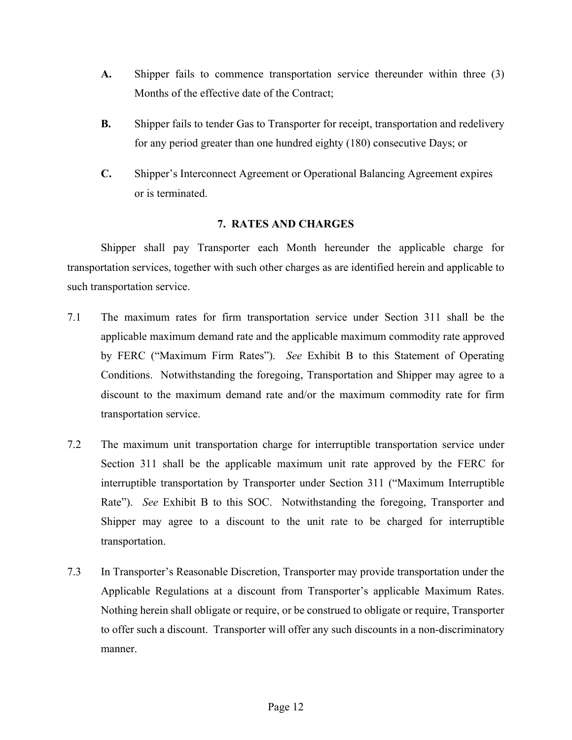**A.** Shipper fails to commence transportation service thereunder within three (3) Months of the effective date of the Contract;

**B.** Shipper fails to tender Gas to Transporter for receipt, transportation and redelivery for any period greater than one hundred eighty (180) consecutive Days; or

**C.** Shipper's Interconnect Agreement or Operational Balancing Agreement expires or is terminated.

## 7. RATES AND CHARGES

Shipper shall pay Transporter each Month hereunder the applicable charge for transportation services, together with such other charges as are identified herein and applicable to such transportation service.

7.1 The maximum rates for firm transportation service under Section 311 shall be the applicable maximum demand rate and the applicable maximum commodity rate approved by FERC ("Maximum Firm Rates"). *See* Exhibit B to this Statement of Operating Conditions. Notwithstanding the foregoing, Transportation and Shipper may agree to a discount to the maximum demand rate and/or the maximum commodity rate for firm transportation service.

7.2 The maximum unit transportation charge for interruptible transportation service under Section 311 shall be the applicable maximum unit rate approved by the FERC for interruptible transportation by Transporter under Section 311 ("Maximum Interruptible Rate"). *See* Exhibit B to this SOC. Notwithstanding the foregoing, Transporter and Shipper may agree to a discount to the unit rate to be charged for interruptible transportation.

7.3 In Transporter's Reasonable Discretion, Transporter may provide transportation under the Applicable Regulations at a discount from Transporter's applicable Maximum Rates. Nothing herein shall obligate or require, or be construed to obligate or require, Transporter to offer such a discount. Transporter will offer any such discounts in a non-discriminatory manner.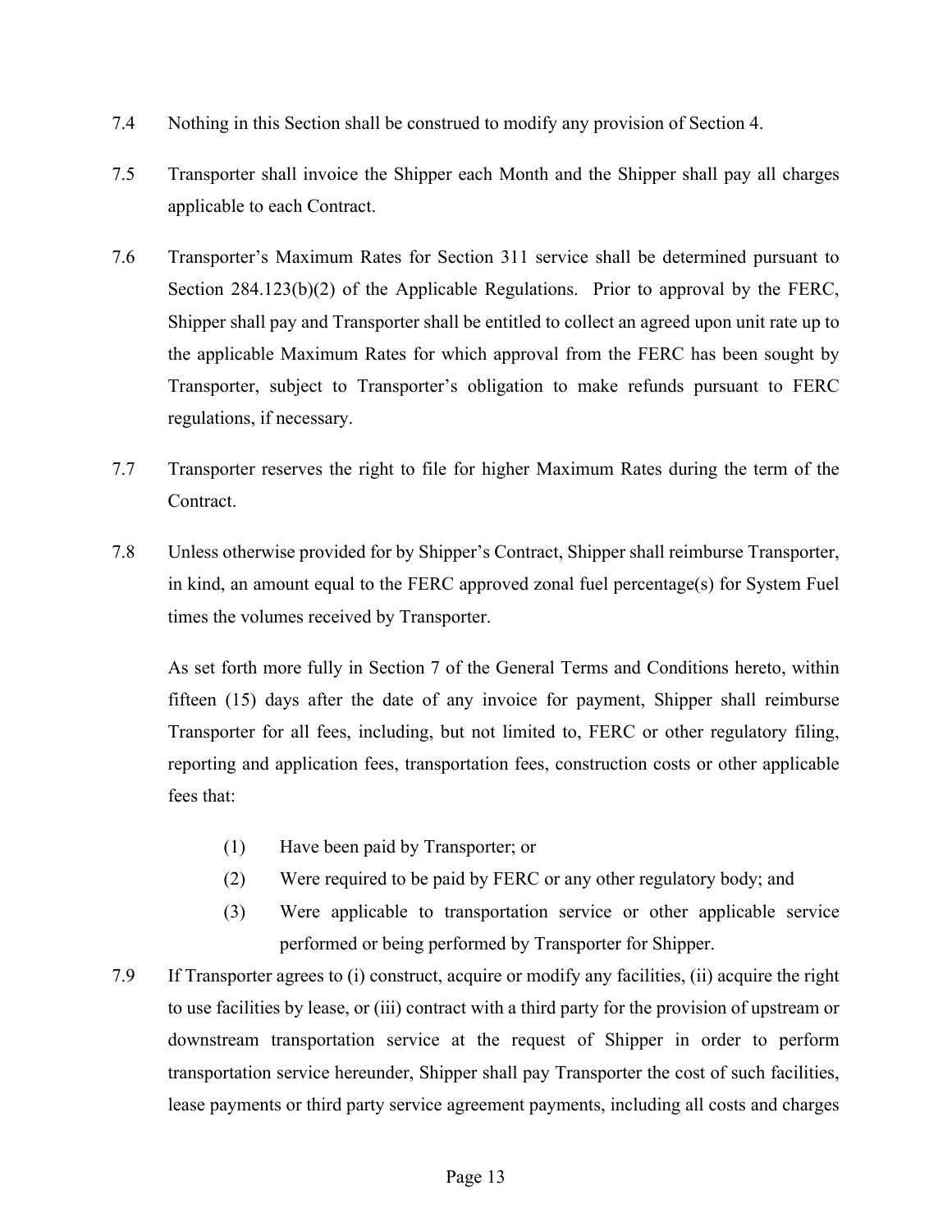7.4 Nothing in this Section shall be construed to modify any provision of Section 4.

7.5 Transporter shall invoice the Shipper each Month and the Shipper shall pay all charges applicable to each Contract.

7.6 Transporter's Maximum Rates for Section 311 service shall be determined pursuant to Section 284.123(b)(2) of the Applicable Regulations. Prior to approval by the FERC, Shipper shall pay and Transporter shall be entitled to collect an agreed upon unit rate up to the applicable Maximum Rates for which approval from the FERC has been sought by Transporter, subject to Transporter's obligation to make refunds pursuant to FERC regulations, if necessary.

7.7 Transporter reserves the right to file for higher Maximum Rates during the term of the Contract.

7.8 Unless otherwise provided for by Shipper's Contract, Shipper shall reimburse Transporter, in kind, an amount equal to the FERC approved zonal fuel percentage(s) for System Fuel times the volumes received by Transporter.

As set forth more fully in Section 7 of the General Terms and Conditions hereto, within fifteen (15) days after the date of any invoice for payment, Shipper shall reimburse Transporter for all fees, including, but not limited to, FERC or other regulatory filing, reporting and application fees, transportation fees, construction costs or other applicable fees that:

(1) Have been paid by Transporter; or

(2) Were required to be paid by FERC or any other regulatory body; and

(3) Were applicable to transportation service or other applicable service performed or being performed by Transporter for Shipper.

7.9 If Transporter agrees to (i) construct, acquire or modify any facilities, (ii) acquire the right to use facilities by lease, or (iii) contract with a third party for the provision of upstream or downstream transportation service at the request of Shipper in order to perform transportation service hereunder, Shipper shall pay Transporter the cost of such facilities, lease payments or third party service agreement payments, including all costs and charges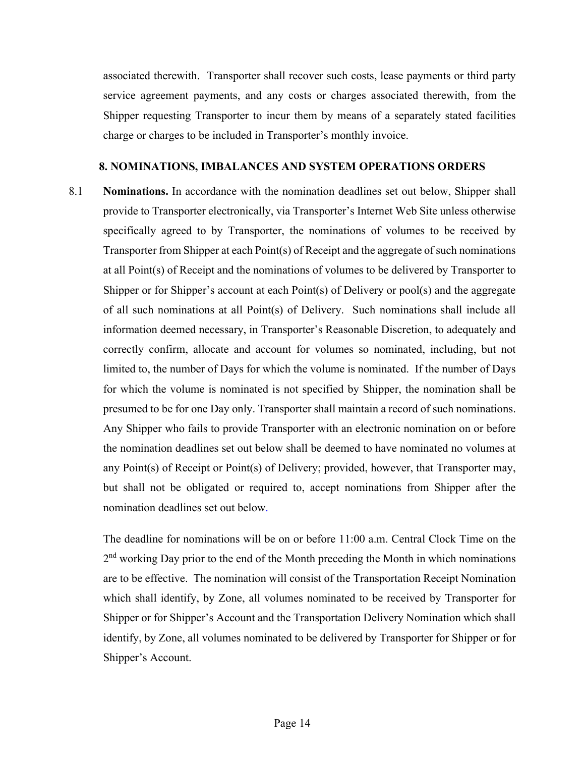associated therewith. Transporter shall recover such costs, lease payments or third party service agreement payments, and any costs or charges associated therewith, from the Shipper requesting Transporter to incur them by means of a separately stated facilities charge or charges to be included in Transporter's monthly invoice.

## 8. NOMINATIONS, IMBALANCES AND SYSTEM OPERATIONS ORDERS

8.1 **Nominations.** In accordance with the nomination deadlines set out below, Shipper shall provide to Transporter electronically, via Transporter's Internet Web Site unless otherwise specifically agreed to by Transporter, the nominations of volumes to be received by Transporter from Shipper at each Point(s) of Receipt and the aggregate of such nominations at all Point(s) of Receipt and the nominations of volumes to be delivered by Transporter to Shipper or for Shipper's account at each Point(s) of Delivery or pool(s) and the aggregate of all such nominations at all Point(s) of Delivery. Such nominations shall include all information deemed necessary, in Transporter's Reasonable Discretion, to adequately and correctly confirm, allocate and account for volumes so nominated, including, but not limited to, the number of Days for which the volume is nominated. If the number of Days for which the volume is nominated is not specified by Shipper, the nomination shall be presumed to be for one Day only. Transporter shall maintain a record of such nominations. Any Shipper who fails to provide Transporter with an electronic nomination on or before the nomination deadlines set out below shall be deemed to have nominated no volumes at any Point(s) of Receipt or Point(s) of Delivery; provided, however, that Transporter may, but shall not be obligated or required to, accept nominations from Shipper after the nomination deadlines set out below.

The deadline for nominations will be on or before 11:00 a.m. Central Clock Time on the 2nd working Day prior to the end of the Month preceding the Month in which nominations are to be effective. The nomination will consist of the Transportation Receipt Nomination which shall identify, by Zone, all volumes nominated to be received by Transporter for Shipper or for Shipper's Account and the Transportation Delivery Nomination which shall identify, by Zone, all volumes nominated to be delivered by Transporter for Shipper or for Shipper's Account.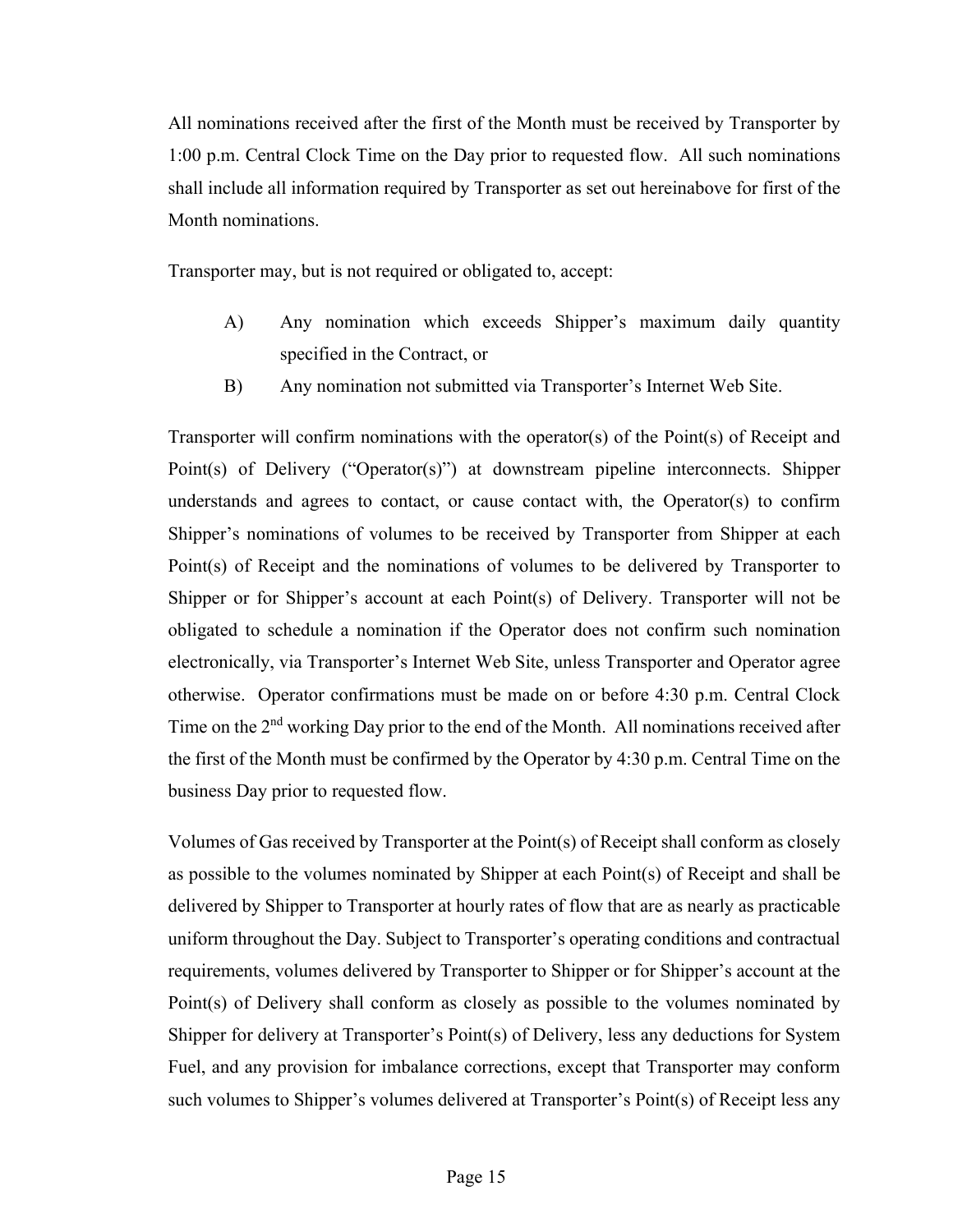All nominations received after the first of the Month must be received by Transporter by 1:00 p.m. Central Clock Time on the Day prior to requested flow. All such nominations shall include all information required by Transporter as set out hereinabove for first of the Month nominations.

Transporter may, but is not required or obligated to, accept:

- A) Any nomination which exceeds Shipper's maximum daily quantity specified in the Contract, or
- B) Any nomination not submitted via Transporter's Internet Web Site.

Transporter will confirm nominations with the operator(s) of the Point(s) of Receipt and Point(s) of Delivery ("Operator(s)") at downstream pipeline interconnects. Shipper understands and agrees to contact, or cause contact with, the Operator(s) to confirm Shipper's nominations of volumes to be received by Transporter from Shipper at each Point(s) of Receipt and the nominations of volumes to be delivered by Transporter to Shipper or for Shipper's account at each Point(s) of Delivery. Transporter will not be obligated to schedule a nomination if the Operator does not confirm such nomination electronically, via Transporter's Internet Web Site, unless Transporter and Operator agree otherwise. Operator confirmations must be made on or before 4:30 p.m. Central Clock Time on the 2nd working Day prior to the end of the Month. All nominations received after the first of the Month must be confirmed by the Operator by 4:30 p.m. Central Time on the business Day prior to requested flow.

Volumes of Gas received by Transporter at the Point(s) of Receipt shall conform as closely as possible to the volumes nominated by Shipper at each Point(s) of Receipt and shall be delivered by Shipper to Transporter at hourly rates of flow that are as nearly as practicable uniform throughout the Day. Subject to Transporter's operating conditions and contractual requirements, volumes delivered by Transporter to Shipper or for Shipper's account at the Point(s) of Delivery shall conform as closely as possible to the volumes nominated by Shipper for delivery at Transporter's Point(s) of Delivery, less any deductions for System Fuel, and any provision for imbalance corrections, except that Transporter may conform such volumes to Shipper's volumes delivered at Transporter's Point(s) of Receipt less any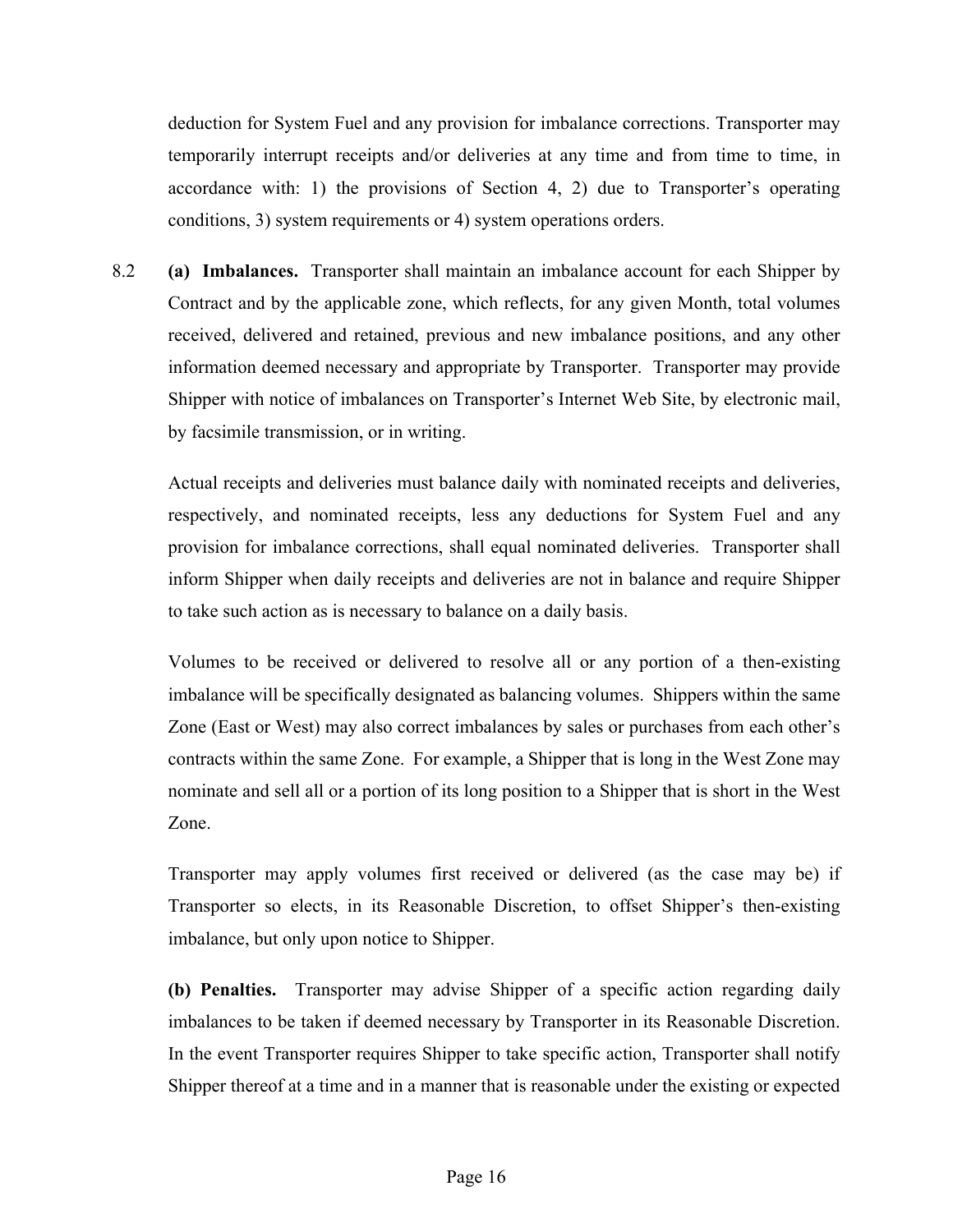deduction for System Fuel and any provision for imbalance corrections. Transporter may temporarily interrupt receipts and/or deliveries at any time and from time to time, in accordance with: 1) the provisions of Section 4, 2) due to Transporter's operating conditions, 3) system requirements or 4) system operations orders.

8.2 **(a) Imbalances.** Transporter shall maintain an imbalance account for each Shipper by Contract and by the applicable zone, which reflects, for any given Month, total volumes received, delivered and retained, previous and new imbalance positions, and any other information deemed necessary and appropriate by Transporter. Transporter may provide Shipper with notice of imbalances on Transporter's Internet Web Site, by electronic mail, by facsimile transmission, or in writing.

Actual receipts and deliveries must balance daily with nominated receipts and deliveries, respectively, and nominated receipts, less any deductions for System Fuel and any provision for imbalance corrections, shall equal nominated deliveries. Transporter shall inform Shipper when daily receipts and deliveries are not in balance and require Shipper to take such action as is necessary to balance on a daily basis.

Volumes to be received or delivered to resolve all or any portion of a then-existing imbalance will be specifically designated as balancing volumes. Shippers within the same Zone (East or West) may also correct imbalances by sales or purchases from each other's contracts within the same Zone. For example, a Shipper that is long in the West Zone may nominate and sell all or a portion of its long position to a Shipper that is short in the West Zone.

Transporter may apply volumes first received or delivered (as the case may be) if Transporter so elects, in its Reasonable Discretion, to offset Shipper's then-existing imbalance, but only upon notice to Shipper.

**(b) Penalties.** Transporter may advise Shipper of a specific action regarding daily imbalances to be taken if deemed necessary by Transporter in its Reasonable Discretion. In the event Transporter requires Shipper to take specific action, Transporter shall notify Shipper thereof at a time and in a manner that is reasonable under the existing or expected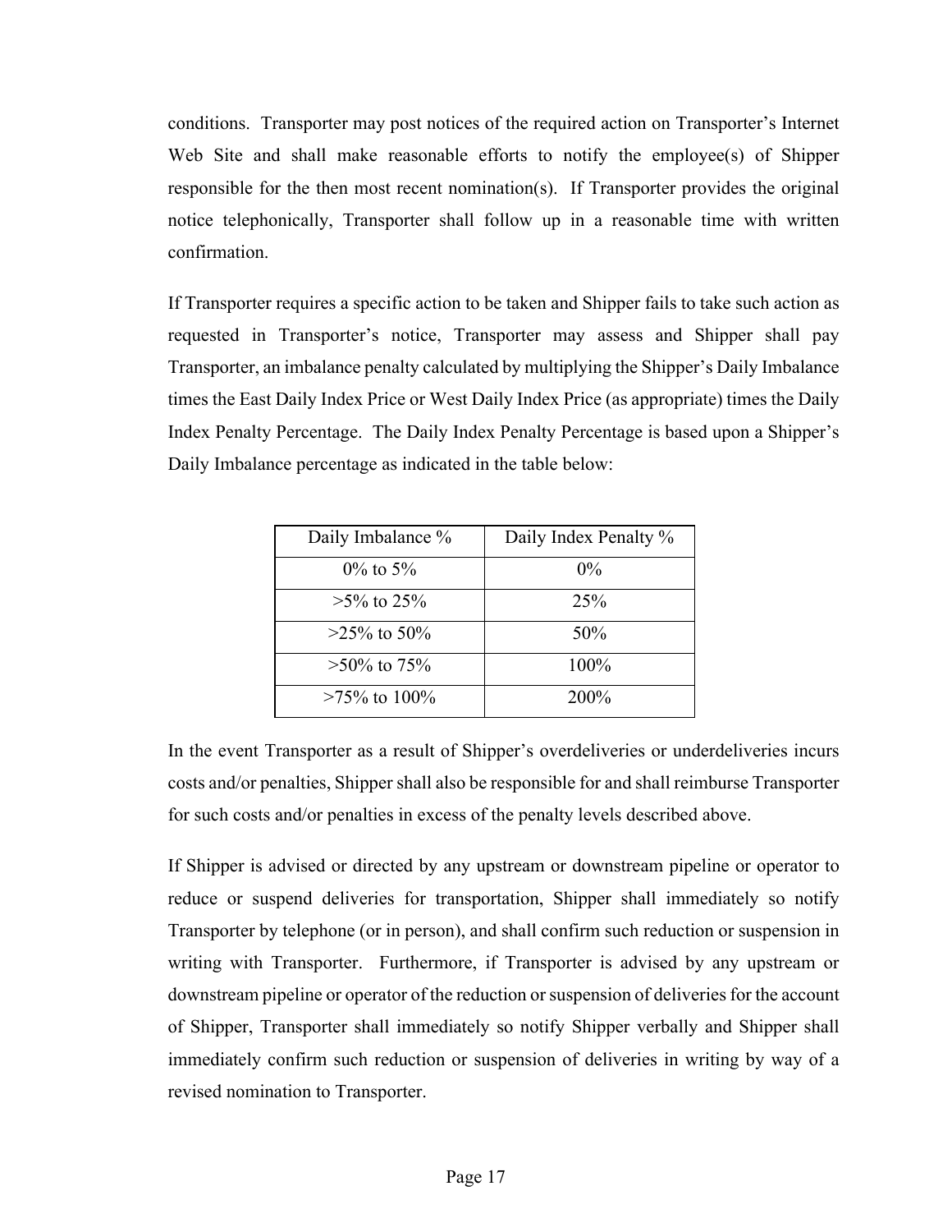conditions. Transporter may post notices of the required action on Transporter's Internet Web Site and shall make reasonable efforts to notify the employee(s) of Shipper responsible for the then most recent nomination(s). If Transporter provides the original notice telephonically, Transporter shall follow up in a reasonable time with written confirmation.

If Transporter requires a specific action to be taken and Shipper fails to take such action as requested in Transporter's notice, Transporter may assess and Shipper shall pay Transporter, an imbalance penalty calculated by multiplying the Shipper's Daily Imbalance times the East Daily Index Price or West Daily Index Price (as appropriate) times the Daily Index Penalty Percentage. The Daily Index Penalty Percentage is based upon a Shipper's Daily Imbalance percentage as indicated in the table below:

| Daily Imbalance % | Daily Index Penalty % |
|---|---|
| 0% to 5% | 0% |
| >5% to 25% | 25% |
| >25% to 50% | 50% |
| >50% to 75% | 100% |
| >75% to 100% | 200% |

In the event Transporter as a result of Shipper's overdeliveries or underdeliveries incurs costs and/or penalties, Shipper shall also be responsible for and shall reimburse Transporter for such costs and/or penalties in excess of the penalty levels described above.

If Shipper is advised or directed by any upstream or downstream pipeline or operator to reduce or suspend deliveries for transportation, Shipper shall immediately so notify Transporter by telephone (or in person), and shall confirm such reduction or suspension in writing with Transporter. Furthermore, if Transporter is advised by any upstream or downstream pipeline or operator of the reduction or suspension of deliveries for the account of Shipper, Transporter shall immediately so notify Shipper verbally and Shipper shall immediately confirm such reduction or suspension of deliveries in writing by way of a revised nomination to Transporter.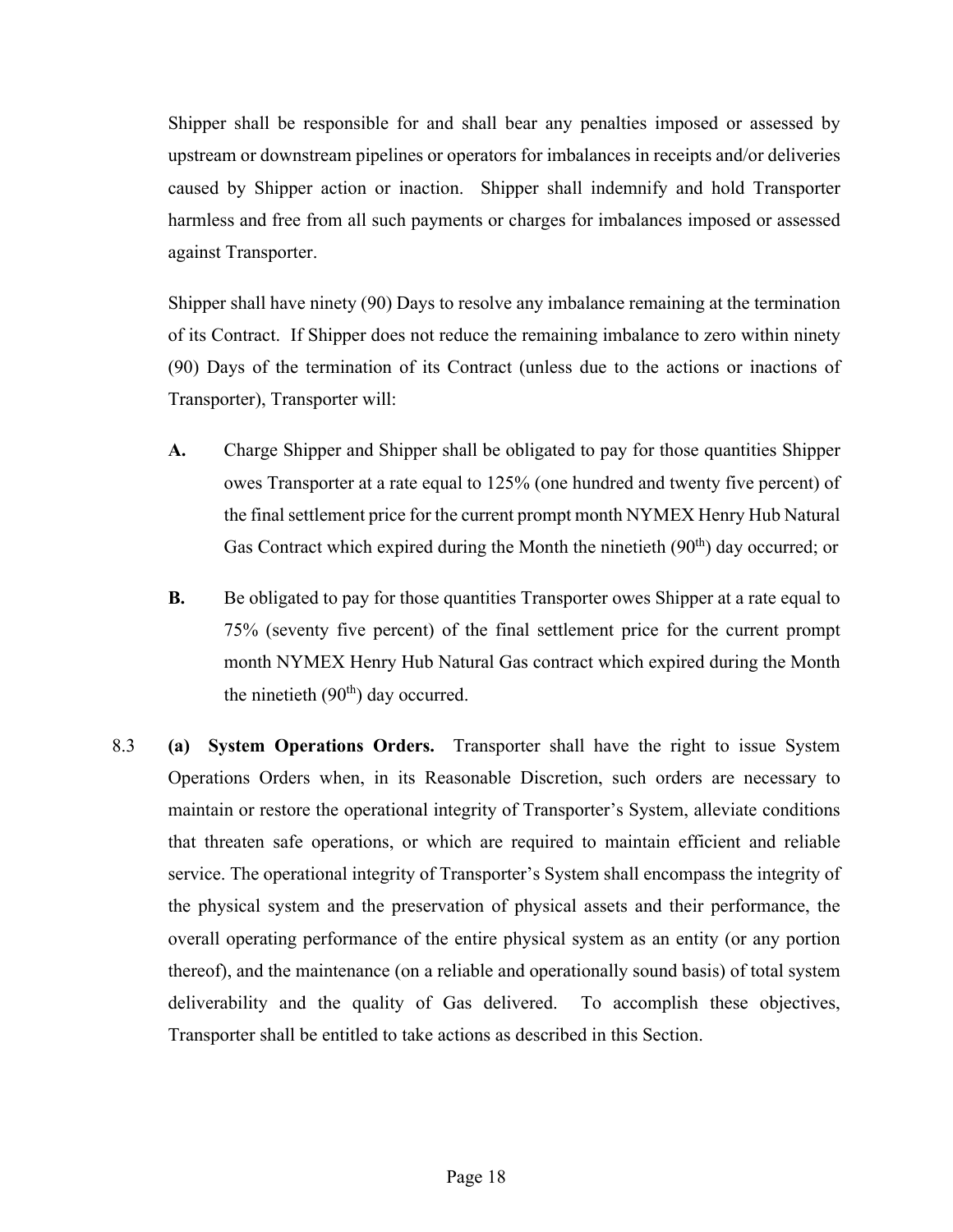Shipper shall be responsible for and shall bear any penalties imposed or assessed by upstream or downstream pipelines or operators for imbalances in receipts and/or deliveries caused by Shipper action or inaction. Shipper shall indemnify and hold Transporter harmless and free from all such payments or charges for imbalances imposed or assessed against Transporter.

Shipper shall have ninety (90) Days to resolve any imbalance remaining at the termination of its Contract. If Shipper does not reduce the remaining imbalance to zero within ninety (90) Days of the termination of its Contract (unless due to the actions or inactions of Transporter), Transporter will:

**A.** Charge Shipper and Shipper shall be obligated to pay for those quantities Shipper owes Transporter at a rate equal to 125% (one hundred and twenty five percent) of the final settlement price for the current prompt month NYMEX Henry Hub Natural Gas Contract which expired during the Month the ninetieth (90th) day occurred; or

**B.** Be obligated to pay for those quantities Transporter owes Shipper at a rate equal to 75% (seventy five percent) of the final settlement price for the current prompt month NYMEX Henry Hub Natural Gas contract which expired during the Month the ninetieth (90th) day occurred.

8.3 **(a) System Operations Orders.** Transporter shall have the right to issue System Operations Orders when, in its Reasonable Discretion, such orders are necessary to maintain or restore the operational integrity of Transporter's System, alleviate conditions that threaten safe operations, or which are required to maintain efficient and reliable service. The operational integrity of Transporter's System shall encompass the integrity of the physical system and the preservation of physical assets and their performance, the overall operating performance of the entire physical system as an entity (or any portion thereof), and the maintenance (on a reliable and operationally sound basis) of total system deliverability and the quality of Gas delivered. To accomplish these objectives, Transporter shall be entitled to take actions as described in this Section.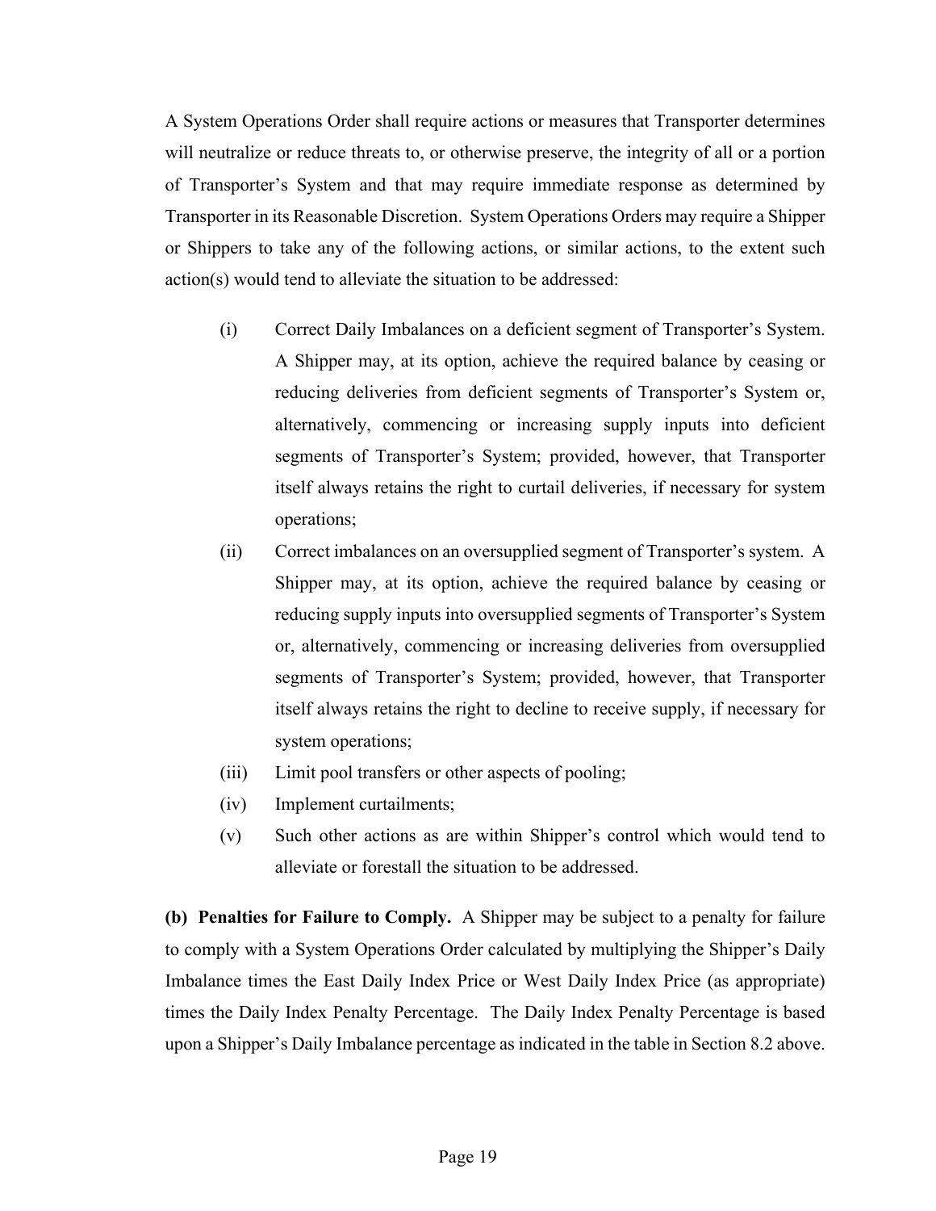A System Operations Order shall require actions or measures that Transporter determines will neutralize or reduce threats to, or otherwise preserve, the integrity of all or a portion of Transporter's System and that may require immediate response as determined by Transporter in its Reasonable Discretion. System Operations Orders may require a Shipper or Shippers to take any of the following actions, or similar actions, to the extent such action(s) would tend to alleviate the situation to be addressed:

(i) Correct Daily Imbalances on a deficient segment of Transporter's System. A Shipper may, at its option, achieve the required balance by ceasing or reducing deliveries from deficient segments of Transporter's System or, alternatively, commencing or increasing supply inputs into deficient segments of Transporter's System; provided, however, that Transporter itself always retains the right to curtail deliveries, if necessary for system operations;

(ii) Correct imbalances on an oversupplied segment of Transporter's system. A Shipper may, at its option, achieve the required balance by ceasing or reducing supply inputs into oversupplied segments of Transporter's System or, alternatively, commencing or increasing deliveries from oversupplied segments of Transporter's System; provided, however, that Transporter itself always retains the right to decline to receive supply, if necessary for system operations;

(iii) Limit pool transfers or other aspects of pooling;

(iv) Implement curtailments;

(v) Such other actions as are within Shipper's control which would tend to alleviate or forestall the situation to be addressed.

**(b) Penalties for Failure to Comply.** A Shipper may be subject to a penalty for failure to comply with a System Operations Order calculated by multiplying the Shipper's Daily Imbalance times the East Daily Index Price or West Daily Index Price (as appropriate) times the Daily Index Penalty Percentage. The Daily Index Penalty Percentage is based upon a Shipper's Daily Imbalance percentage as indicated in the table in Section 8.2 above.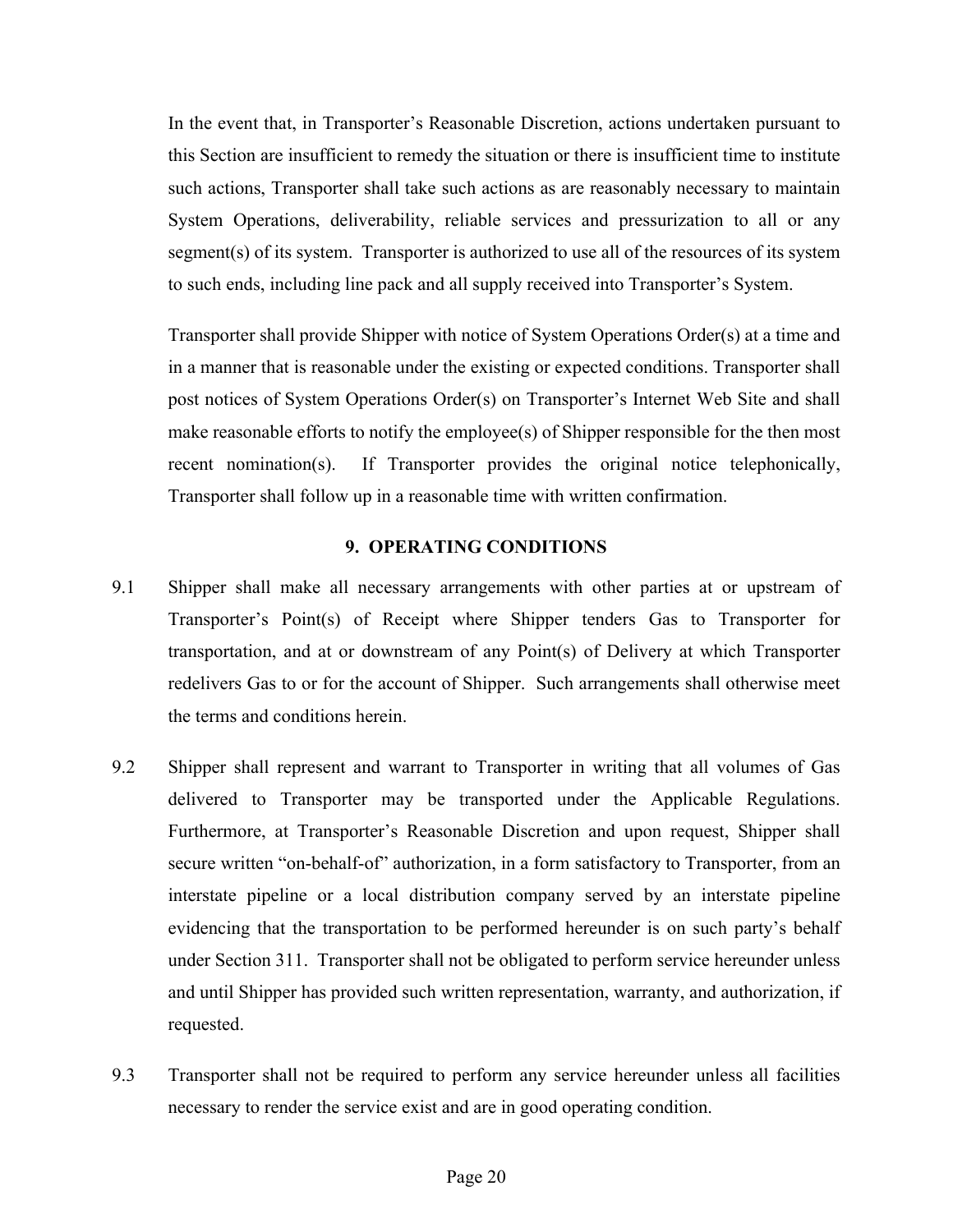In the event that, in Transporter's Reasonable Discretion, actions undertaken pursuant to this Section are insufficient to remedy the situation or there is insufficient time to institute such actions, Transporter shall take such actions as are reasonably necessary to maintain System Operations, deliverability, reliable services and pressurization to all or any segment(s) of its system. Transporter is authorized to use all of the resources of its system to such ends, including line pack and all supply received into Transporter's System.

Transporter shall provide Shipper with notice of System Operations Order(s) at a time and in a manner that is reasonable under the existing or expected conditions. Transporter shall post notices of System Operations Order(s) on Transporter's Internet Web Site and shall make reasonable efforts to notify the employee(s) of Shipper responsible for the then most recent nomination(s). If Transporter provides the original notice telephonically, Transporter shall follow up in a reasonable time with written confirmation.

## 9. OPERATING CONDITIONS

9.1 Shipper shall make all necessary arrangements with other parties at or upstream of Transporter's Point(s) of Receipt where Shipper tenders Gas to Transporter for transportation, and at or downstream of any Point(s) of Delivery at which Transporter redelivers Gas to or for the account of Shipper. Such arrangements shall otherwise meet the terms and conditions herein.

9.2 Shipper shall represent and warrant to Transporter in writing that all volumes of Gas delivered to Transporter may be transported under the Applicable Regulations. Furthermore, at Transporter's Reasonable Discretion and upon request, Shipper shall secure written "on-behalf-of" authorization, in a form satisfactory to Transporter, from an interstate pipeline or a local distribution company served by an interstate pipeline evidencing that the transportation to be performed hereunder is on such party's behalf under Section 311. Transporter shall not be obligated to perform service hereunder unless and until Shipper has provided such written representation, warranty, and authorization, if requested.

9.3 Transporter shall not be required to perform any service hereunder unless all facilities necessary to render the service exist and are in good operating condition.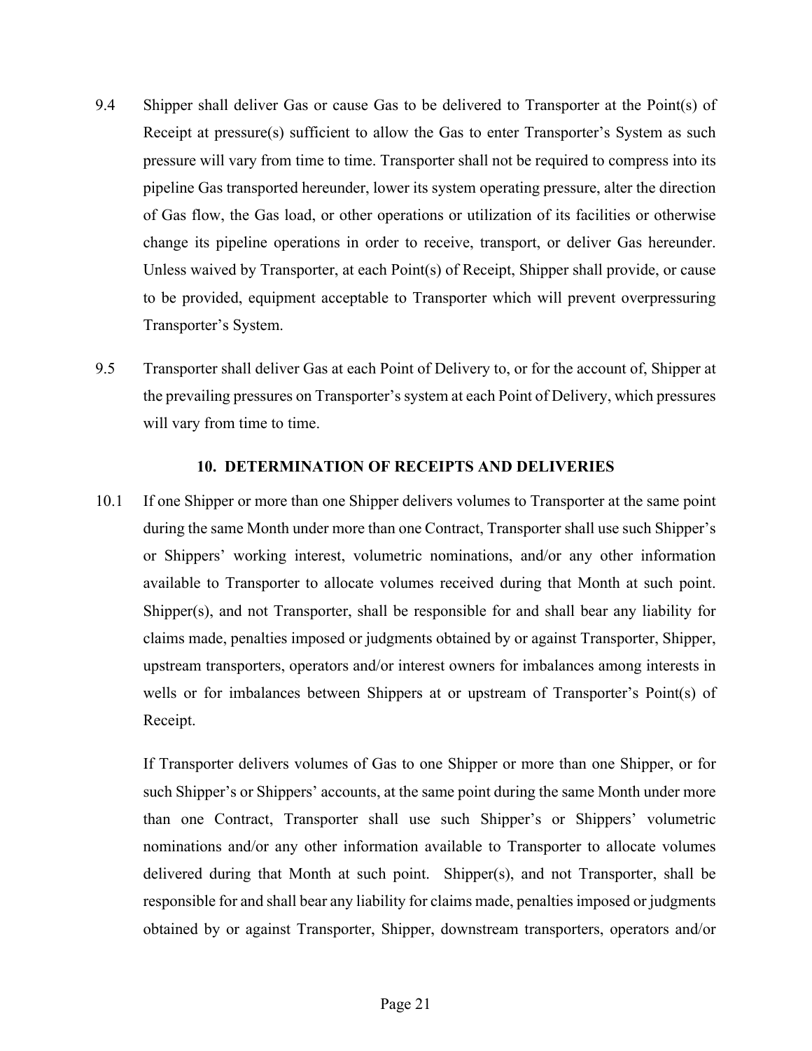9.4 Shipper shall deliver Gas or cause Gas to be delivered to Transporter at the Point(s) of Receipt at pressure(s) sufficient to allow the Gas to enter Transporter's System as such pressure will vary from time to time. Transporter shall not be required to compress into its pipeline Gas transported hereunder, lower its system operating pressure, alter the direction of Gas flow, the Gas load, or other operations or utilization of its facilities or otherwise change its pipeline operations in order to receive, transport, or deliver Gas hereunder. Unless waived by Transporter, at each Point(s) of Receipt, Shipper shall provide, or cause to be provided, equipment acceptable to Transporter which will prevent overpressuring Transporter's System.

9.5 Transporter shall deliver Gas at each Point of Delivery to, or for the account of, Shipper at the prevailing pressures on Transporter's system at each Point of Delivery, which pressures will vary from time to time.

## 10. DETERMINATION OF RECEIPTS AND DELIVERIES

10.1 If one Shipper or more than one Shipper delivers volumes to Transporter at the same point during the same Month under more than one Contract, Transporter shall use such Shipper's or Shippers' working interest, volumetric nominations, and/or any other information available to Transporter to allocate volumes received during that Month at such point. Shipper(s), and not Transporter, shall be responsible for and shall bear any liability for claims made, penalties imposed or judgments obtained by or against Transporter, Shipper, upstream transporters, operators and/or interest owners for imbalances among interests in wells or for imbalances between Shippers at or upstream of Transporter's Point(s) of Receipt.

If Transporter delivers volumes of Gas to one Shipper or more than one Shipper, or for such Shipper's or Shippers' accounts, at the same point during the same Month under more than one Contract, Transporter shall use such Shipper's or Shippers' volumetric nominations and/or any other information available to Transporter to allocate volumes delivered during that Month at such point. Shipper(s), and not Transporter, shall be responsible for and shall bear any liability for claims made, penalties imposed or judgments obtained by or against Transporter, Shipper, downstream transporters, operators and/or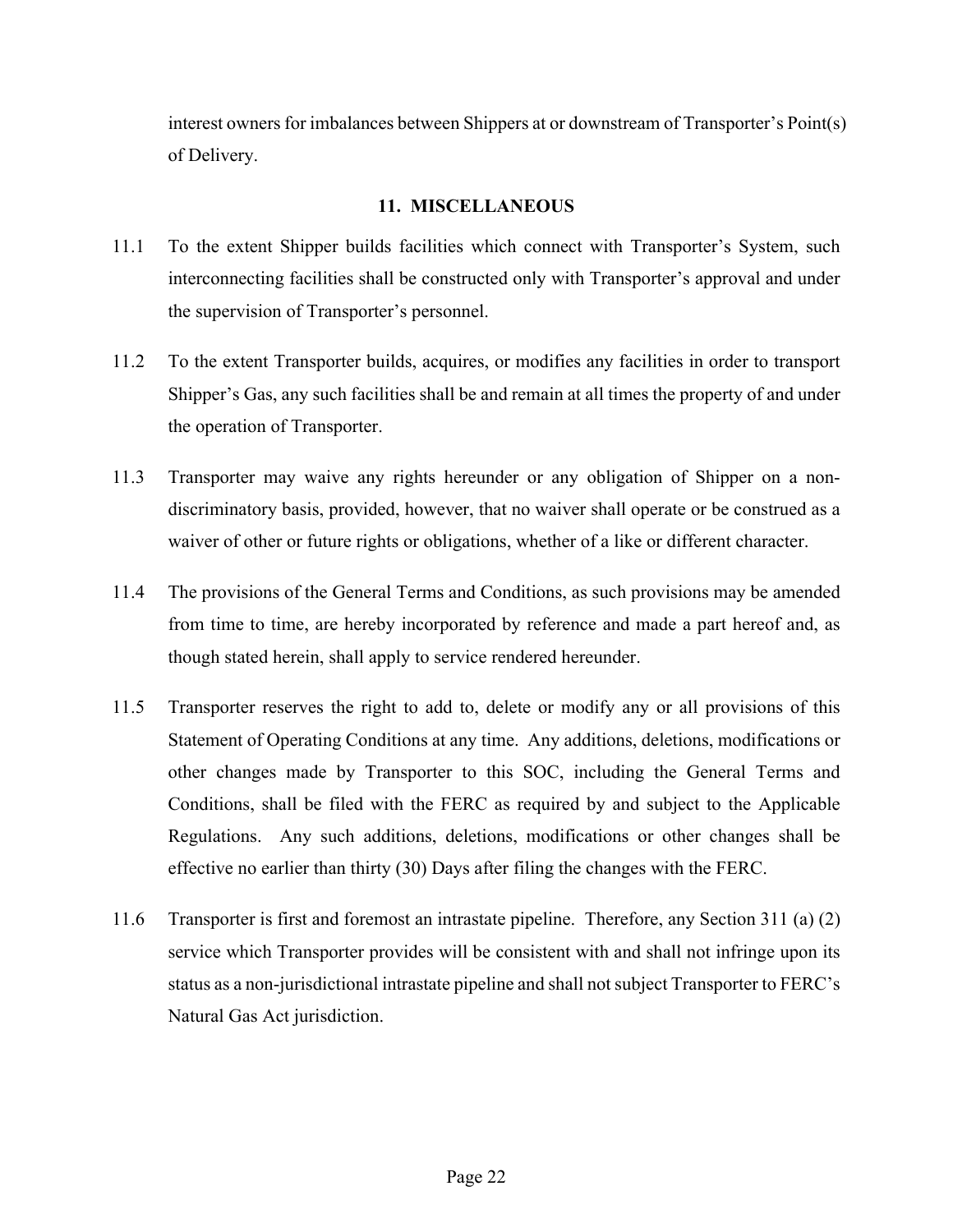interest owners for imbalances between Shippers at or downstream of Transporter's Point(s) of Delivery.

## 11. MISCELLANEOUS

11.1 To the extent Shipper builds facilities which connect with Transporter's System, such interconnecting facilities shall be constructed only with Transporter's approval and under the supervision of Transporter's personnel.

11.2 To the extent Transporter builds, acquires, or modifies any facilities in order to transport Shipper's Gas, any such facilities shall be and remain at all times the property of and under the operation of Transporter.

11.3 Transporter may waive any rights hereunder or any obligation of Shipper on a non-discriminatory basis, provided, however, that no waiver shall operate or be construed as a waiver of other or future rights or obligations, whether of a like or different character.

11.4 The provisions of the General Terms and Conditions, as such provisions may be amended from time to time, are hereby incorporated by reference and made a part hereof and, as though stated herein, shall apply to service rendered hereunder.

11.5 Transporter reserves the right to add to, delete or modify any or all provisions of this Statement of Operating Conditions at any time. Any additions, deletions, modifications or other changes made by Transporter to this SOC, including the General Terms and Conditions, shall be filed with the FERC as required by and subject to the Applicable Regulations. Any such additions, deletions, modifications or other changes shall be effective no earlier than thirty (30) Days after filing the changes with the FERC.

11.6 Transporter is first and foremost an intrastate pipeline. Therefore, any Section 311 (a) (2) service which Transporter provides will be consistent with and shall not infringe upon its status as a non-jurisdictional intrastate pipeline and shall not subject Transporter to FERC's Natural Gas Act jurisdiction.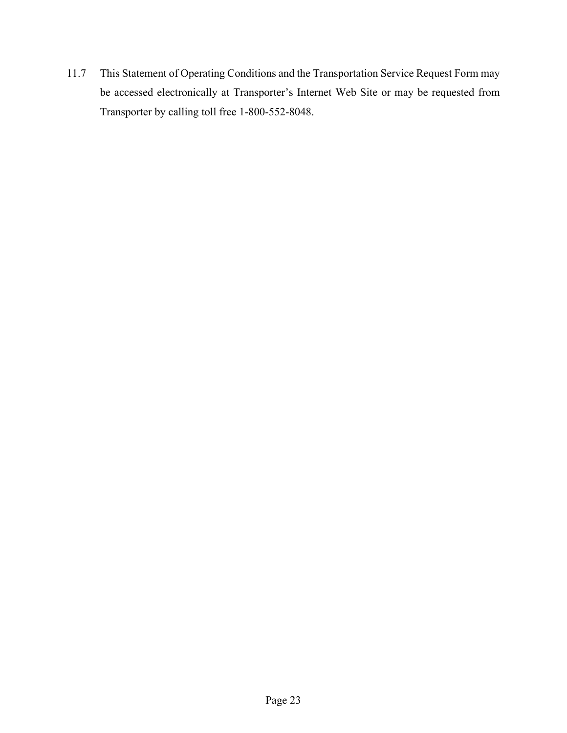11.7 This Statement of Operating Conditions and the Transportation Service Request Form may be accessed electronically at Transporter's Internet Web Site or may be requested from Transporter by calling toll free 1-800-552-8048.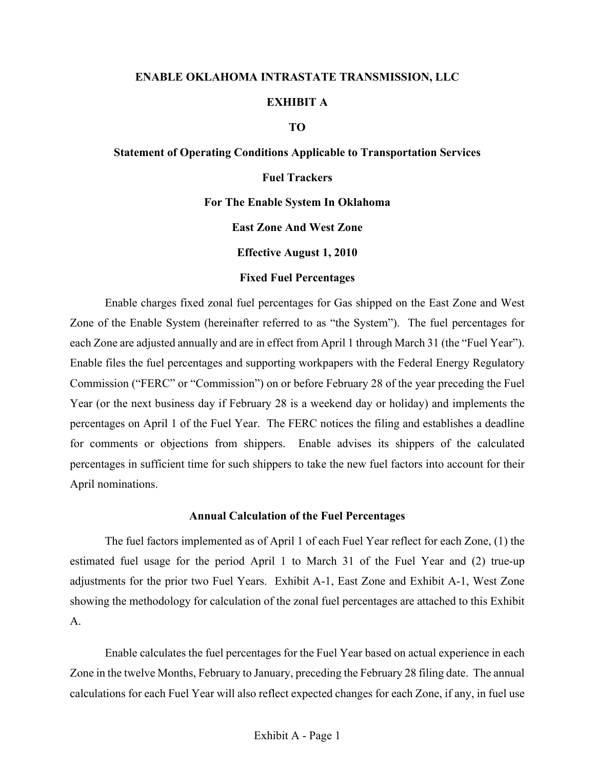**ENABLE OKLAHOMA INTRASTATE TRANSMISSION, LLC**

**EXHIBIT A**

**TO**

**Statement of Operating Conditions Applicable to Transportation Services**

**Fuel Trackers**

**For The Enable System In Oklahoma**

**East Zone And West Zone**

**Effective August 1, 2010**

**Fixed Fuel Percentages**

Enable charges fixed zonal fuel percentages for Gas shipped on the East Zone and West Zone of the Enable System (hereinafter referred to as "the System"). The fuel percentages for each Zone are adjusted annually and are in effect from April 1 through March 31 (the "Fuel Year"). Enable files the fuel percentages and supporting workpapers with the Federal Energy Regulatory Commission ("FERC" or "Commission") on or before February 28 of the year preceding the Fuel Year (or the next business day if February 28 is a weekend day or holiday) and implements the percentages on April 1 of the Fuel Year. The FERC notices the filing and establishes a deadline for comments or objections from shippers. Enable advises its shippers of the calculated percentages in sufficient time for such shippers to take the new fuel factors into account for their April nominations.

**Annual Calculation of the Fuel Percentages**

The fuel factors implemented as of April 1 of each Fuel Year reflect for each Zone, (1) the estimated fuel usage for the period April 1 to March 31 of the Fuel Year and (2) true-up adjustments for the prior two Fuel Years. Exhibit A-1, East Zone and Exhibit A-1, West Zone showing the methodology for calculation of the zonal fuel percentages are attached to this Exhibit A.

Enable calculates the fuel percentages for the Fuel Year based on actual experience in each Zone in the twelve Months, February to January, preceding the February 28 filing date. The annual calculations for each Fuel Year will also reflect expected changes for each Zone, if any, in fuel use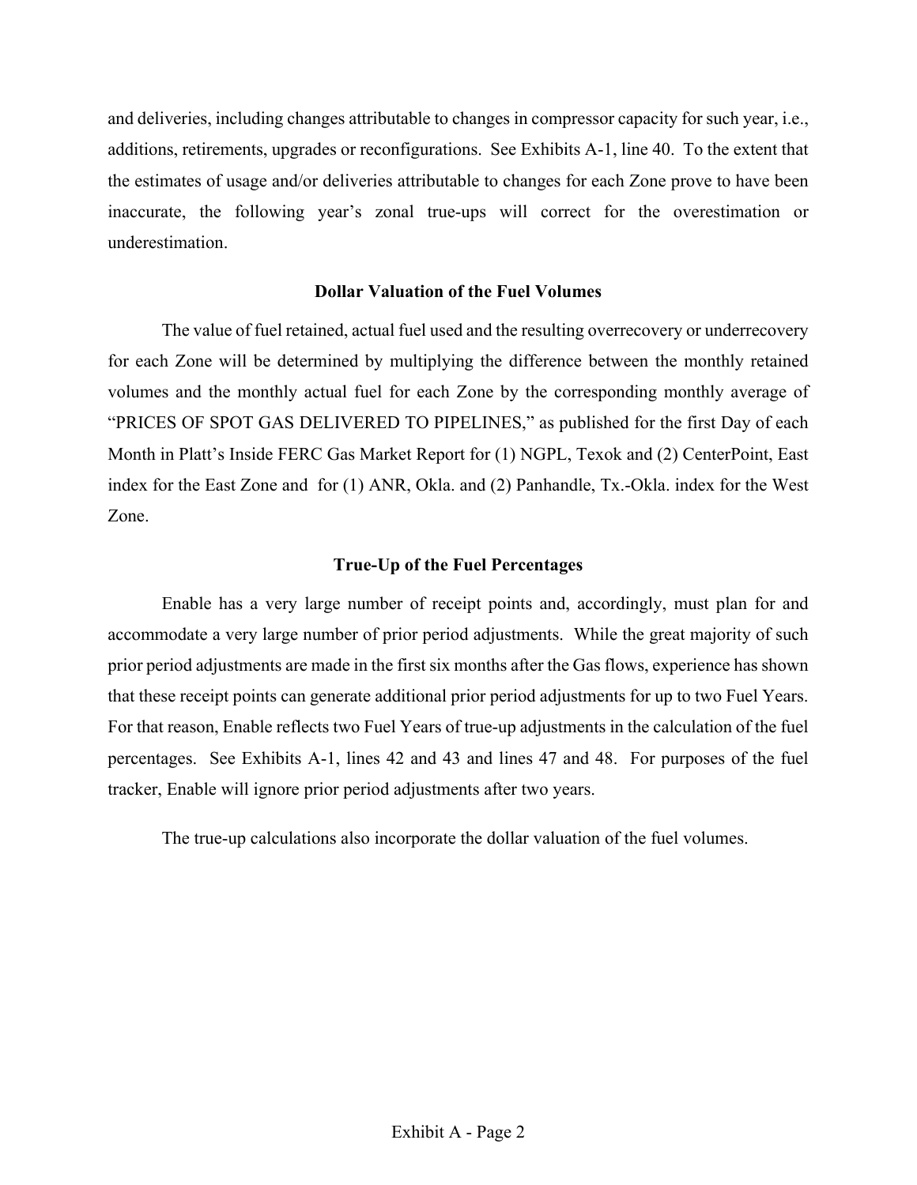and deliveries, including changes attributable to changes in compressor capacity for such year, i.e., additions, retirements, upgrades or reconfigurations. See Exhibits A-1, line 40. To the extent that the estimates of usage and/or deliveries attributable to changes for each Zone prove to have been inaccurate, the following year's zonal true-ups will correct for the overestimation or underestimation.

### Dollar Valuation of the Fuel Volumes

The value of fuel retained, actual fuel used and the resulting overrecovery or underrecovery for each Zone will be determined by multiplying the difference between the monthly retained volumes and the monthly actual fuel for each Zone by the corresponding monthly average of "PRICES OF SPOT GAS DELIVERED TO PIPELINES," as published for the first Day of each Month in Platt's Inside FERC Gas Market Report for (1) NGPL, Texok and (2) CenterPoint, East index for the East Zone and for (1) ANR, Okla. and (2) Panhandle, Tx.-Okla. index for the West Zone.

### True-Up of the Fuel Percentages

Enable has a very large number of receipt points and, accordingly, must plan for and accommodate a very large number of prior period adjustments. While the great majority of such prior period adjustments are made in the first six months after the Gas flows, experience has shown that these receipt points can generate additional prior period adjustments for up to two Fuel Years. For that reason, Enable reflects two Fuel Years of true-up adjustments in the calculation of the fuel percentages. See Exhibits A-1, lines 42 and 43 and lines 47 and 48. For purposes of the fuel tracker, Enable will ignore prior period adjustments after two years.

The true-up calculations also incorporate the dollar valuation of the fuel volumes.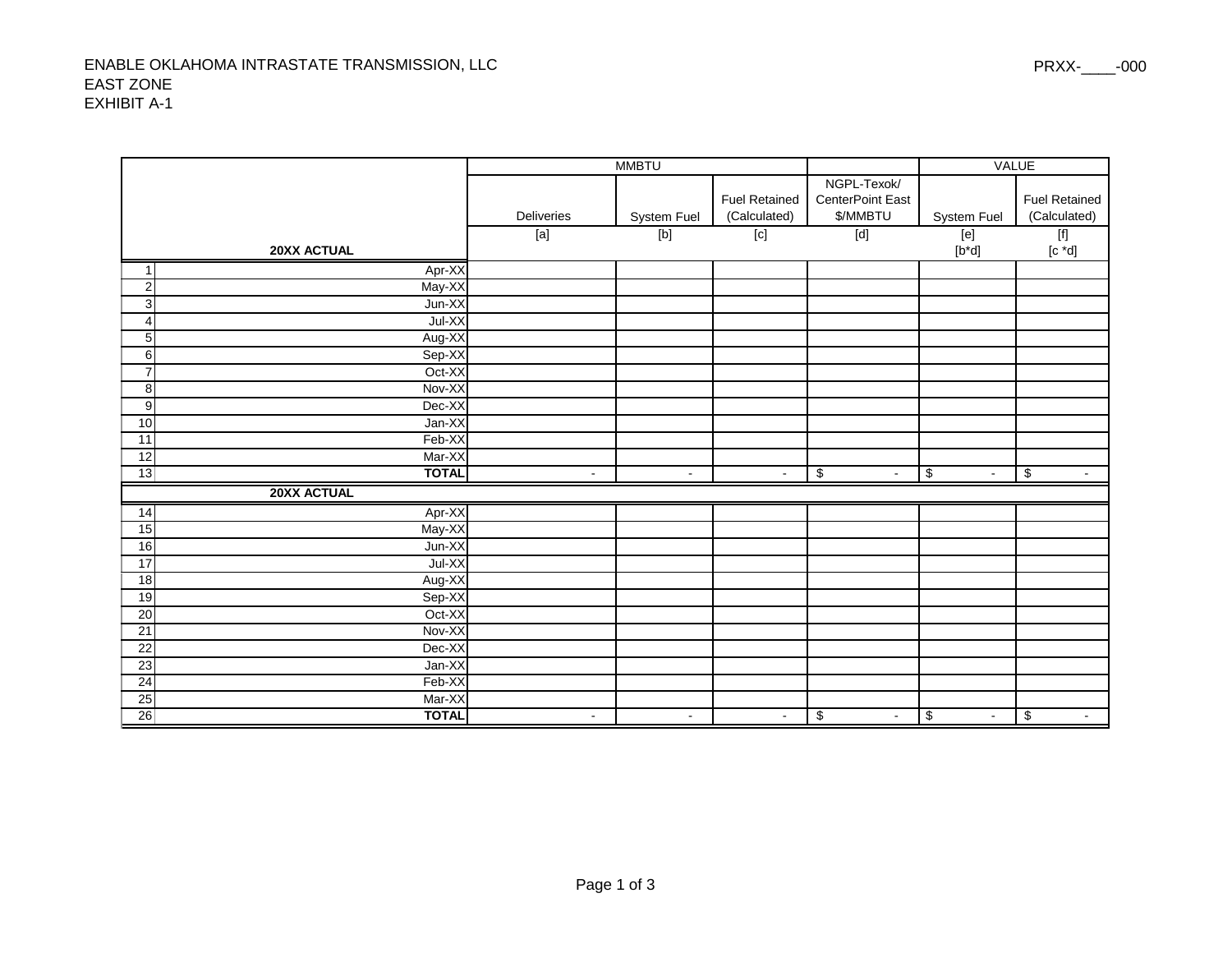ENABLE OKLAHOMA INTRASTATE TRANSMISSION, LLC
EAST ZONE
EXHIBIT A-1

PRXX-____-000

| | | MMBTU | | | | VALUE | |
|---|---|---|---|---|---|---|---|
| | | Deliveries | System Fuel | Fuel Retained (Calculated) | NGPL-Texok/ CenterPoint East $/MMBTU | System Fuel | Fuel Retained (Calculated) |
| | **20XX ACTUAL** | [a] | [b] | [c] | [d] | [e] [b*d] | [f] [c *d] |
| 1 | Apr-XX | | | | | | |
| 2 | May-XX | | | | | | |
| 3 | Jun-XX | | | | | | |
| 4 | Jul-XX | | | | | | |
| 5 | Aug-XX | | | | | | |
| 6 | Sep-XX | | | | | | |
| 7 | Oct-XX | | | | | | |
| 8 | Nov-XX | | | | | | |
| 9 | Dec-XX | | | | | | |
| 10 | Jan-XX | | | | | | |
| 11 | Feb-XX | | | | | | |
| 12 | Mar-XX | | | | | | |
| 13 | **TOTAL** | - | - | - | $ - | $ - | $ - |
| | **20XX ACTUAL** | | | | | | |
| 14 | Apr-XX | | | | | | |
| 15 | May-XX | | | | | | |
| 16 | Jun-XX | | | | | | |
| 17 | Jul-XX | | | | | | |
| 18 | Aug-XX | | | | | | |
| 19 | Sep-XX | | | | | | |
| 20 | Oct-XX | | | | | | |
| 21 | Nov-XX | | | | | | |
| 22 | Dec-XX | | | | | | |
| 23 | Jan-XX | | | | | | |
| 24 | Feb-XX | | | | | | |
| 25 | Mar-XX | | | | | | |
| 26 | **TOTAL** | - | - | - | $ - | $ - | $ - |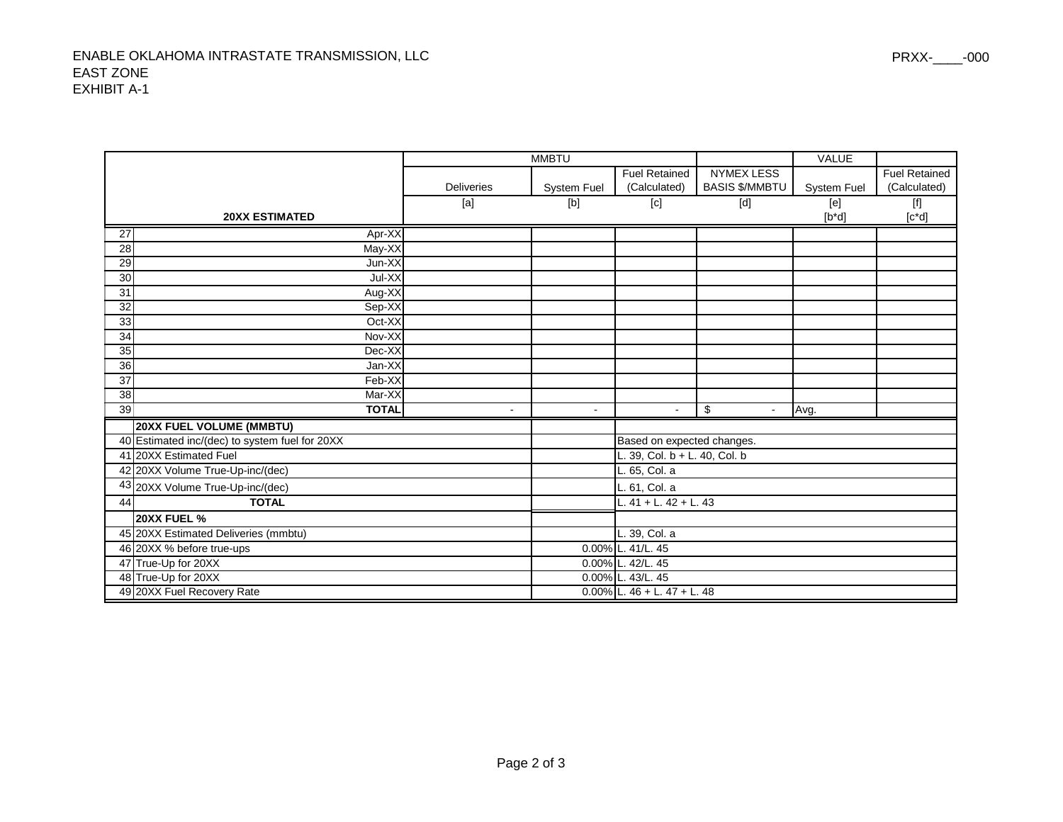ENABLE OKLAHOMA INTRASTATE TRANSMISSION, LLC
EAST ZONE
EXHIBIT A-1

PRXX-____-000

| | | MMBTU | | | | VALUE | |
|---|---|---|---|---|---|---|---|
| | | Deliveries | System Fuel | Fuel Retained (Calculated) | NYMEX LESS BASIS $/MMBTU | System Fuel | Fuel Retained (Calculated) |
| | **20XX ESTIMATED** | [a] | [b] | [c] | [d] | [e] [b*d] | [f] [c*d] |
| 27 | Apr-XX | | | | | | |
| 28 | May-XX | | | | | | |
| 29 | Jun-XX | | | | | | |
| 30 | Jul-XX | | | | | | |
| 31 | Aug-XX | | | | | | |
| 32 | Sep-XX | | | | | | |
| 33 | Oct-XX | | | | | | |
| 34 | Nov-XX | | | | | | |
| 35 | Dec-XX | | | | | | |
| 36 | Jan-XX | | | | | | |
| 37 | Feb-XX | | | | | | |
| 38 | Mar-XX | | | | | | |
| 39 | **TOTAL** | - | - | - | $ - | Avg. | |

| | | | |
|---|---|---|---|
| | **20XX FUEL VOLUME (MMBTU)** | | |
| 40 | Estimated inc/(dec) to system fuel for 20XX | | Based on expected changes. |
| 41 | 20XX Estimated Fuel | | L. 39, Col. b + L. 40, Col. b |
| 42 | 20XX Volume True-Up-inc/(dec) | | L. 65, Col. a |
| 43 | 20XX Volume True-Up-inc/(dec) | | L. 61, Col. a |
| 44 | **TOTAL** | | L. 41 + L. 42 + L. 43 |
| | **20XX FUEL %** | | |
| 45 | 20XX Estimated Deliveries (mmbtu) | | L. 39, Col. a |
| 46 | 20XX % before true-ups | 0.00% | L. 41/L. 45 |
| 47 | True-Up for 20XX | 0.00% | L. 42/L. 45 |
| 48 | True-Up for 20XX | 0.00% | L. 43/L. 45 |
| 49 | 20XX Fuel Recovery Rate | 0.00% | L. 46 + L. 47 + L. 48 |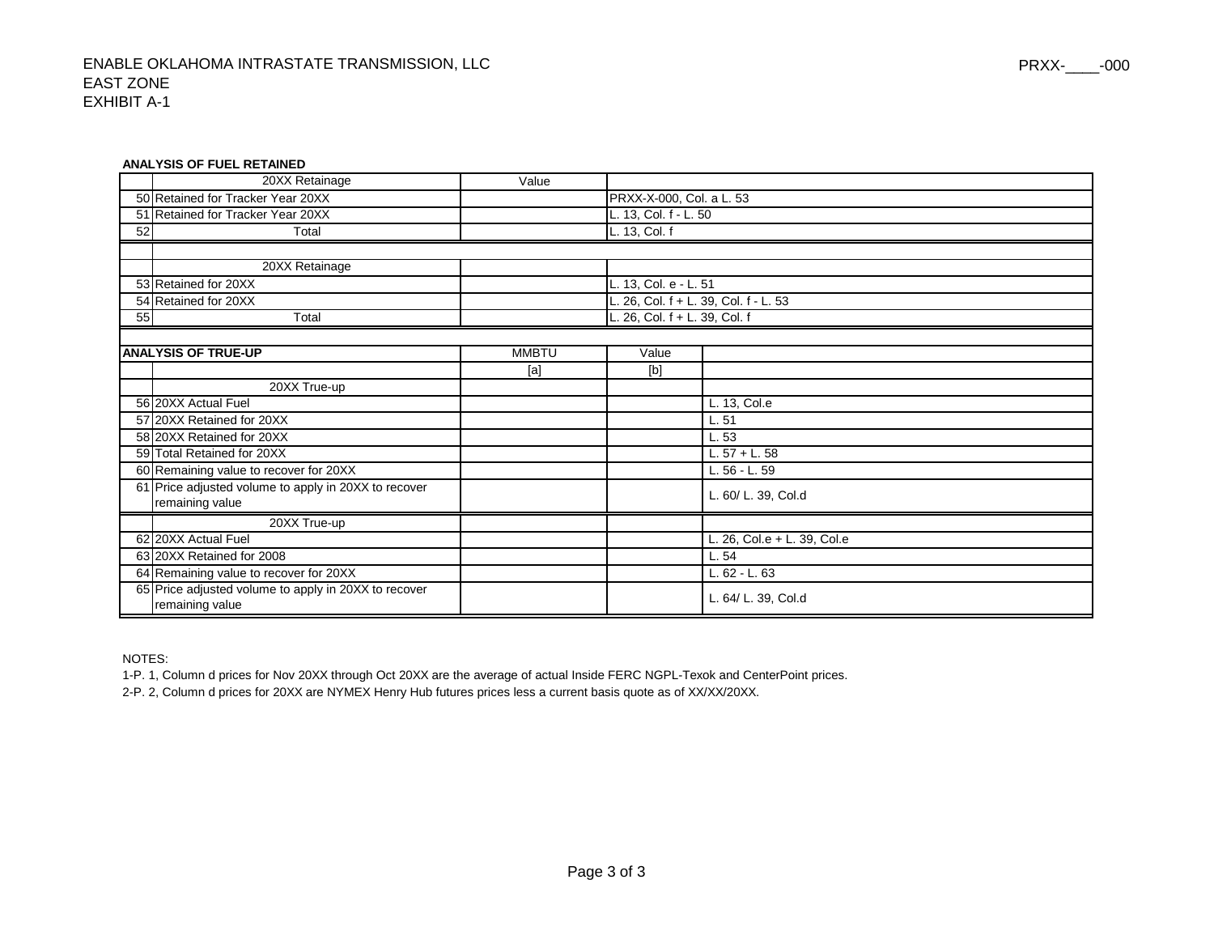ENABLE OKLAHOMA INTRASTATE TRANSMISSION, LLC
EAST ZONE
EXHIBIT A-1

PRXX-____-000

**ANALYSIS OF FUEL RETAINED**

| | 20XX Retainage | Value | |
|---|---|---|---|
| 50 | Retained for Tracker Year 20XX | | PRXX-X-000, Col. a L. 53 |
| 51 | Retained for Tracker Year 20XX | | L. 13, Col. f - L. 50 |
| 52 | Total | | L. 13, Col. f |
| | | | |
| | 20XX Retainage | | |
| 53 | Retained for 20XX | | L. 13, Col. e - L. 51 |
| 54 | Retained for 20XX | | L. 26, Col. f + L. 39, Col. f - L. 53 |
| 55 | Total | | L. 26, Col. f + L. 39, Col. f |

| **ANALYSIS OF TRUE-UP** | | MMBTU | Value | |
|---|---|---|---|---|
| | | [a] | [b] | |
| | 20XX True-up | | | |
| 56 | 20XX Actual Fuel | | | L. 13, Col.e |
| 57 | 20XX Retained for 20XX | | | L. 51 |
| 58 | 20XX Retained for 20XX | | | L. 53 |
| 59 | Total Retained for 20XX | | | L. 57 + L. 58 |
| 60 | Remaining value to recover for 20XX | | | L. 56 - L. 59 |
| 61 | Price adjusted volume to apply in 20XX to recover remaining value | | | L. 60/ L. 39, Col.d |
| | 20XX True-up | | | |
| 62 | 20XX Actual Fuel | | | L. 26, Col.e + L. 39, Col.e |
| 63 | 20XX Retained for 2008 | | | L. 54 |
| 64 | Remaining value to recover for 20XX | | | L. 62 - L. 63 |
| 65 | Price adjusted volume to apply in 20XX to recover remaining value | | | L. 64/ L. 39, Col.d |

NOTES:

1-P. 1, Column d prices for Nov 20XX through Oct 20XX are the average of actual Inside FERC NGPL-Texok and CenterPoint prices.

2-P. 2, Column d prices for 20XX are NYMEX Henry Hub futures prices less a current basis quote as of XX/XX/20XX.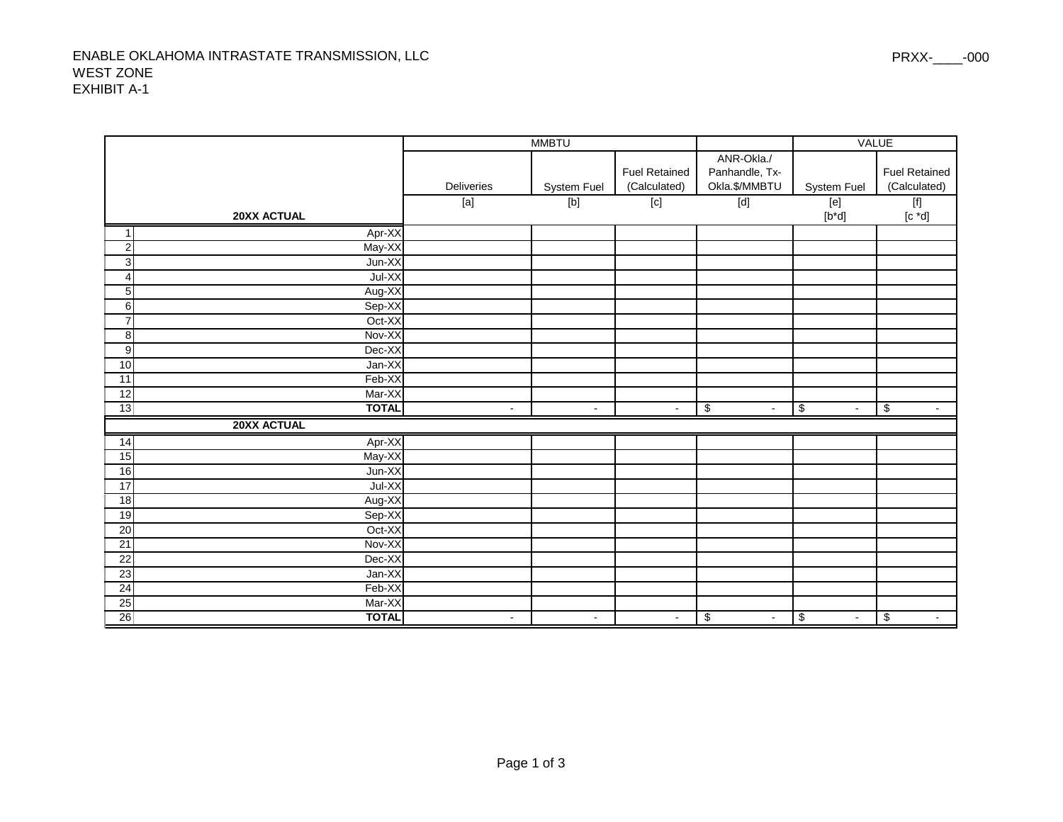ENABLE OKLAHOMA INTRASTATE TRANSMISSION, LLC
WEST ZONE
EXHIBIT A-1

PRXX-____-000

| | | MMBTU | | | | VALUE | |
|---|---|---|---|---|---|---|---|
| | | Deliveries | System Fuel | Fuel Retained (Calculated) | ANR-Okla./ Panhandle, Tx-Okla.$/MMBTU | System Fuel | Fuel Retained (Calculated) |
| | **20XX ACTUAL** | [a] | [b] | [c] | [d] | [e] [b*d] | [f] [c *d] |
| 1 | Apr-XX | | | | | | |
| 2 | May-XX | | | | | | |
| 3 | Jun-XX | | | | | | |
| 4 | Jul-XX | | | | | | |
| 5 | Aug-XX | | | | | | |
| 6 | Sep-XX | | | | | | |
| 7 | Oct-XX | | | | | | |
| 8 | Nov-XX | | | | | | |
| 9 | Dec-XX | | | | | | |
| 10 | Jan-XX | | | | | | |
| 11 | Feb-XX | | | | | | |
| 12 | Mar-XX | | | | | | |
| 13 | **TOTAL** | - | - | - | $ - | $ - | $ - |
| | **20XX ACTUAL** | | | | | | |
| 14 | Apr-XX | | | | | | |
| 15 | May-XX | | | | | | |
| 16 | Jun-XX | | | | | | |
| 17 | Jul-XX | | | | | | |
| 18 | Aug-XX | | | | | | |
| 19 | Sep-XX | | | | | | |
| 20 | Oct-XX | | | | | | |
| 21 | Nov-XX | | | | | | |
| 22 | Dec-XX | | | | | | |
| 23 | Jan-XX | | | | | | |
| 24 | Feb-XX | | | | | | |
| 25 | Mar-XX | | | | | | |
| 26 | **TOTAL** | - | - | - | $ - | $ - | $ - |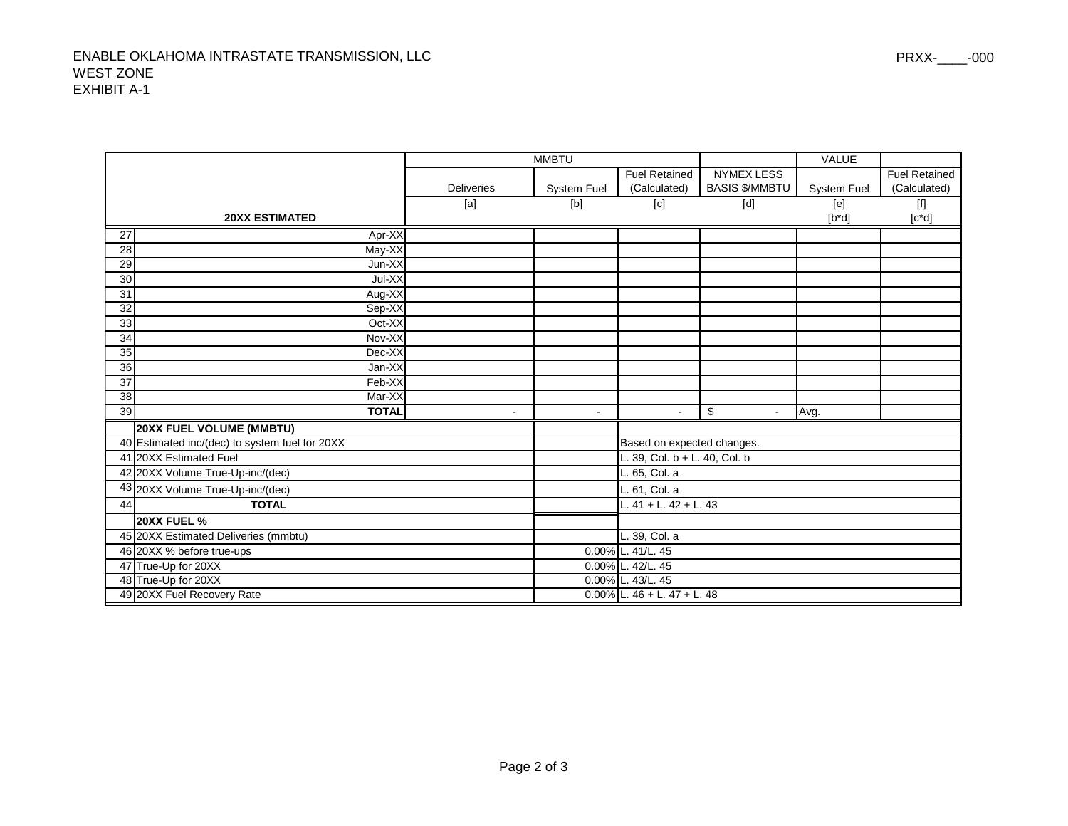ENABLE OKLAHOMA INTRASTATE TRANSMISSION, LLC
WEST ZONE
EXHIBIT A-1

PRXX-____-000

| | | MMBTU | | | | VALUE | |
|---|---|---|---|---|---|---|---|
| | | Deliveries | System Fuel | Fuel Retained (Calculated) | NYMEX LESS BASIS $/MMBTU | System Fuel | Fuel Retained (Calculated) |
| | **20XX ESTIMATED** | [a] | [b] | [c] | [d] | [e] [b*d] | [f] [c*d] |
| 27 | Apr-XX | | | | | | |
| 28 | May-XX | | | | | | |
| 29 | Jun-XX | | | | | | |
| 30 | Jul-XX | | | | | | |
| 31 | Aug-XX | | | | | | |
| 32 | Sep-XX | | | | | | |
| 33 | Oct-XX | | | | | | |
| 34 | Nov-XX | | | | | | |
| 35 | Dec-XX | | | | | | |
| 36 | Jan-XX | | | | | | |
| 37 | Feb-XX | | | | | | |
| 38 | Mar-XX | | | | | | |
| 39 | **TOTAL** | - | - | - | $ - | Avg. | |

| | | | |
|---|---|---|---|
| | **20XX FUEL VOLUME (MMBTU)** | | |
| 40 | Estimated inc/(dec) to system fuel for 20XX | | Based on expected changes. |
| 41 | 20XX Estimated Fuel | | L. 39, Col. b + L. 40, Col. b |
| 42 | 20XX Volume True-Up-inc/(dec) | | L. 65, Col. a |
| 43 | 20XX Volume True-Up-inc/(dec) | | L. 61, Col. a |
| 44 | **TOTAL** | | L. 41 + L. 42 + L. 43 |
| | **20XX FUEL %** | | |
| 45 | 20XX Estimated Deliveries (mmbtu) | | L. 39, Col. a |
| 46 | 20XX % before true-ups | 0.00% | L. 41/L. 45 |
| 47 | True-Up for 20XX | 0.00% | L. 42/L. 45 |
| 48 | True-Up for 20XX | 0.00% | L. 43/L. 45 |
| 49 | 20XX Fuel Recovery Rate | 0.00% | L. 46 + L. 47 + L. 48 |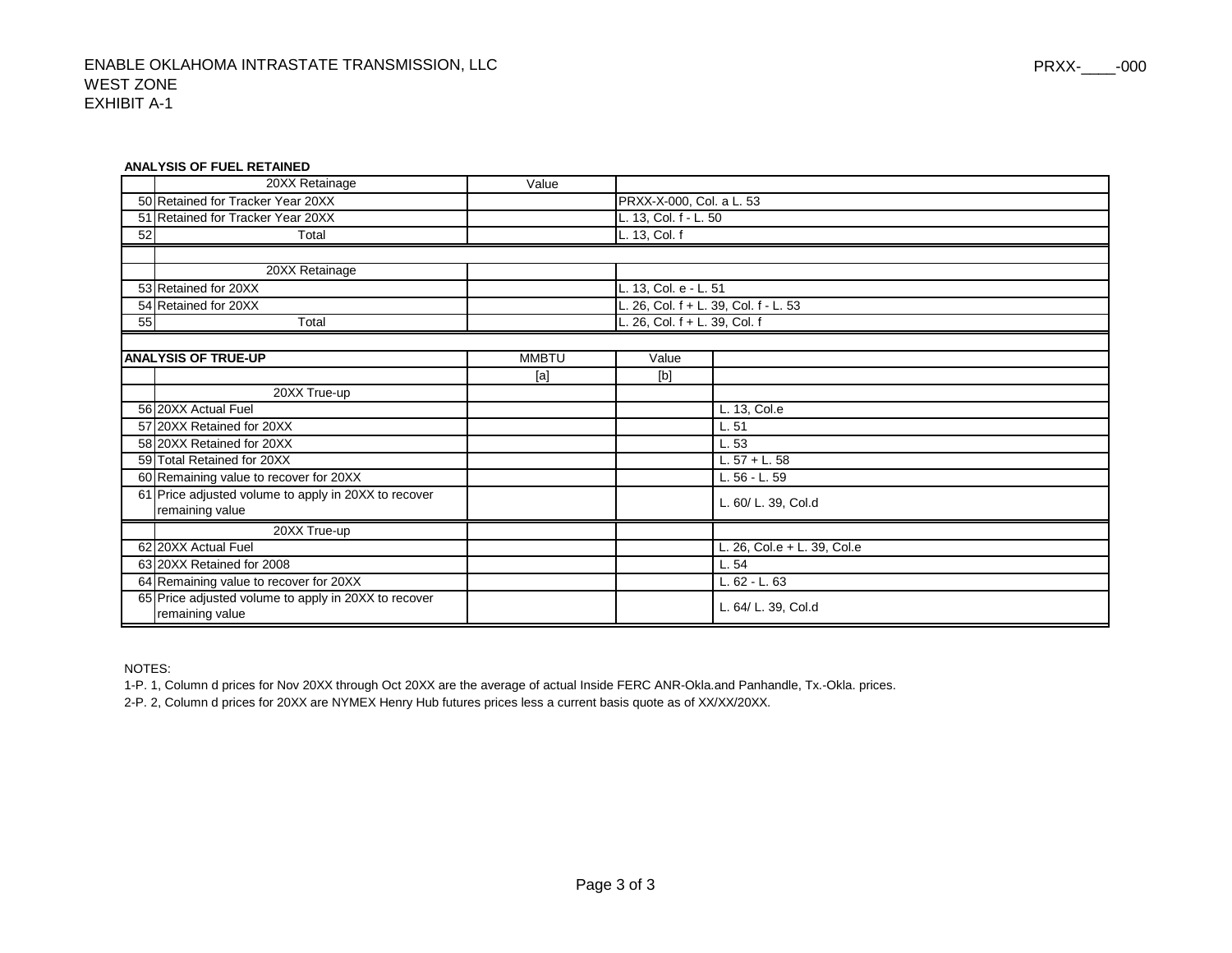ENABLE OKLAHOMA INTRASTATE TRANSMISSION, LLC
WEST ZONE
EXHIBIT A-1

PRXX-____-000

**ANALYSIS OF FUEL RETAINED**

| | 20XX Retainage | Value | |
|---|---|---|---|
| 50 | Retained for Tracker Year 20XX | | PRXX-X-000, Col. a L. 53 |
| 51 | Retained for Tracker Year 20XX | | L. 13, Col. f - L. 50 |
| 52 | Total | | L. 13, Col. f |
| | | | |
| | 20XX Retainage | | |
| 53 | Retained for 20XX | | L. 13, Col. e - L. 51 |
| 54 | Retained for 20XX | | L. 26, Col. f + L. 39, Col. f - L. 53 |
| 55 | Total | | L. 26, Col. f + L. 39, Col. f |

| **ANALYSIS OF TRUE-UP** | | MMBTU | Value | |
|---|---|---|---|---|
| | | [a] | [b] | |
| | 20XX True-up | | | |
| 56 | 20XX Actual Fuel | | | L. 13, Col.e |
| 57 | 20XX Retained for 20XX | | | L. 51 |
| 58 | 20XX Retained for 20XX | | | L. 53 |
| 59 | Total Retained for 20XX | | | L. 57 + L. 58 |
| 60 | Remaining value to recover for 20XX | | | L. 56 - L. 59 |
| 61 | Price adjusted volume to apply in 20XX to recover remaining value | | | L. 60/ L. 39, Col.d |
| | 20XX True-up | | | |
| 62 | 20XX Actual Fuel | | | L. 26, Col.e + L. 39, Col.e |
| 63 | 20XX Retained for 2008 | | | L. 54 |
| 64 | Remaining value to recover for 20XX | | | L. 62 - L. 63 |
| 65 | Price adjusted volume to apply in 20XX to recover remaining value | | | L. 64/ L. 39, Col.d |

NOTES:

1-P. 1, Column d prices for Nov 20XX through Oct 20XX are the average of actual Inside FERC ANR-Okla.and Panhandle, Tx.-Okla. prices.

2-P. 2, Column d prices for 20XX are NYMEX Henry Hub futures prices less a current basis quote as of XX/XX/20XX.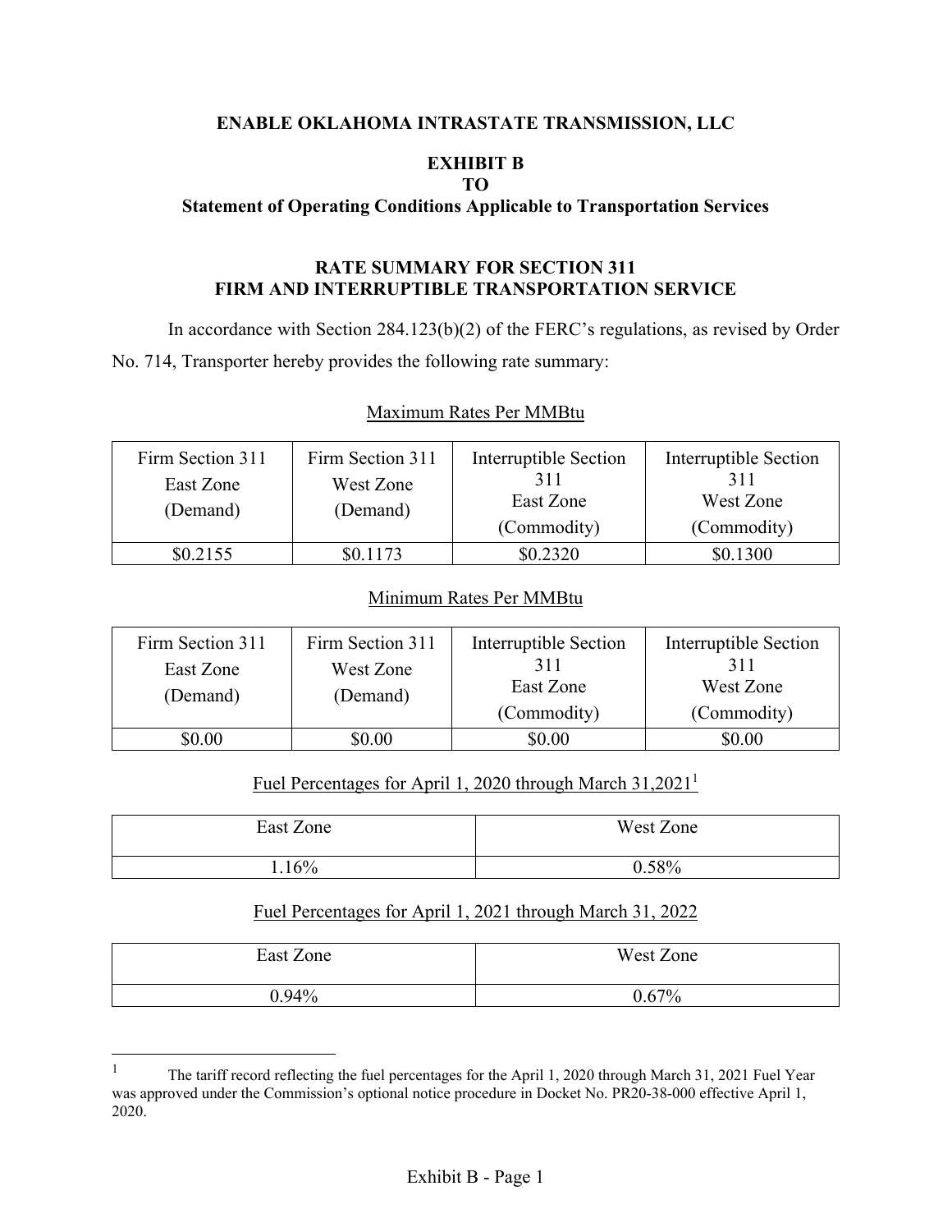**ENABLE OKLAHOMA INTRASTATE TRANSMISSION, LLC**

**EXHIBIT B**
**TO**
**Statement of Operating Conditions Applicable to Transportation Services**

**RATE SUMMARY FOR SECTION 311**
**FIRM AND INTERRUPTIBLE TRANSPORTATION SERVICE**

In accordance with Section 284.123(b)(2) of the FERC's regulations, as revised by Order No. 714, Transporter hereby provides the following rate summary:

Maximum Rates Per MMBtu

| Firm Section 311 East Zone (Demand) | Firm Section 311 West Zone (Demand) | Interruptible Section 311 East Zone (Commodity) | Interruptible Section 311 West Zone (Commodity) |
|---|---|---|---|
| $0.2155 | $0.1173 | $0.2320 | $0.1300 |

Minimum Rates Per MMBtu

| Firm Section 311 East Zone (Demand) | Firm Section 311 West Zone (Demand) | Interruptible Section 311 East Zone (Commodity) | Interruptible Section 311 West Zone (Commodity) |
|---|---|---|---|
| $0.00 | $0.00 | $0.00 | $0.00 |

Fuel Percentages for April 1, 2020 through March 31,2021[1]

| East Zone | West Zone |
|---|---|
| 1.16% | 0.58% |

Fuel Percentages for April 1, 2021 through March 31, 2022

| East Zone | West Zone |
|---|---|
| 0.94% | 0.67% |

[1] The tariff record reflecting the fuel percentages for the April 1, 2020 through March 31, 2021 Fuel Year was approved under the Commission's optional notice procedure in Docket No. PR20-38-000 effective April 1, 2020.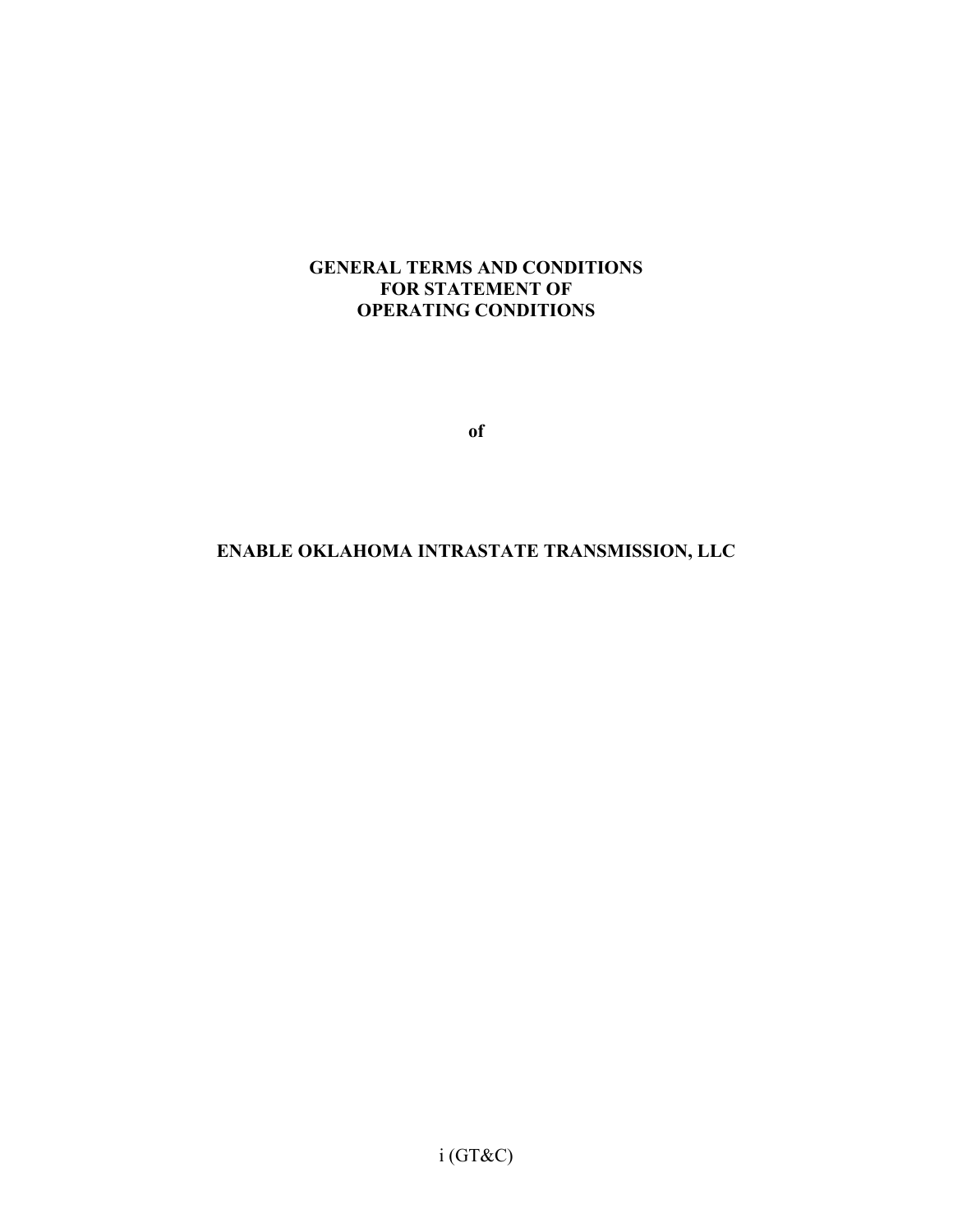# GENERAL TERMS AND CONDITIONS FOR STATEMENT OF OPERATING CONDITIONS

**of**

# ENABLE OKLAHOMA INTRASTATE TRANSMISSION, LLC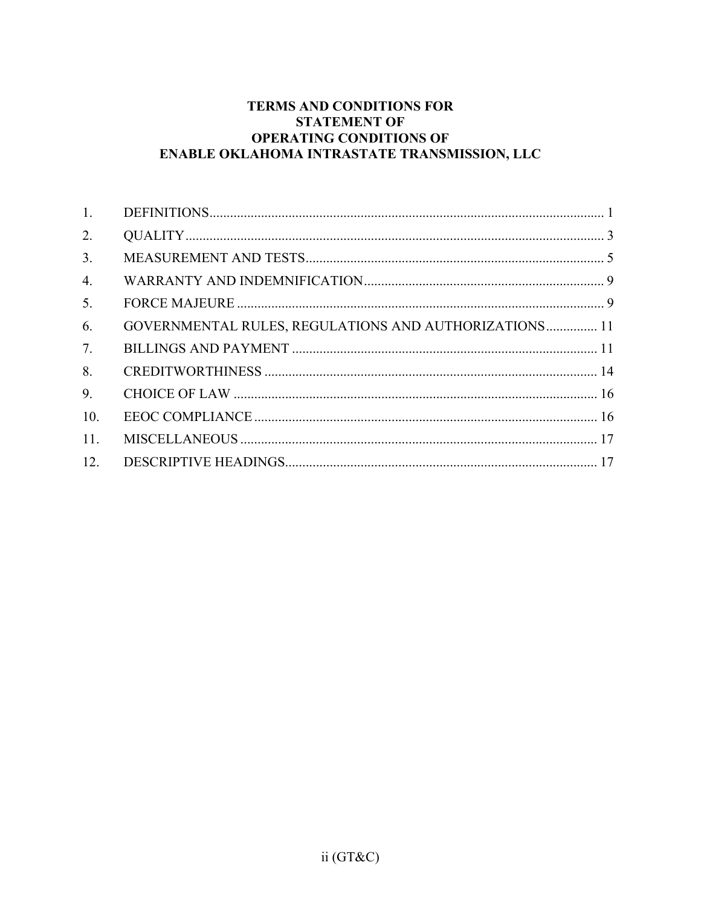# TERMS AND CONDITIONS FOR STATEMENT OF OPERATING CONDITIONS OF ENABLE OKLAHOMA INTRASTATE TRANSMISSION, LLC

| | | |
|---|---|---|
| 1. | DEFINITIONS | 1 |
| 2. | QUALITY | 3 |
| 3. | MEASUREMENT AND TESTS | 5 |
| 4. | WARRANTY AND INDEMNIFICATION | 9 |
| 5. | FORCE MAJEURE | 9 |
| 6. | GOVERNMENTAL RULES, REGULATIONS AND AUTHORIZATIONS | 11 |
| 7. | BILLINGS AND PAYMENT | 11 |
| 8. | CREDITWORTHINESS | 14 |
| 9. | CHOICE OF LAW | 16 |
| 10. | EEOC COMPLIANCE | 16 |
| 11. | MISCELLANEOUS | 17 |
| 12. | DESCRIPTIVE HEADINGS | 17 |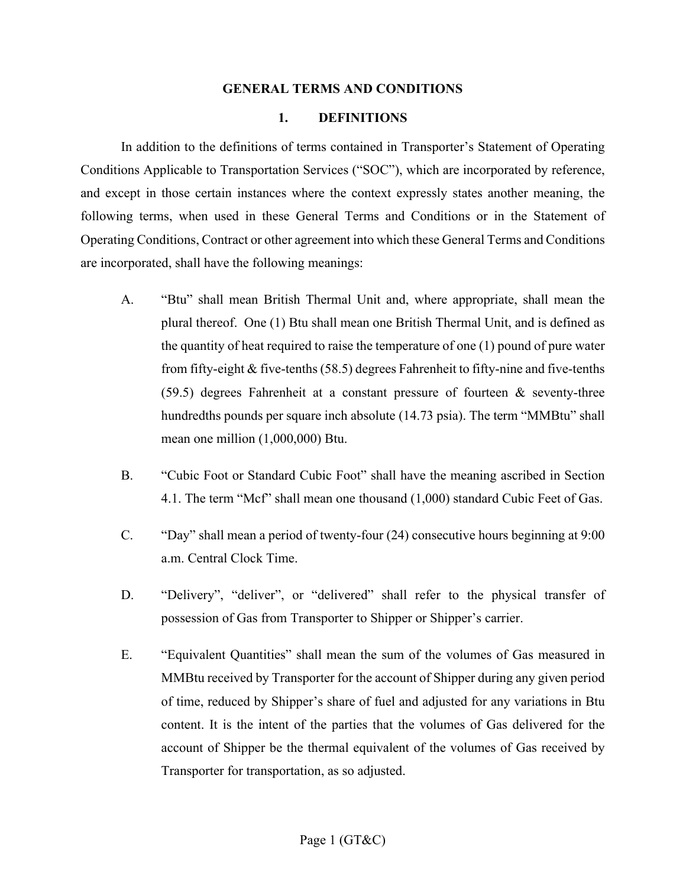# GENERAL TERMS AND CONDITIONS

## 1. DEFINITIONS

In addition to the definitions of terms contained in Transporter's Statement of Operating Conditions Applicable to Transportation Services ("SOC"), which are incorporated by reference, and except in those certain instances where the context expressly states another meaning, the following terms, when used in these General Terms and Conditions or in the Statement of Operating Conditions, Contract or other agreement into which these General Terms and Conditions are incorporated, shall have the following meanings:

A. "Btu" shall mean British Thermal Unit and, where appropriate, shall mean the plural thereof. One (1) Btu shall mean one British Thermal Unit, and is defined as the quantity of heat required to raise the temperature of one (1) pound of pure water from fifty-eight & five-tenths (58.5) degrees Fahrenheit to fifty-nine and five-tenths (59.5) degrees Fahrenheit at a constant pressure of fourteen & seventy-three hundredths pounds per square inch absolute (14.73 psia). The term "MMBtu" shall mean one million (1,000,000) Btu.

B. "Cubic Foot or Standard Cubic Foot" shall have the meaning ascribed in Section 4.1. The term "Mcf" shall mean one thousand (1,000) standard Cubic Feet of Gas.

C. "Day" shall mean a period of twenty-four (24) consecutive hours beginning at 9:00 a.m. Central Clock Time.

D. "Delivery", "deliver", or "delivered" shall refer to the physical transfer of possession of Gas from Transporter to Shipper or Shipper's carrier.

E. "Equivalent Quantities" shall mean the sum of the volumes of Gas measured in MMBtu received by Transporter for the account of Shipper during any given period of time, reduced by Shipper's share of fuel and adjusted for any variations in Btu content. It is the intent of the parties that the volumes of Gas delivered for the account of Shipper be the thermal equivalent of the volumes of Gas received by Transporter for transportation, as so adjusted.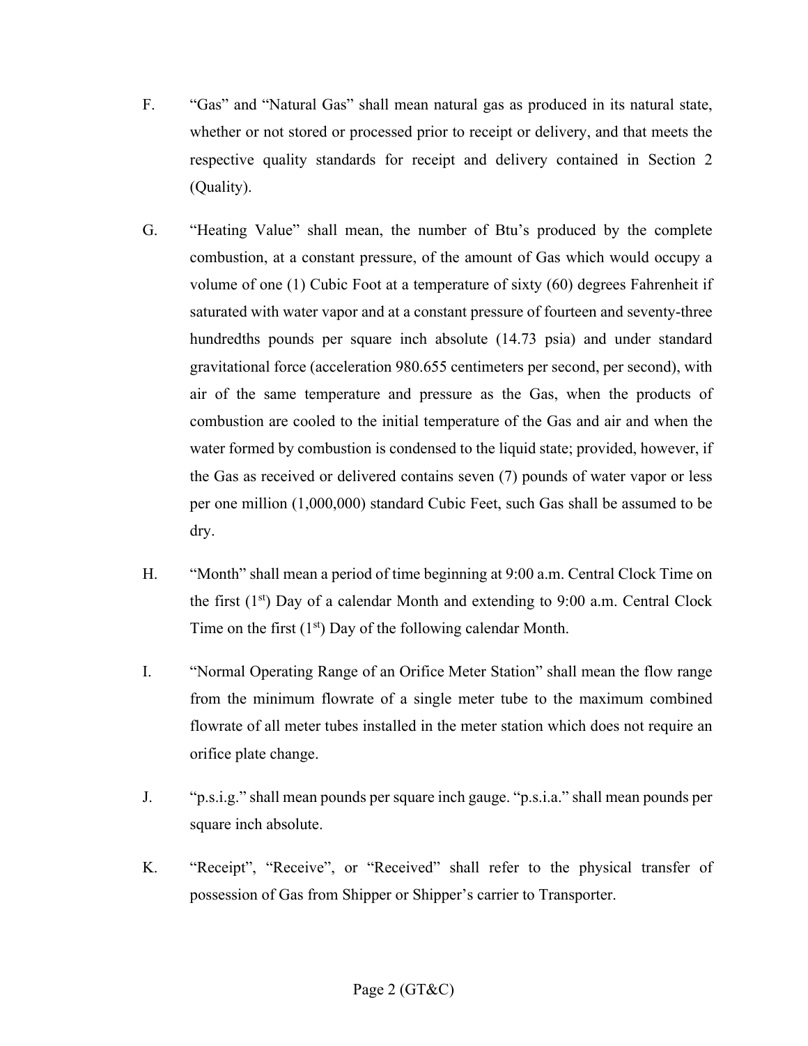F. "Gas" and "Natural Gas" shall mean natural gas as produced in its natural state, whether or not stored or processed prior to receipt or delivery, and that meets the respective quality standards for receipt and delivery contained in Section 2 (Quality).

G. "Heating Value" shall mean, the number of Btu's produced by the complete combustion, at a constant pressure, of the amount of Gas which would occupy a volume of one (1) Cubic Foot at a temperature of sixty (60) degrees Fahrenheit if saturated with water vapor and at a constant pressure of fourteen and seventy-three hundredths pounds per square inch absolute (14.73 psia) and under standard gravitational force (acceleration 980.655 centimeters per second, per second), with air of the same temperature and pressure as the Gas, when the products of combustion are cooled to the initial temperature of the Gas and air and when the water formed by combustion is condensed to the liquid state; provided, however, if the Gas as received or delivered contains seven (7) pounds of water vapor or less per one million (1,000,000) standard Cubic Feet, such Gas shall be assumed to be dry.

H. "Month" shall mean a period of time beginning at 9:00 a.m. Central Clock Time on the first (1st) Day of a calendar Month and extending to 9:00 a.m. Central Clock Time on the first (1st) Day of the following calendar Month.

I. "Normal Operating Range of an Orifice Meter Station" shall mean the flow range from the minimum flowrate of a single meter tube to the maximum combined flowrate of all meter tubes installed in the meter station which does not require an orifice plate change.

J. "p.s.i.g." shall mean pounds per square inch gauge. "p.s.i.a." shall mean pounds per square inch absolute.

K. "Receipt", "Receive", or "Received" shall refer to the physical transfer of possession of Gas from Shipper or Shipper's carrier to Transporter.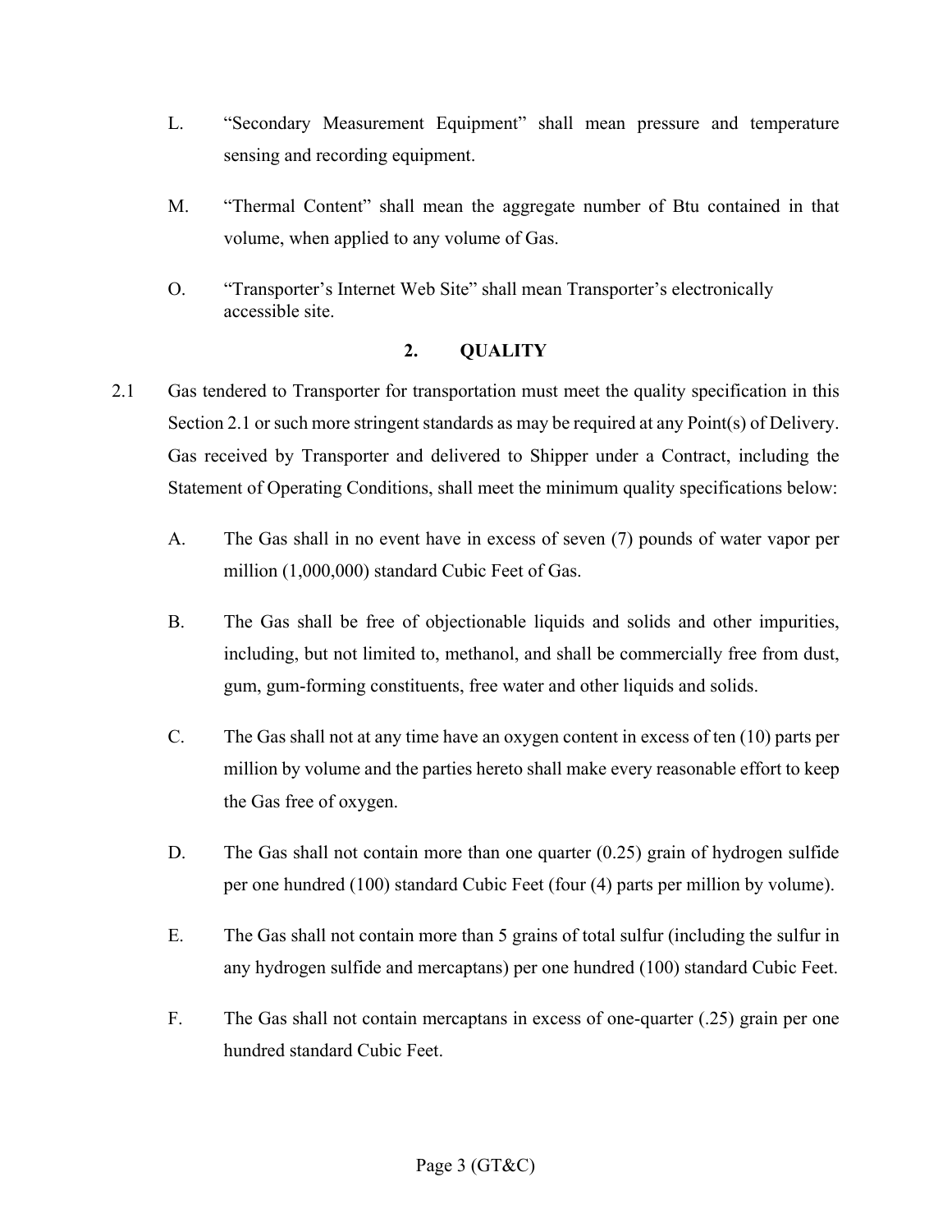L. “Secondary Measurement Equipment” shall mean pressure and temperature sensing and recording equipment.

M. “Thermal Content” shall mean the aggregate number of Btu contained in that volume, when applied to any volume of Gas.

O. “Transporter’s Internet Web Site” shall mean Transporter’s electronically accessible site.

## 2. QUALITY

2.1 Gas tendered to Transporter for transportation must meet the quality specification in this Section 2.1 or such more stringent standards as may be required at any Point(s) of Delivery. Gas received by Transporter and delivered to Shipper under a Contract, including the Statement of Operating Conditions, shall meet the minimum quality specifications below:

A. The Gas shall in no event have in excess of seven (7) pounds of water vapor per million (1,000,000) standard Cubic Feet of Gas.

B. The Gas shall be free of objectionable liquids and solids and other impurities, including, but not limited to, methanol, and shall be commercially free from dust, gum, gum-forming constituents, free water and other liquids and solids.

C. The Gas shall not at any time have an oxygen content in excess of ten (10) parts per million by volume and the parties hereto shall make every reasonable effort to keep the Gas free of oxygen.

D. The Gas shall not contain more than one quarter (0.25) grain of hydrogen sulfide per one hundred (100) standard Cubic Feet (four (4) parts per million by volume).

E. The Gas shall not contain more than 5 grains of total sulfur (including the sulfur in any hydrogen sulfide and mercaptans) per one hundred (100) standard Cubic Feet.

F. The Gas shall not contain mercaptans in excess of one-quarter (.25) grain per one hundred standard Cubic Feet.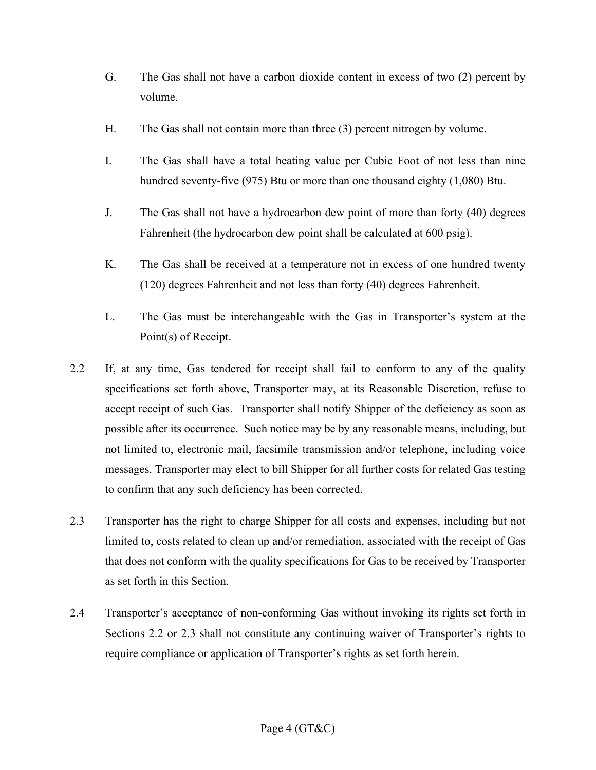G. The Gas shall not have a carbon dioxide content in excess of two (2) percent by volume.

H. The Gas shall not contain more than three (3) percent nitrogen by volume.

I. The Gas shall have a total heating value per Cubic Foot of not less than nine hundred seventy-five (975) Btu or more than one thousand eighty (1,080) Btu.

J. The Gas shall not have a hydrocarbon dew point of more than forty (40) degrees Fahrenheit (the hydrocarbon dew point shall be calculated at 600 psig).

K. The Gas shall be received at a temperature not in excess of one hundred twenty (120) degrees Fahrenheit and not less than forty (40) degrees Fahrenheit.

L. The Gas must be interchangeable with the Gas in Transporter's system at the Point(s) of Receipt.

2.2 If, at any time, Gas tendered for receipt shall fail to conform to any of the quality specifications set forth above, Transporter may, at its Reasonable Discretion, refuse to accept receipt of such Gas. Transporter shall notify Shipper of the deficiency as soon as possible after its occurrence. Such notice may be by any reasonable means, including, but not limited to, electronic mail, facsimile transmission and/or telephone, including voice messages. Transporter may elect to bill Shipper for all further costs for related Gas testing to confirm that any such deficiency has been corrected.

2.3 Transporter has the right to charge Shipper for all costs and expenses, including but not limited to, costs related to clean up and/or remediation, associated with the receipt of Gas that does not conform with the quality specifications for Gas to be received by Transporter as set forth in this Section.

2.4 Transporter's acceptance of non-conforming Gas without invoking its rights set forth in Sections 2.2 or 2.3 shall not constitute any continuing waiver of Transporter's rights to require compliance or application of Transporter's rights as set forth herein.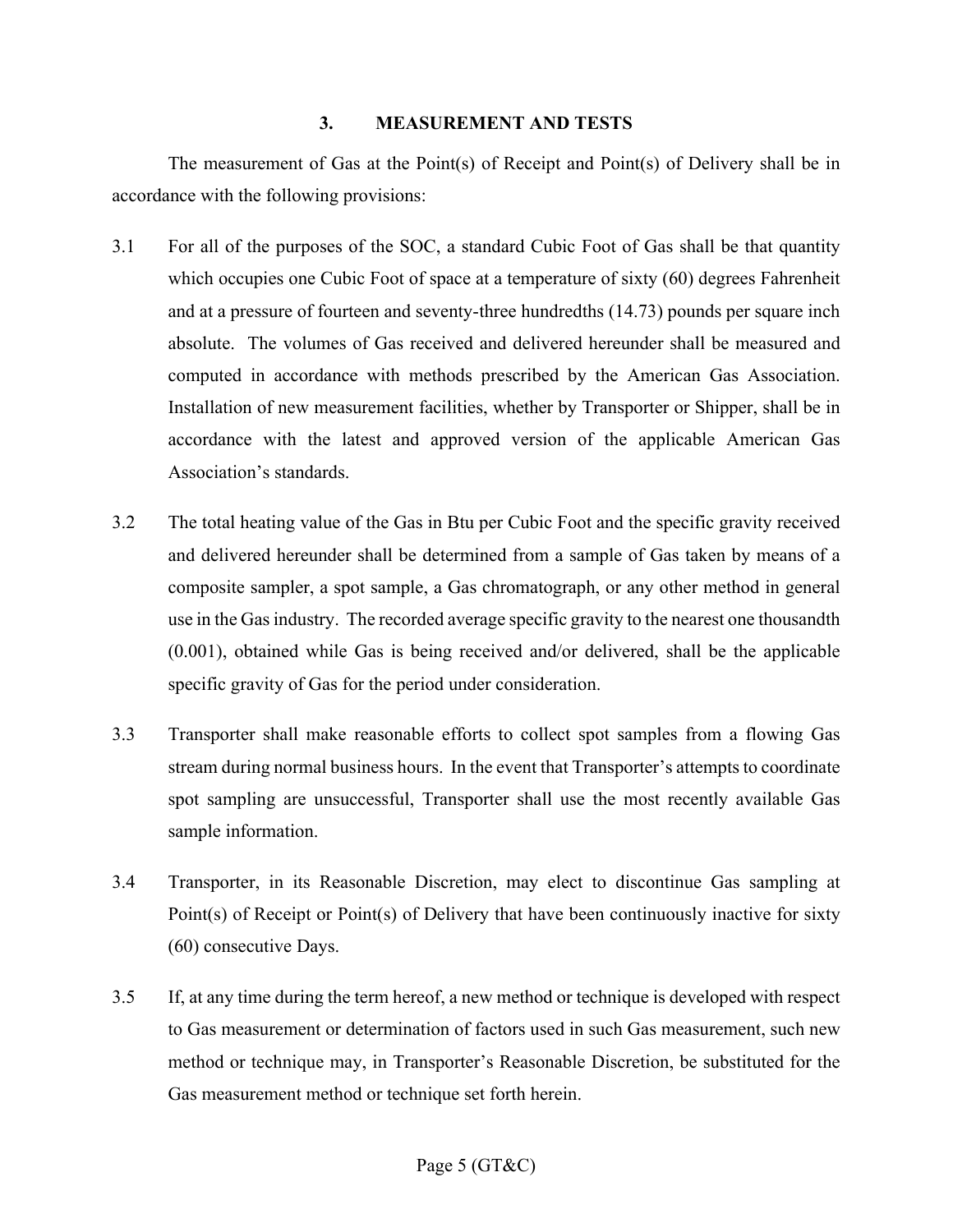## 3. MEASUREMENT AND TESTS

The measurement of Gas at the Point(s) of Receipt and Point(s) of Delivery shall be in accordance with the following provisions:

3.1 For all of the purposes of the SOC, a standard Cubic Foot of Gas shall be that quantity which occupies one Cubic Foot of space at a temperature of sixty (60) degrees Fahrenheit and at a pressure of fourteen and seventy-three hundredths (14.73) pounds per square inch absolute. The volumes of Gas received and delivered hereunder shall be measured and computed in accordance with methods prescribed by the American Gas Association. Installation of new measurement facilities, whether by Transporter or Shipper, shall be in accordance with the latest and approved version of the applicable American Gas Association's standards.

3.2 The total heating value of the Gas in Btu per Cubic Foot and the specific gravity received and delivered hereunder shall be determined from a sample of Gas taken by means of a composite sampler, a spot sample, a Gas chromatograph, or any other method in general use in the Gas industry. The recorded average specific gravity to the nearest one thousandth (0.001), obtained while Gas is being received and/or delivered, shall be the applicable specific gravity of Gas for the period under consideration.

3.3 Transporter shall make reasonable efforts to collect spot samples from a flowing Gas stream during normal business hours. In the event that Transporter's attempts to coordinate spot sampling are unsuccessful, Transporter shall use the most recently available Gas sample information.

3.4 Transporter, in its Reasonable Discretion, may elect to discontinue Gas sampling at Point(s) of Receipt or Point(s) of Delivery that have been continuously inactive for sixty (60) consecutive Days.

3.5 If, at any time during the term hereof, a new method or technique is developed with respect to Gas measurement or determination of factors used in such Gas measurement, such new method or technique may, in Transporter's Reasonable Discretion, be substituted for the Gas measurement method or technique set forth herein.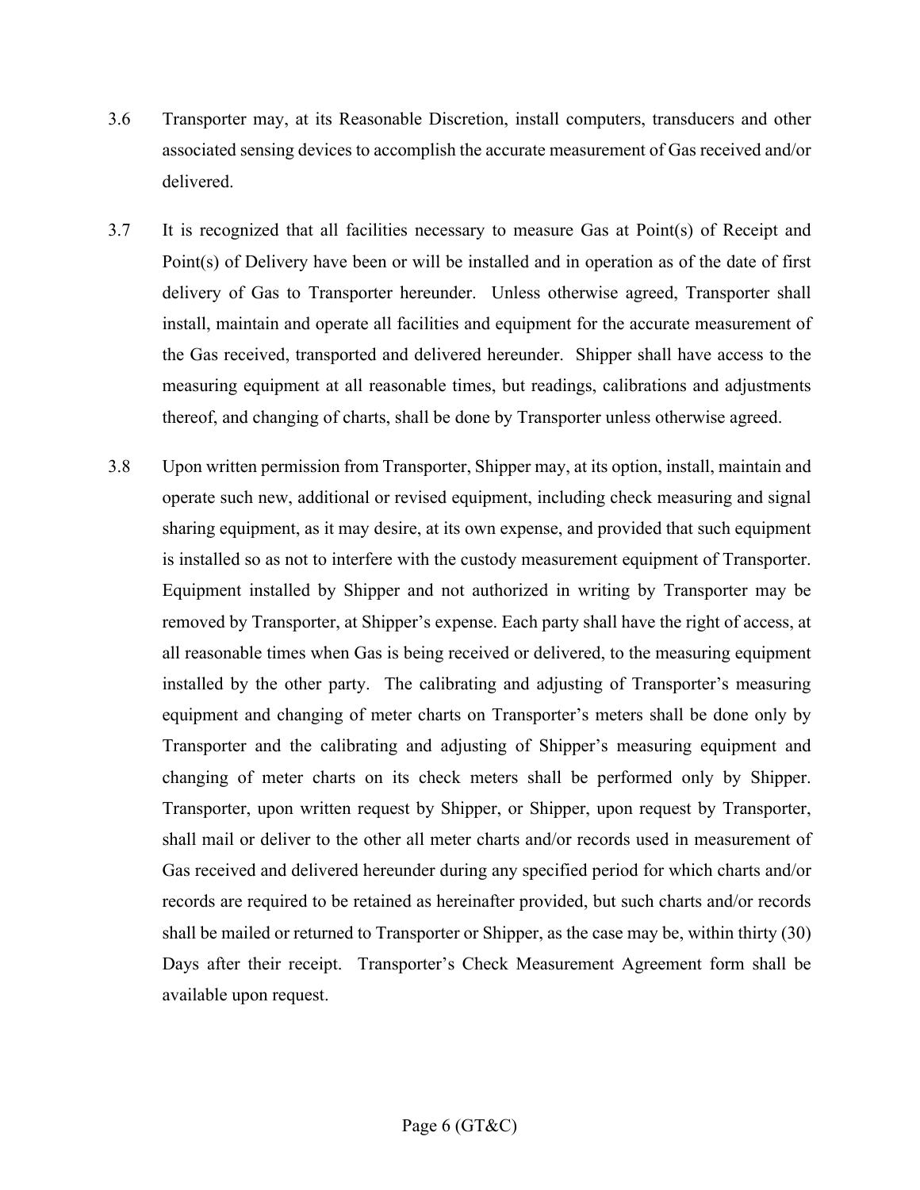3.6 Transporter may, at its Reasonable Discretion, install computers, transducers and other associated sensing devices to accomplish the accurate measurement of Gas received and/or delivered.

3.7 It is recognized that all facilities necessary to measure Gas at Point(s) of Receipt and Point(s) of Delivery have been or will be installed and in operation as of the date of first delivery of Gas to Transporter hereunder. Unless otherwise agreed, Transporter shall install, maintain and operate all facilities and equipment for the accurate measurement of the Gas received, transported and delivered hereunder. Shipper shall have access to the measuring equipment at all reasonable times, but readings, calibrations and adjustments thereof, and changing of charts, shall be done by Transporter unless otherwise agreed.

3.8 Upon written permission from Transporter, Shipper may, at its option, install, maintain and operate such new, additional or revised equipment, including check measuring and signal sharing equipment, as it may desire, at its own expense, and provided that such equipment is installed so as not to interfere with the custody measurement equipment of Transporter. Equipment installed by Shipper and not authorized in writing by Transporter may be removed by Transporter, at Shipper's expense. Each party shall have the right of access, at all reasonable times when Gas is being received or delivered, to the measuring equipment installed by the other party. The calibrating and adjusting of Transporter's measuring equipment and changing of meter charts on Transporter's meters shall be done only by Transporter and the calibrating and adjusting of Shipper's measuring equipment and changing of meter charts on its check meters shall be performed only by Shipper. Transporter, upon written request by Shipper, or Shipper, upon request by Transporter, shall mail or deliver to the other all meter charts and/or records used in measurement of Gas received and delivered hereunder during any specified period for which charts and/or records are required to be retained as hereinafter provided, but such charts and/or records shall be mailed or returned to Transporter or Shipper, as the case may be, within thirty (30) Days after their receipt. Transporter's Check Measurement Agreement form shall be available upon request.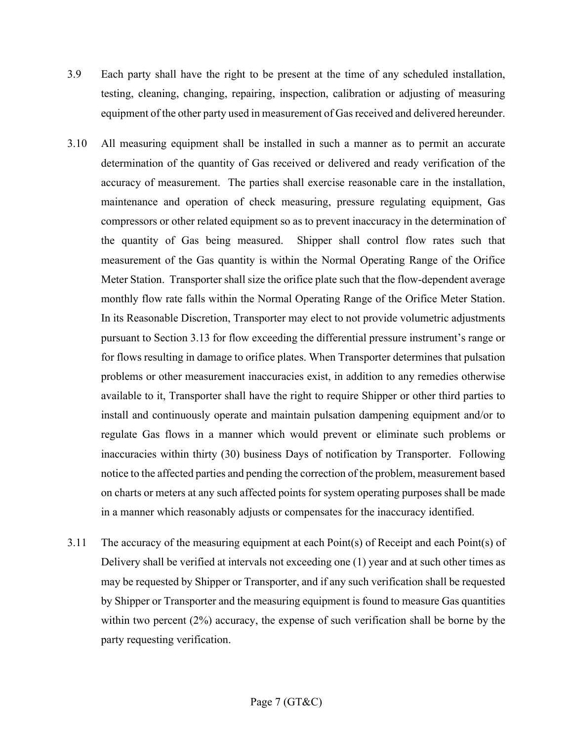3.9 Each party shall have the right to be present at the time of any scheduled installation, testing, cleaning, changing, repairing, inspection, calibration or adjusting of measuring equipment of the other party used in measurement of Gas received and delivered hereunder.

3.10 All measuring equipment shall be installed in such a manner as to permit an accurate determination of the quantity of Gas received or delivered and ready verification of the accuracy of measurement. The parties shall exercise reasonable care in the installation, maintenance and operation of check measuring, pressure regulating equipment, Gas compressors or other related equipment so as to prevent inaccuracy in the determination of the quantity of Gas being measured. Shipper shall control flow rates such that measurement of the Gas quantity is within the Normal Operating Range of the Orifice Meter Station. Transporter shall size the orifice plate such that the flow-dependent average monthly flow rate falls within the Normal Operating Range of the Orifice Meter Station. In its Reasonable Discretion, Transporter may elect to not provide volumetric adjustments pursuant to Section 3.13 for flow exceeding the differential pressure instrument's range or for flows resulting in damage to orifice plates. When Transporter determines that pulsation problems or other measurement inaccuracies exist, in addition to any remedies otherwise available to it, Transporter shall have the right to require Shipper or other third parties to install and continuously operate and maintain pulsation dampening equipment and/or to regulate Gas flows in a manner which would prevent or eliminate such problems or inaccuracies within thirty (30) business Days of notification by Transporter. Following notice to the affected parties and pending the correction of the problem, measurement based on charts or meters at any such affected points for system operating purposes shall be made in a manner which reasonably adjusts or compensates for the inaccuracy identified.

3.11 The accuracy of the measuring equipment at each Point(s) of Receipt and each Point(s) of Delivery shall be verified at intervals not exceeding one (1) year and at such other times as may be requested by Shipper or Transporter, and if any such verification shall be requested by Shipper or Transporter and the measuring equipment is found to measure Gas quantities within two percent (2%) accuracy, the expense of such verification shall be borne by the party requesting verification.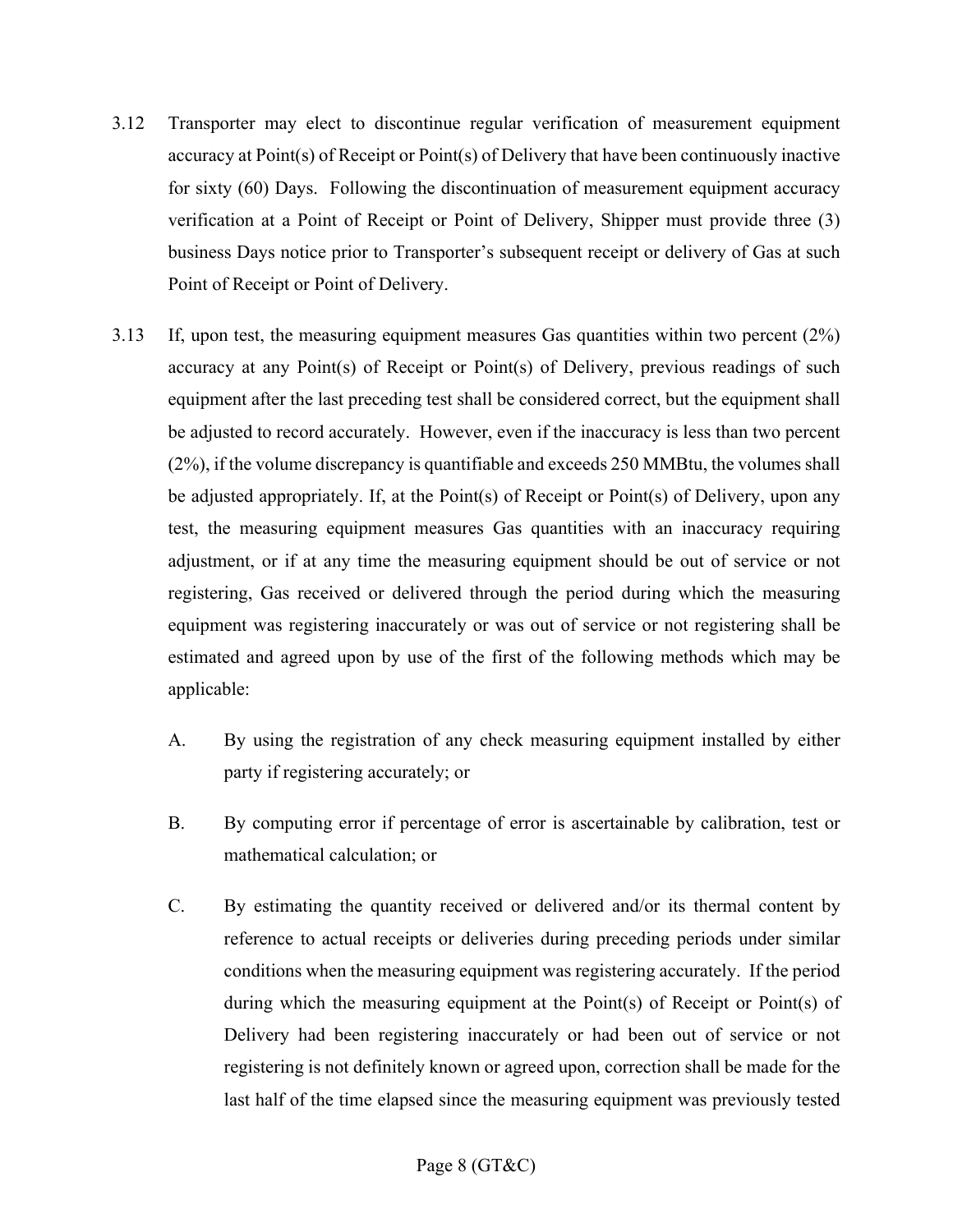3.12 Transporter may elect to discontinue regular verification of measurement equipment accuracy at Point(s) of Receipt or Point(s) of Delivery that have been continuously inactive for sixty (60) Days. Following the discontinuation of measurement equipment accuracy verification at a Point of Receipt or Point of Delivery, Shipper must provide three (3) business Days notice prior to Transporter's subsequent receipt or delivery of Gas at such Point of Receipt or Point of Delivery.

3.13 If, upon test, the measuring equipment measures Gas quantities within two percent (2%) accuracy at any Point(s) of Receipt or Point(s) of Delivery, previous readings of such equipment after the last preceding test shall be considered correct, but the equipment shall be adjusted to record accurately. However, even if the inaccuracy is less than two percent (2%), if the volume discrepancy is quantifiable and exceeds 250 MMBtu, the volumes shall be adjusted appropriately. If, at the Point(s) of Receipt or Point(s) of Delivery, upon any test, the measuring equipment measures Gas quantities with an inaccuracy requiring adjustment, or if at any time the measuring equipment should be out of service or not registering, Gas received or delivered through the period during which the measuring equipment was registering inaccurately or was out of service or not registering shall be estimated and agreed upon by use of the first of the following methods which may be applicable:

   A. By using the registration of any check measuring equipment installed by either party if registering accurately; or

   B. By computing error if percentage of error is ascertainable by calibration, test or mathematical calculation; or

   C. By estimating the quantity received or delivered and/or its thermal content by reference to actual receipts or deliveries during preceding periods under similar conditions when the measuring equipment was registering accurately. If the period during which the measuring equipment at the Point(s) of Receipt or Point(s) of Delivery had been registering inaccurately or had been out of service or not registering is not definitely known or agreed upon, correction shall be made for the last half of the time elapsed since the measuring equipment was previously tested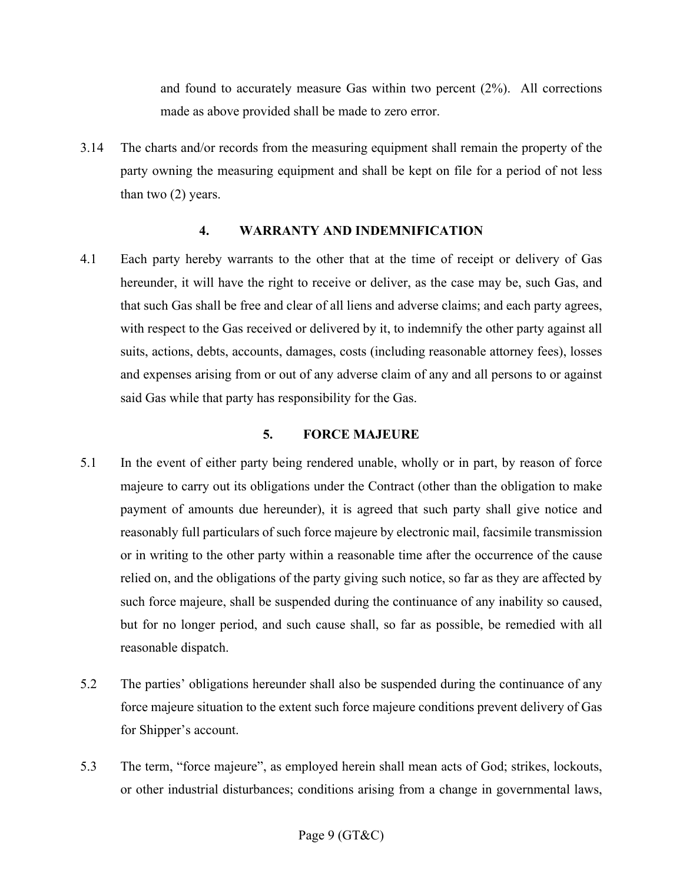and found to accurately measure Gas within two percent (2%). All corrections made as above provided shall be made to zero error.

3.14 The charts and/or records from the measuring equipment shall remain the property of the party owning the measuring equipment and shall be kept on file for a period of not less than two (2) years.

## 4. WARRANTY AND INDEMNIFICATION

4.1 Each party hereby warrants to the other that at the time of receipt or delivery of Gas hereunder, it will have the right to receive or deliver, as the case may be, such Gas, and that such Gas shall be free and clear of all liens and adverse claims; and each party agrees, with respect to the Gas received or delivered by it, to indemnify the other party against all suits, actions, debts, accounts, damages, costs (including reasonable attorney fees), losses and expenses arising from or out of any adverse claim of any and all persons to or against said Gas while that party has responsibility for the Gas.

## 5. FORCE MAJEURE

5.1 In the event of either party being rendered unable, wholly or in part, by reason of force majeure to carry out its obligations under the Contract (other than the obligation to make payment of amounts due hereunder), it is agreed that such party shall give notice and reasonably full particulars of such force majeure by electronic mail, facsimile transmission or in writing to the other party within a reasonable time after the occurrence of the cause relied on, and the obligations of the party giving such notice, so far as they are affected by such force majeure, shall be suspended during the continuance of any inability so caused, but for no longer period, and such cause shall, so far as possible, be remedied with all reasonable dispatch.

5.2 The parties' obligations hereunder shall also be suspended during the continuance of any force majeure situation to the extent such force majeure conditions prevent delivery of Gas for Shipper's account.

5.3 The term, "force majeure", as employed herein shall mean acts of God; strikes, lockouts, or other industrial disturbances; conditions arising from a change in governmental laws,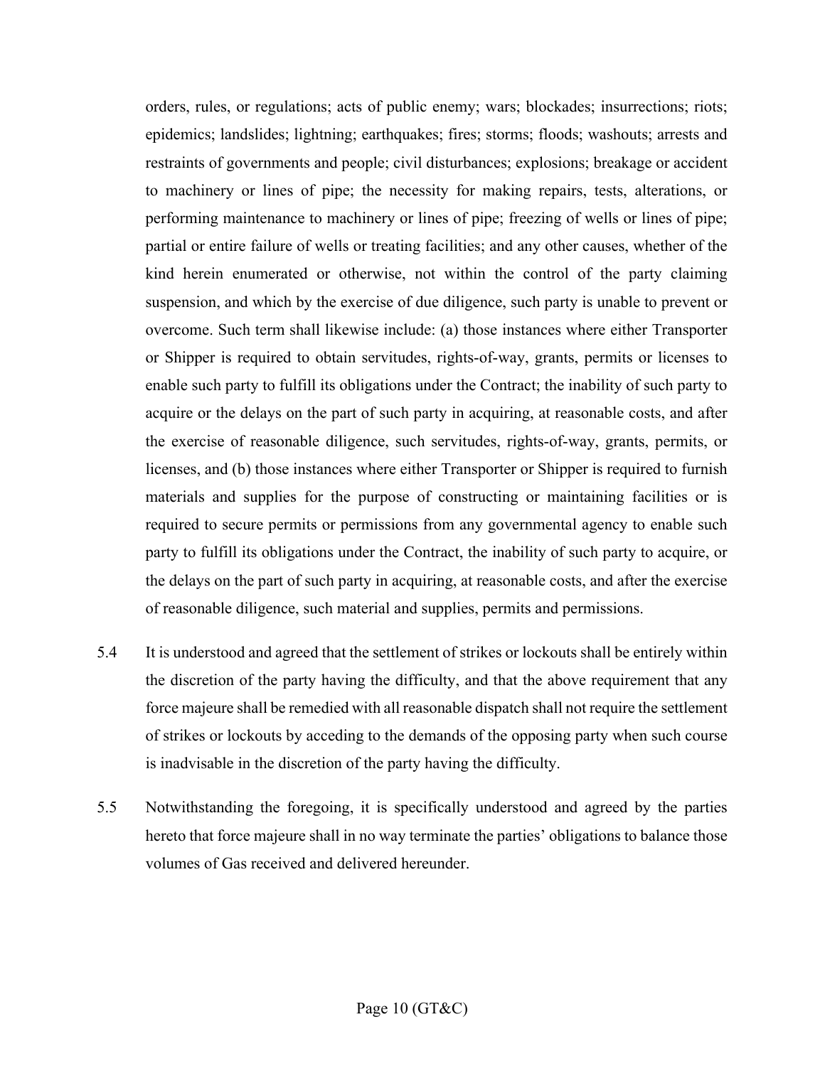orders, rules, or regulations; acts of public enemy; wars; blockades; insurrections; riots; epidemics; landslides; lightning; earthquakes; fires; storms; floods; washouts; arrests and restraints of governments and people; civil disturbances; explosions; breakage or accident to machinery or lines of pipe; the necessity for making repairs, tests, alterations, or performing maintenance to machinery or lines of pipe; freezing of wells or lines of pipe; partial or entire failure of wells or treating facilities; and any other causes, whether of the kind herein enumerated or otherwise, not within the control of the party claiming suspension, and which by the exercise of due diligence, such party is unable to prevent or overcome. Such term shall likewise include: (a) those instances where either Transporter or Shipper is required to obtain servitudes, rights-of-way, grants, permits or licenses to enable such party to fulfill its obligations under the Contract; the inability of such party to acquire or the delays on the part of such party in acquiring, at reasonable costs, and after the exercise of reasonable diligence, such servitudes, rights-of-way, grants, permits, or licenses, and (b) those instances where either Transporter or Shipper is required to furnish materials and supplies for the purpose of constructing or maintaining facilities or is required to secure permits or permissions from any governmental agency to enable such party to fulfill its obligations under the Contract, the inability of such party to acquire, or the delays on the part of such party in acquiring, at reasonable costs, and after the exercise of reasonable diligence, such material and supplies, permits and permissions.

5.4 It is understood and agreed that the settlement of strikes or lockouts shall be entirely within the discretion of the party having the difficulty, and that the above requirement that any force majeure shall be remedied with all reasonable dispatch shall not require the settlement of strikes or lockouts by acceding to the demands of the opposing party when such course is inadvisable in the discretion of the party having the difficulty.

5.5 Notwithstanding the foregoing, it is specifically understood and agreed by the parties hereto that force majeure shall in no way terminate the parties' obligations to balance those volumes of Gas received and delivered hereunder.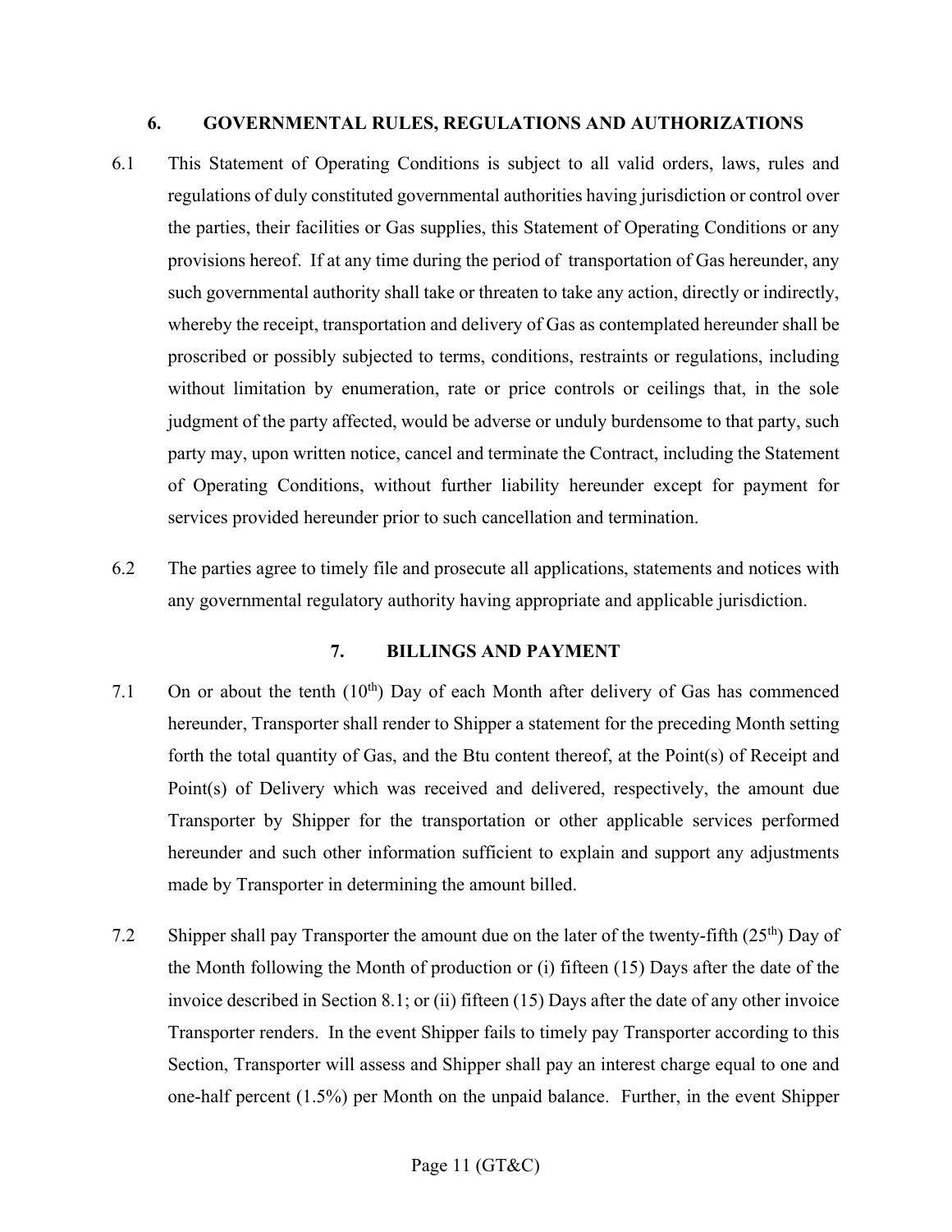## 6. GOVERNMENTAL RULES, REGULATIONS AND AUTHORIZATIONS

6.1 This Statement of Operating Conditions is subject to all valid orders, laws, rules and regulations of duly constituted governmental authorities having jurisdiction or control over the parties, their facilities or Gas supplies, this Statement of Operating Conditions or any provisions hereof. If at any time during the period of transportation of Gas hereunder, any such governmental authority shall take or threaten to take any action, directly or indirectly, whereby the receipt, transportation and delivery of Gas as contemplated hereunder shall be proscribed or possibly subjected to terms, conditions, restraints or regulations, including without limitation by enumeration, rate or price controls or ceilings that, in the sole judgment of the party affected, would be adverse or unduly burdensome to that party, such party may, upon written notice, cancel and terminate the Contract, including the Statement of Operating Conditions, without further liability hereunder except for payment for services provided hereunder prior to such cancellation and termination.

6.2 The parties agree to timely file and prosecute all applications, statements and notices with any governmental regulatory authority having appropriate and applicable jurisdiction.

## 7. BILLINGS AND PAYMENT

7.1 On or about the tenth (10th) Day of each Month after delivery of Gas has commenced hereunder, Transporter shall render to Shipper a statement for the preceding Month setting forth the total quantity of Gas, and the Btu content thereof, at the Point(s) of Receipt and Point(s) of Delivery which was received and delivered, respectively, the amount due Transporter by Shipper for the transportation or other applicable services performed hereunder and such other information sufficient to explain and support any adjustments made by Transporter in determining the amount billed.

7.2 Shipper shall pay Transporter the amount due on the later of the twenty-fifth (25th) Day of the Month following the Month of production or (i) fifteen (15) Days after the date of the invoice described in Section 8.1; or (ii) fifteen (15) Days after the date of any other invoice Transporter renders. In the event Shipper fails to timely pay Transporter according to this Section, Transporter will assess and Shipper shall pay an interest charge equal to one and one-half percent (1.5%) per Month on the unpaid balance. Further, in the event Shipper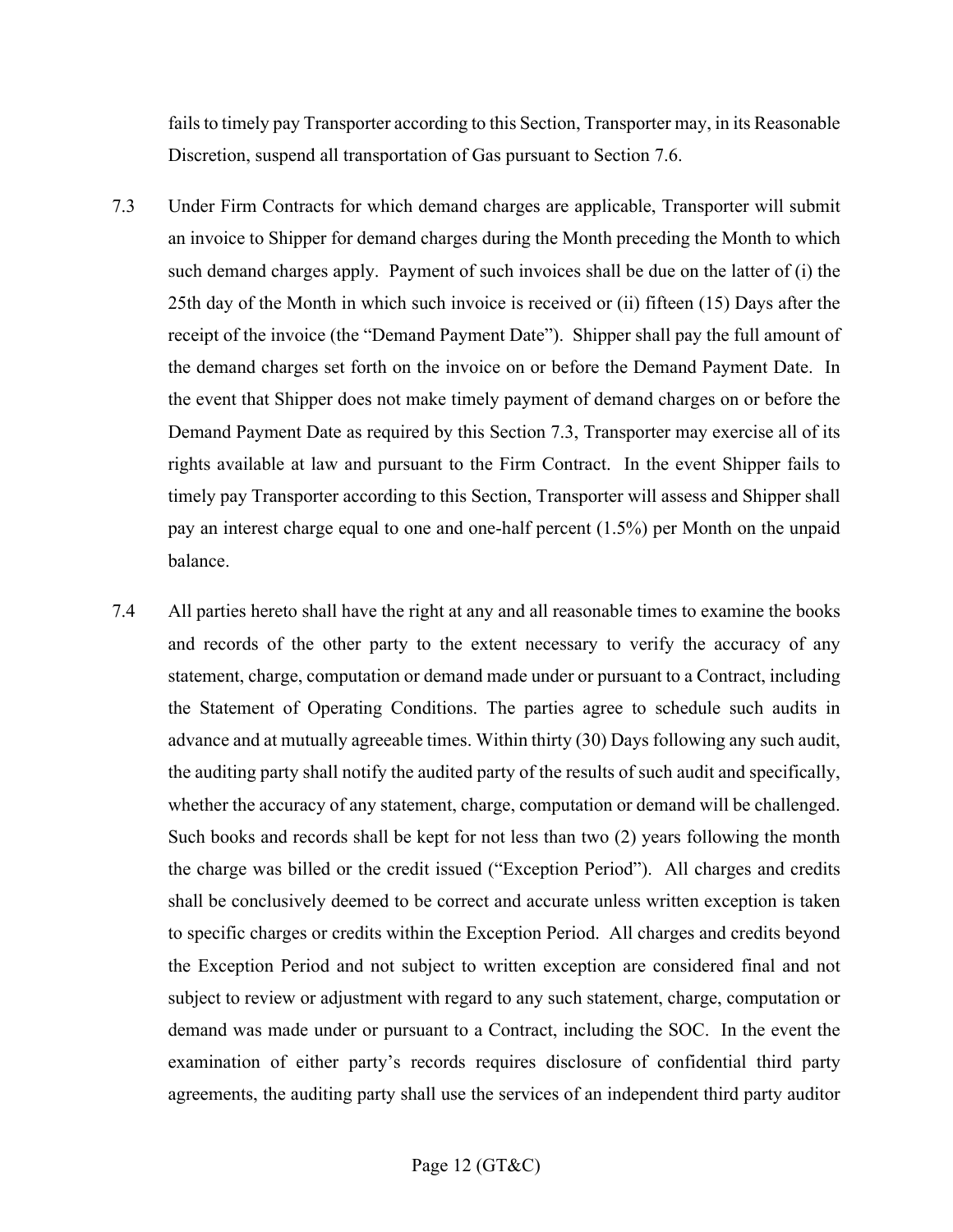fails to timely pay Transporter according to this Section, Transporter may, in its Reasonable Discretion, suspend all transportation of Gas pursuant to Section 7.6.

7.3 Under Firm Contracts for which demand charges are applicable, Transporter will submit an invoice to Shipper for demand charges during the Month preceding the Month to which such demand charges apply. Payment of such invoices shall be due on the latter of (i) the 25th day of the Month in which such invoice is received or (ii) fifteen (15) Days after the receipt of the invoice (the "Demand Payment Date"). Shipper shall pay the full amount of the demand charges set forth on the invoice on or before the Demand Payment Date. In the event that Shipper does not make timely payment of demand charges on or before the Demand Payment Date as required by this Section 7.3, Transporter may exercise all of its rights available at law and pursuant to the Firm Contract. In the event Shipper fails to timely pay Transporter according to this Section, Transporter will assess and Shipper shall pay an interest charge equal to one and one-half percent (1.5%) per Month on the unpaid balance.

7.4 All parties hereto shall have the right at any and all reasonable times to examine the books and records of the other party to the extent necessary to verify the accuracy of any statement, charge, computation or demand made under or pursuant to a Contract, including the Statement of Operating Conditions. The parties agree to schedule such audits in advance and at mutually agreeable times. Within thirty (30) Days following any such audit, the auditing party shall notify the audited party of the results of such audit and specifically, whether the accuracy of any statement, charge, computation or demand will be challenged. Such books and records shall be kept for not less than two (2) years following the month the charge was billed or the credit issued ("Exception Period"). All charges and credits shall be conclusively deemed to be correct and accurate unless written exception is taken to specific charges or credits within the Exception Period. All charges and credits beyond the Exception Period and not subject to written exception are considered final and not subject to review or adjustment with regard to any such statement, charge, computation or demand was made under or pursuant to a Contract, including the SOC. In the event the examination of either party's records requires disclosure of confidential third party agreements, the auditing party shall use the services of an independent third party auditor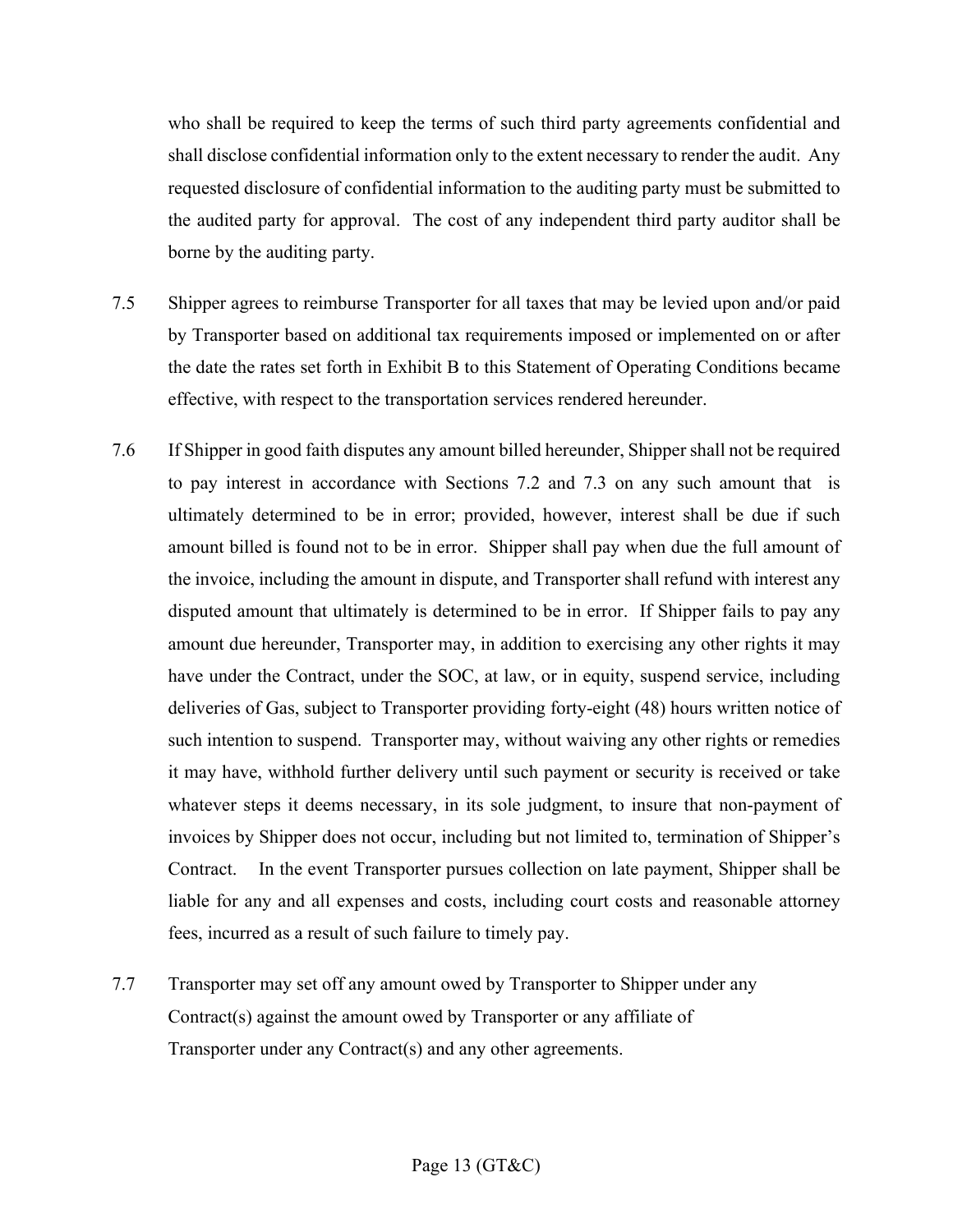who shall be required to keep the terms of such third party agreements confidential and shall disclose confidential information only to the extent necessary to render the audit. Any requested disclosure of confidential information to the auditing party must be submitted to the audited party for approval. The cost of any independent third party auditor shall be borne by the auditing party.

7.5 Shipper agrees to reimburse Transporter for all taxes that may be levied upon and/or paid by Transporter based on additional tax requirements imposed or implemented on or after the date the rates set forth in Exhibit B to this Statement of Operating Conditions became effective, with respect to the transportation services rendered hereunder.

7.6 If Shipper in good faith disputes any amount billed hereunder, Shipper shall not be required to pay interest in accordance with Sections 7.2 and 7.3 on any such amount that is ultimately determined to be in error; provided, however, interest shall be due if such amount billed is found not to be in error. Shipper shall pay when due the full amount of the invoice, including the amount in dispute, and Transporter shall refund with interest any disputed amount that ultimately is determined to be in error. If Shipper fails to pay any amount due hereunder, Transporter may, in addition to exercising any other rights it may have under the Contract, under the SOC, at law, or in equity, suspend service, including deliveries of Gas, subject to Transporter providing forty-eight (48) hours written notice of such intention to suspend. Transporter may, without waiving any other rights or remedies it may have, withhold further delivery until such payment or security is received or take whatever steps it deems necessary, in its sole judgment, to insure that non-payment of invoices by Shipper does not occur, including but not limited to, termination of Shipper's Contract. In the event Transporter pursues collection on late payment, Shipper shall be liable for any and all expenses and costs, including court costs and reasonable attorney fees, incurred as a result of such failure to timely pay.

7.7 Transporter may set off any amount owed by Transporter to Shipper under any Contract(s) against the amount owed by Transporter or any affiliate of Transporter under any Contract(s) and any other agreements.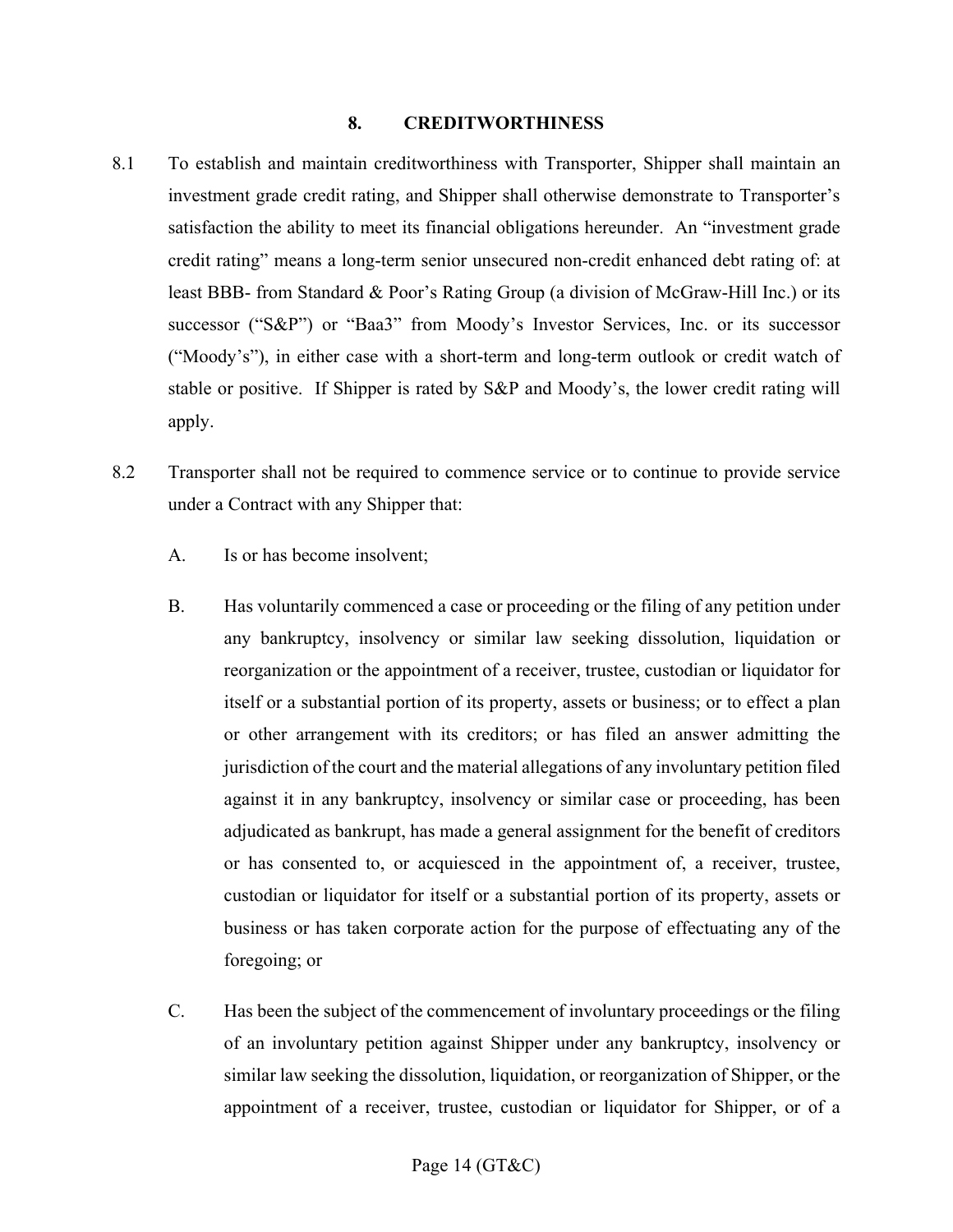## 8. CREDITWORTHINESS

8.1 To establish and maintain creditworthiness with Transporter, Shipper shall maintain an investment grade credit rating, and Shipper shall otherwise demonstrate to Transporter's satisfaction the ability to meet its financial obligations hereunder. An "investment grade credit rating" means a long-term senior unsecured non-credit enhanced debt rating of: at least BBB- from Standard & Poor's Rating Group (a division of McGraw-Hill Inc.) or its successor ("S&P") or "Baa3" from Moody's Investor Services, Inc. or its successor ("Moody's"), in either case with a short-term and long-term outlook or credit watch of stable or positive. If Shipper is rated by S&P and Moody's, the lower credit rating will apply.

8.2 Transporter shall not be required to commence service or to continue to provide service under a Contract with any Shipper that:

A. Is or has become insolvent;

B. Has voluntarily commenced a case or proceeding or the filing of any petition under any bankruptcy, insolvency or similar law seeking dissolution, liquidation or reorganization or the appointment of a receiver, trustee, custodian or liquidator for itself or a substantial portion of its property, assets or business; or to effect a plan or other arrangement with its creditors; or has filed an answer admitting the jurisdiction of the court and the material allegations of any involuntary petition filed against it in any bankruptcy, insolvency or similar case or proceeding, has been adjudicated as bankrupt, has made a general assignment for the benefit of creditors or has consented to, or acquiesced in the appointment of, a receiver, trustee, custodian or liquidator for itself or a substantial portion of its property, assets or business or has taken corporate action for the purpose of effectuating any of the foregoing; or

C. Has been the subject of the commencement of involuntary proceedings or the filing of an involuntary petition against Shipper under any bankruptcy, insolvency or similar law seeking the dissolution, liquidation, or reorganization of Shipper, or the appointment of a receiver, trustee, custodian or liquidator for Shipper, or of a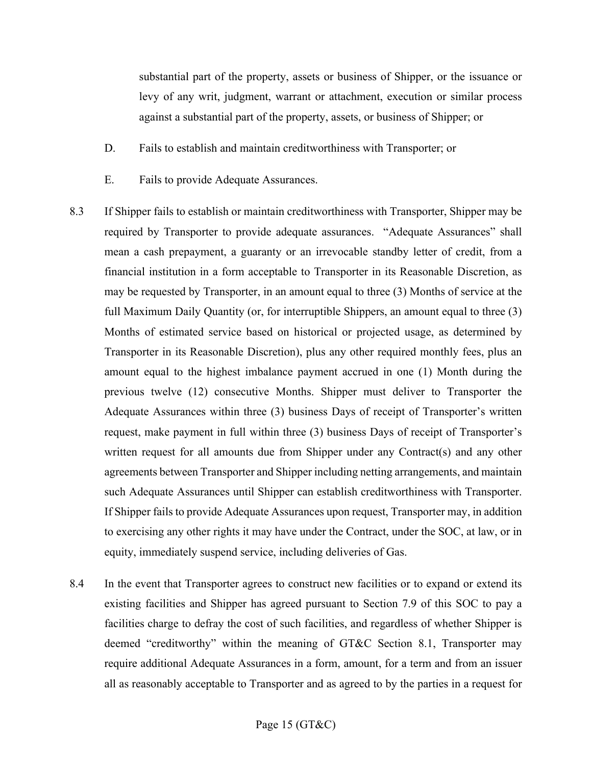substantial part of the property, assets or business of Shipper, or the issuance or levy of any writ, judgment, warrant or attachment, execution or similar process against a substantial part of the property, assets, or business of Shipper; or

D. Fails to establish and maintain creditworthiness with Transporter; or

E. Fails to provide Adequate Assurances.

8.3 If Shipper fails to establish or maintain creditworthiness with Transporter, Shipper may be required by Transporter to provide adequate assurances. "Adequate Assurances" shall mean a cash prepayment, a guaranty or an irrevocable standby letter of credit, from a financial institution in a form acceptable to Transporter in its Reasonable Discretion, as may be requested by Transporter, in an amount equal to three (3) Months of service at the full Maximum Daily Quantity (or, for interruptible Shippers, an amount equal to three (3) Months of estimated service based on historical or projected usage, as determined by Transporter in its Reasonable Discretion), plus any other required monthly fees, plus an amount equal to the highest imbalance payment accrued in one (1) Month during the previous twelve (12) consecutive Months. Shipper must deliver to Transporter the Adequate Assurances within three (3) business Days of receipt of Transporter's written request, make payment in full within three (3) business Days of receipt of Transporter's written request for all amounts due from Shipper under any Contract(s) and any other agreements between Transporter and Shipper including netting arrangements, and maintain such Adequate Assurances until Shipper can establish creditworthiness with Transporter. If Shipper fails to provide Adequate Assurances upon request, Transporter may, in addition to exercising any other rights it may have under the Contract, under the SOC, at law, or in equity, immediately suspend service, including deliveries of Gas.

8.4 In the event that Transporter agrees to construct new facilities or to expand or extend its existing facilities and Shipper has agreed pursuant to Section 7.9 of this SOC to pay a facilities charge to defray the cost of such facilities, and regardless of whether Shipper is deemed "creditworthy" within the meaning of GT&C Section 8.1, Transporter may require additional Adequate Assurances in a form, amount, for a term and from an issuer all as reasonably acceptable to Transporter and as agreed to by the parties in a request for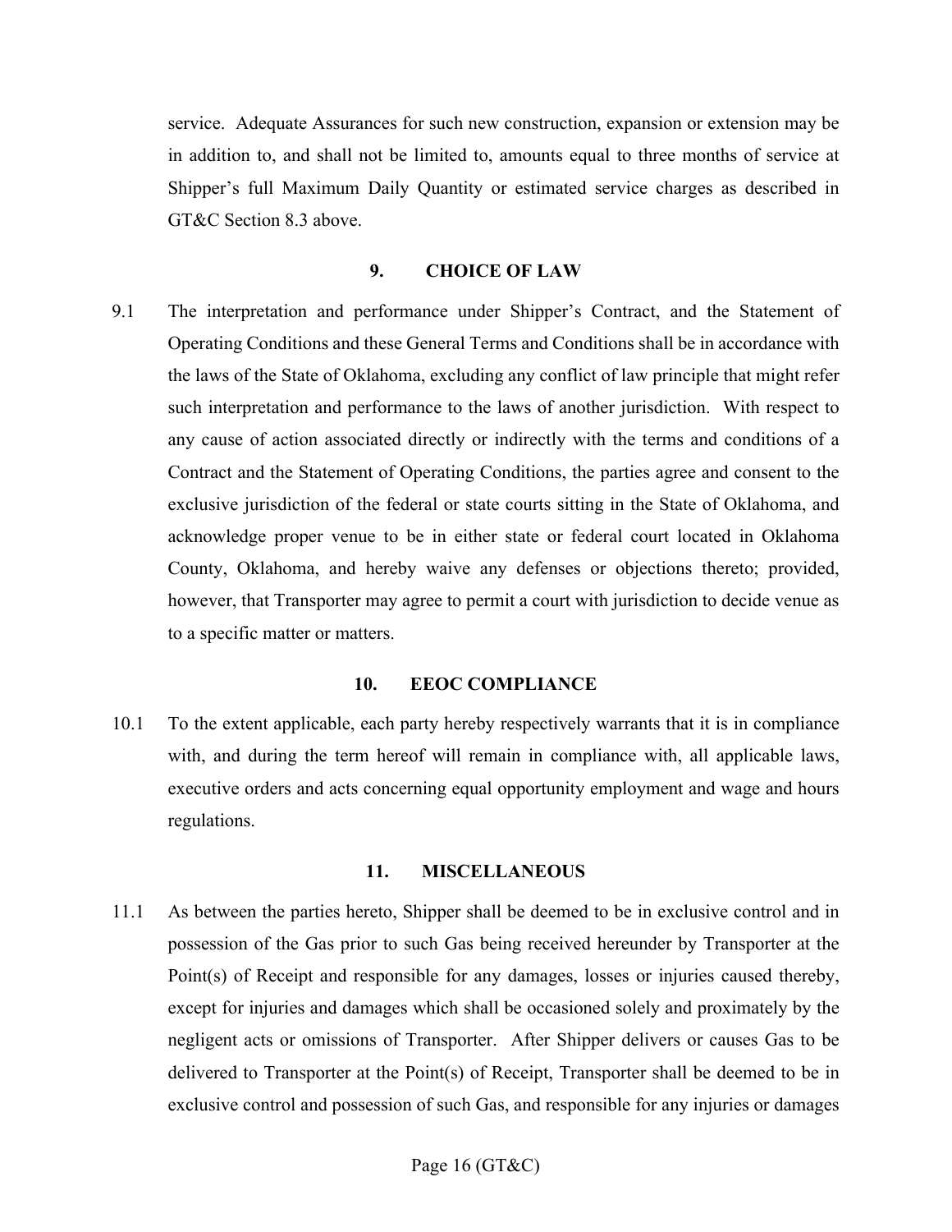service. Adequate Assurances for such new construction, expansion or extension may be in addition to, and shall not be limited to, amounts equal to three months of service at Shipper's full Maximum Daily Quantity or estimated service charges as described in GT&C Section 8.3 above.

## 9. CHOICE OF LAW

9.1 The interpretation and performance under Shipper's Contract, and the Statement of Operating Conditions and these General Terms and Conditions shall be in accordance with the laws of the State of Oklahoma, excluding any conflict of law principle that might refer such interpretation and performance to the laws of another jurisdiction. With respect to any cause of action associated directly or indirectly with the terms and conditions of a Contract and the Statement of Operating Conditions, the parties agree and consent to the exclusive jurisdiction of the federal or state courts sitting in the State of Oklahoma, and acknowledge proper venue to be in either state or federal court located in Oklahoma County, Oklahoma, and hereby waive any defenses or objections thereto; provided, however, that Transporter may agree to permit a court with jurisdiction to decide venue as to a specific matter or matters.

## 10. EEOC COMPLIANCE

10.1 To the extent applicable, each party hereby respectively warrants that it is in compliance with, and during the term hereof will remain in compliance with, all applicable laws, executive orders and acts concerning equal opportunity employment and wage and hours regulations.

## 11. MISCELLANEOUS

11.1 As between the parties hereto, Shipper shall be deemed to be in exclusive control and in possession of the Gas prior to such Gas being received hereunder by Transporter at the Point(s) of Receipt and responsible for any damages, losses or injuries caused thereby, except for injuries and damages which shall be occasioned solely and proximately by the negligent acts or omissions of Transporter. After Shipper delivers or causes Gas to be delivered to Transporter at the Point(s) of Receipt, Transporter shall be deemed to be in exclusive control and possession of such Gas, and responsible for any injuries or damages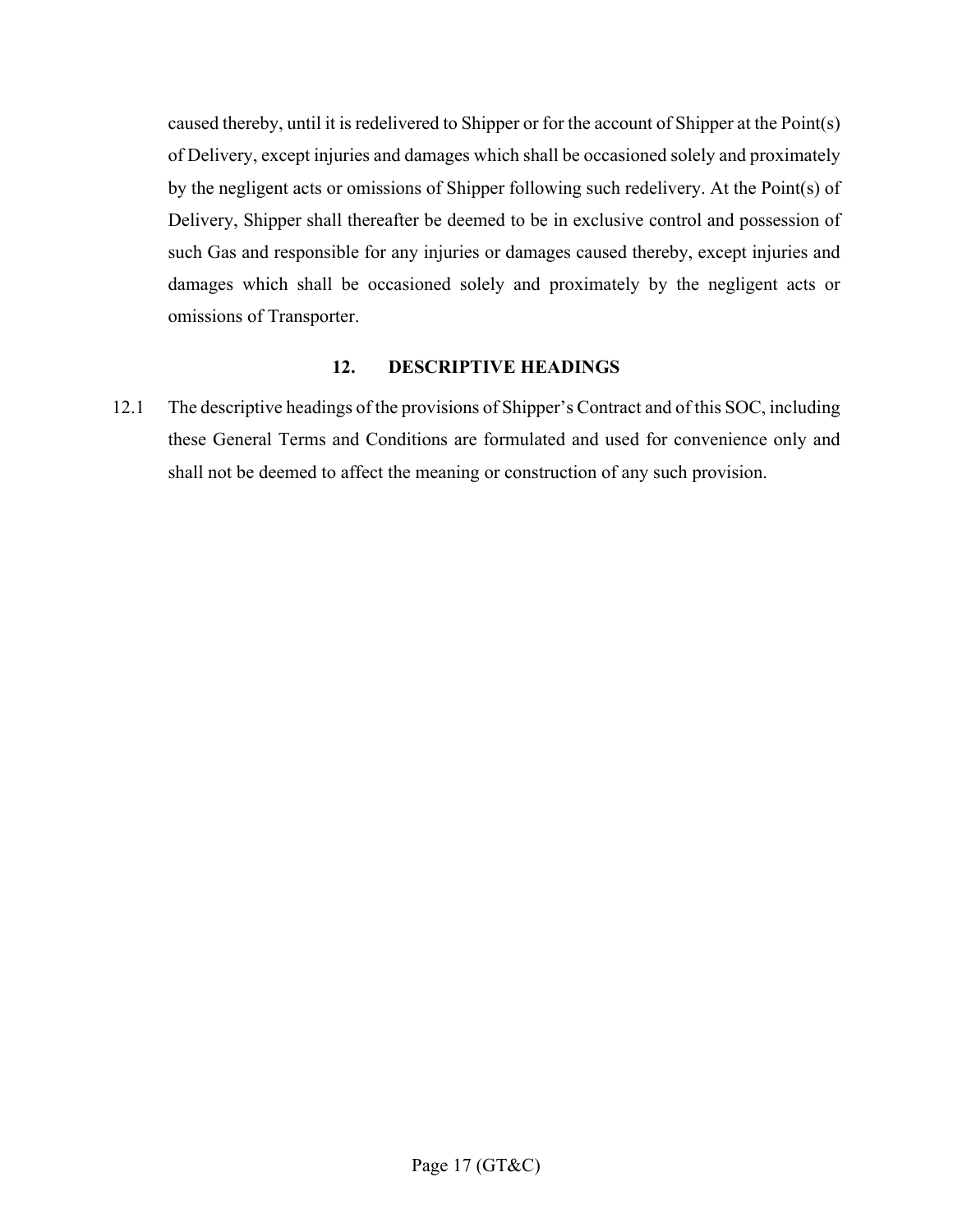caused thereby, until it is redelivered to Shipper or for the account of Shipper at the Point(s) of Delivery, except injuries and damages which shall be occasioned solely and proximately by the negligent acts or omissions of Shipper following such redelivery. At the Point(s) of Delivery, Shipper shall thereafter be deemed to be in exclusive control and possession of such Gas and responsible for any injuries or damages caused thereby, except injuries and damages which shall be occasioned solely and proximately by the negligent acts or omissions of Transporter.

## 12. DESCRIPTIVE HEADINGS

12.1 The descriptive headings of the provisions of Shipper's Contract and of this SOC, including these General Terms and Conditions are formulated and used for convenience only and shall not be deemed to affect the meaning or construction of any such provision.